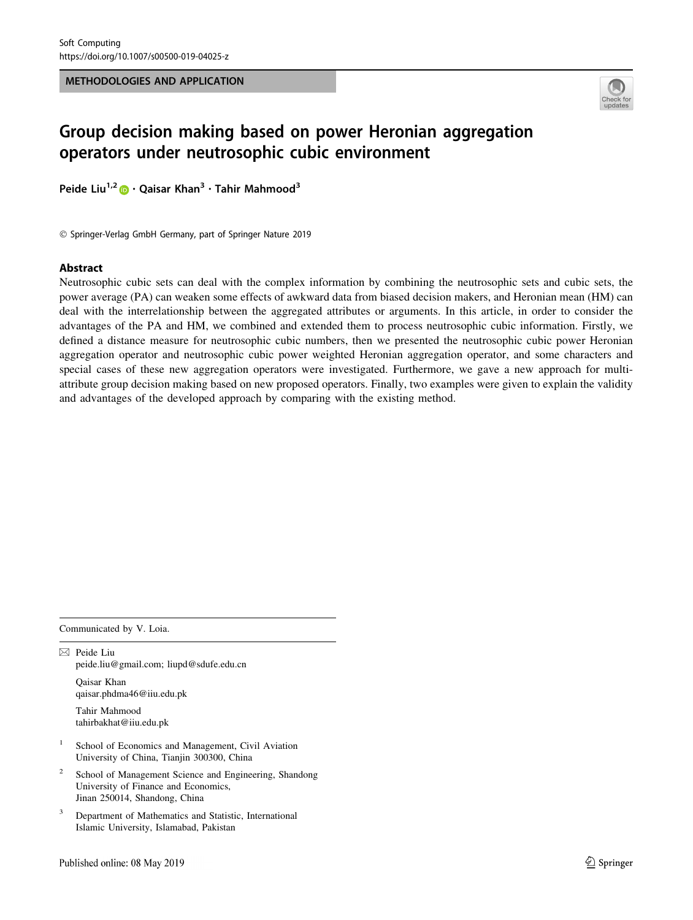Soft Computing
https://doi.org/10.1007/s00500-019-04025-z

METHODOLOGIES AND APPLICATION

# Group decision making based on power Heronian aggregation operators under neutrosophic cubic environment

Peide Liu[1,2] · Qaisar Khan[3] · Tahir Mahmood[3]

© Springer-Verlag GmbH Germany, part of Springer Nature 2019

## Abstract

Neutrosophic cubic sets can deal with the complex information by combining the neutrosophic sets and cubic sets, the power average (PA) can weaken some effects of awkward data from biased decision makers, and Heronian mean (HM) can deal with the interrelationship between the aggregated attributes or arguments. In this article, in order to consider the advantages of the PA and HM, we combined and extended them to process neutrosophic cubic information. Firstly, we defined a distance measure for neutrosophic cubic numbers, then we presented the neutrosophic cubic power Heronian aggregation operator and neutrosophic cubic power weighted Heronian aggregation operator, and some characters and special cases of these new aggregation operators were investigated. Furthermore, we gave a new approach for multi-attribute group decision making based on new proposed operators. Finally, two examples were given to explain the validity and advantages of the developed approach by comparing with the existing method.

---

Communicated by V. Loia.

✉ Peide Liu
peide.liu@gmail.com; liupd@sdufe.edu.cn

Qaisar Khan
qaisar.phdma46@iiu.edu.pk

Tahir Mahmood
tahirbakhat@iiu.edu.pk

[1] School of Economics and Management, Civil Aviation University of China, Tianjin 300300, China

[2] School of Management Science and Engineering, Shandong University of Finance and Economics, Jinan 250014, Shandong, China

[3] Department of Mathematics and Statistic, International Islamic University, Islamabad, Pakistan

Published online: 08 May 2019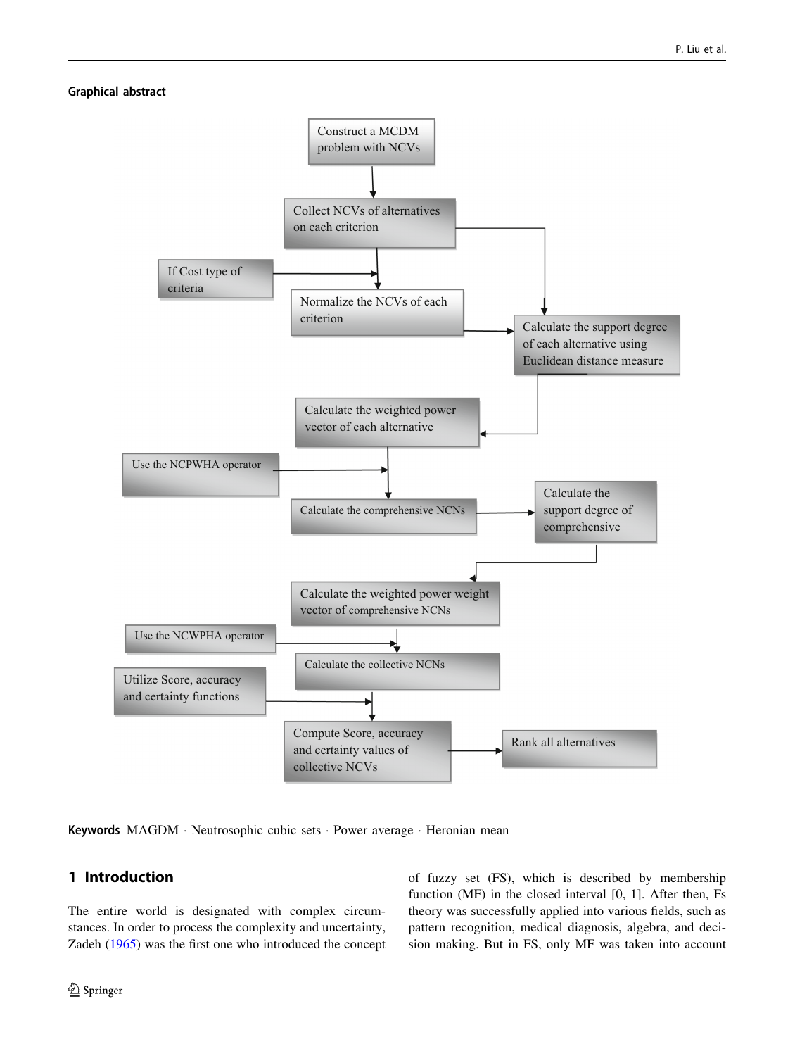**Graphical abstract**

Construct a MCDM problem with NCVs

Collect NCVs of alternatives on each criterion

If Cost type of criteria

Normalize the NCVs of each criterion

Calculate the support degree of each alternative using Euclidean distance measure

Calculate the weighted power vector of each alternative

Use the NCPWHA operator

Calculate the comprehensive NCNs

Calculate the support degree of comprehensive

Calculate the weighted power weight vector of comprehensive NCNs

Use the NCWPHA operator

Calculate the collective NCNs

Utilize Score, accuracy and certainty functions

Compute Score, accuracy and certainty values of collective NCVs

Rank all alternatives

**Keywords** MAGDM · Neutrosophic cubic sets · Power average · Heronian mean

## 1 Introduction

The entire world is designated with complex circumstances. In order to process the complexity and uncertainty, Zadeh (1965) was the first one who introduced the concept of fuzzy set (FS), which is described by membership function (MF) in the closed interval [0, 1]. After then, Fs theory was successfully applied into various fields, such as pattern recognition, medical diagnosis, algebra, and decision making. But in FS, only MF was taken into account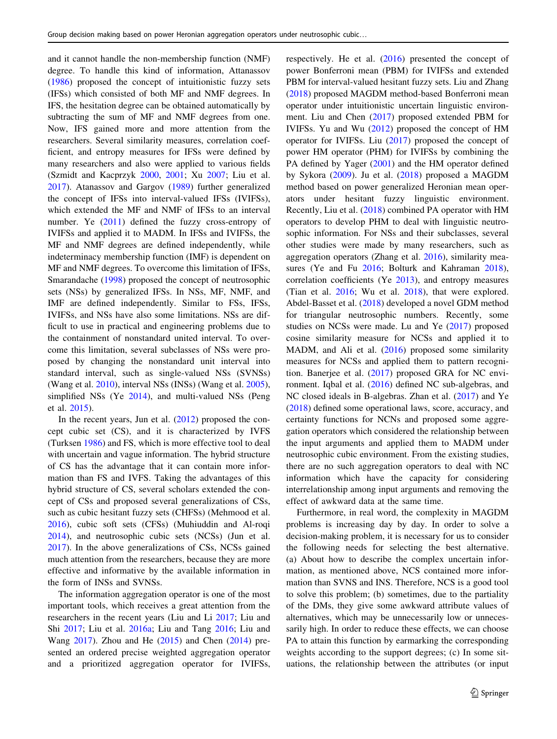and it cannot handle the non-membership function (NMF) degree. To handle this kind of information, Attanassov (1986) proposed the concept of intuitionistic fuzzy sets (IFSs) which consisted of both MF and NMF degrees. In IFS, the hesitation degree can be obtained automatically by subtracting the sum of MF and NMF degrees from one. Now, IFS gained more and more attention from the researchers. Several similarity measures, correlation coefficient, and entropy measures for IFSs were defined by many researchers and also were applied to various fields (Szmidt and Kacprzyk 2000, 2001; Xu 2007; Liu et al. 2017). Atanassov and Gargov (1989) further generalized the concept of IFSs into interval-valued IFSs (IVIFSs), which extended the MF and NMF of IFSs to an interval number. Ye (2011) defined the fuzzy cross-entropy of IVIFSs and applied it to MADM. In IFSs and IVIFSs, the MF and NMF degrees are defined independently, while indeterminacy membership function (IMF) is dependent on MF and NMF degrees. To overcome this limitation of IFSs, Smarandache (1998) proposed the concept of neutrosophic sets (NSs) by generalized IFSs. In NSs, MF, NMF, and IMF are defined independently. Similar to FSs, IFSs, IVIFSs, and NSs have also some limitations. NSs are difficult to use in practical and engineering problems due to the containment of nonstandard united interval. To overcome this limitation, several subclasses of NSs were proposed by changing the nonstandard unit interval into standard interval, such as single-valued NSs (SVNSs) (Wang et al. 2010), interval NSs (INSs) (Wang et al. 2005), simplified NSs (Ye 2014), and multi-valued NSs (Peng et al. 2015).

In the recent years, Jun et al. (2012) proposed the concept cubic set (CS), and it is characterized by IVFS (Turksen 1986) and FS, which is more effective tool to deal with uncertain and vague information. The hybrid structure of CS has the advantage that it can contain more information than FS and IVFS. Taking the advantages of this hybrid structure of CS, several scholars extended the concept of CSs and proposed several generalizations of CSs, such as cubic hesitant fuzzy sets (CHFSs) (Mehmood et al. 2016), cubic soft sets (CFSs) (Muhiuddin and Al-roqi 2014), and neutrosophic cubic sets (NCSs) (Jun et al. 2017). In the above generalizations of CSs, NCSs gained much attention from the researchers, because they are more effective and informative by the available information in the form of INSs and SVNSs.

The information aggregation operator is one of the most important tools, which receives a great attention from the researchers in the recent years (Liu and Li 2017; Liu and Shi 2017; Liu et al. 2016a; Liu and Tang 2016; Liu and Wang 2017). Zhou and He (2015) and Chen (2014) presented an ordered precise weighted aggregation operator and a prioritized aggregation operator for IVIFSs, respectively. He et al. (2016) presented the concept of power Bonferroni mean (PBM) for IVIFSs and extended PBM for interval-valued hesitant fuzzy sets. Liu and Zhang (2018) proposed MAGDM method-based Bonferroni mean operator under intuitionistic uncertain linguistic environment. Liu and Chen (2017) proposed extended PBM for IVIFSs. Yu and Wu (2012) proposed the concept of HM operator for IVIFSs. Liu (2017) proposed the concept of power HM operator (PHM) for IVIFSs by combining the PA defined by Yager (2001) and the HM operator defined by Sykora (2009). Ju et al. (2018) proposed a MAGDM method based on power generalized Heronian mean operators under hesitant fuzzy linguistic environment. Recently, Liu et al. (2018) combined PA operator with HM operators to develop PHM to deal with linguistic neutrosophic information. For NSs and their subclasses, several other studies were made by many researchers, such as aggregation operators (Zhang et al. 2016), similarity measures (Ye and Fu 2016; Bolturk and Kahraman 2018), correlation coefficients (Ye 2013), and entropy measures (Tian et al. 2016; Wu et al. 2018), that were explored. Abdel-Basset et al. (2018) developed a novel GDM method for triangular neutrosophic numbers. Recently, some studies on NCSs were made. Lu and Ye (2017) proposed cosine similarity measure for NCSs and applied it to MADM, and Ali et al. (2016) proposed some similarity measures for NCSs and applied them to pattern recognition. Banerjee et al. (2017) proposed GRA for NC environment. Iqbal et al. (2016) defined NC sub-algebras, and NC closed ideals in B-algebras. Zhan et al. (2017) and Ye (2018) defined some operational laws, score, accuracy, and certainty functions for NCNs and proposed some aggregation operators which considered the relationship between the input arguments and applied them to MADM under neutrosophic cubic environment. From the existing studies, there are no such aggregation operators to deal with NC information which have the capacity for considering interrelationship among input arguments and removing the effect of awkward data at the same time.

Furthermore, in real word, the complexity in MAGDM problems is increasing day by day. In order to solve a decision-making problem, it is necessary for us to consider the following needs for selecting the best alternative. (a) About how to describe the complex uncertain information, as mentioned above, NCS contained more information than SVNS and INS. Therefore, NCS is a good tool to solve this problem; (b) sometimes, due to the partiality of the DMs, they give some awkward attribute values of alternatives, which may be unnecessarily low or unnecessarily high. In order to reduce these effects, we can choose PA to attain this function by earmarking the corresponding weights according to the support degrees; (c) In some situations, the relationship between the attributes (or input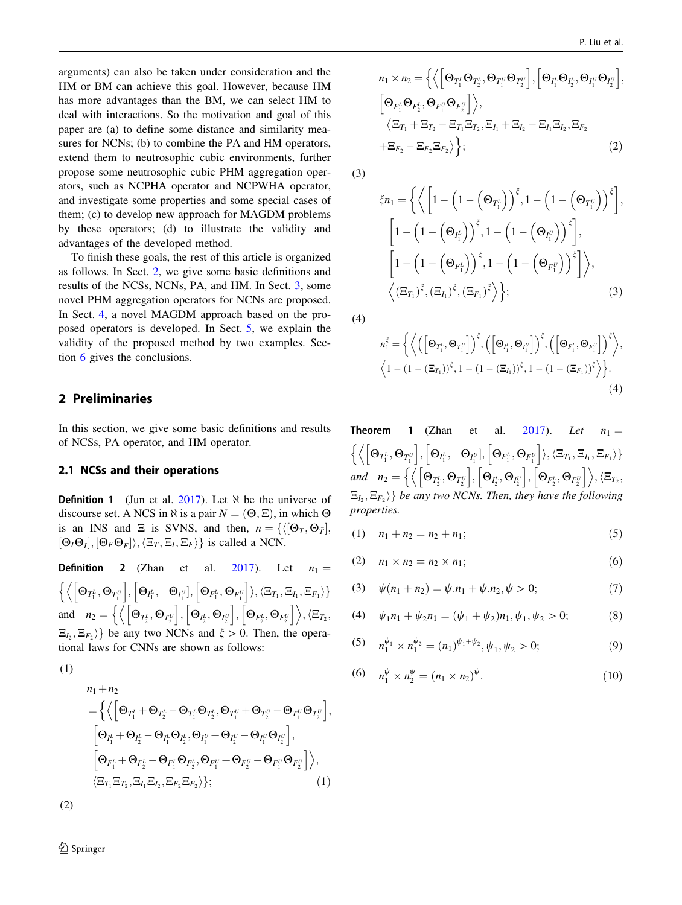arguments) can also be taken under consideration and the HM or BM can achieve this goal. However, because HM has more advantages than the BM, we can select HM to deal with interactions. So the motivation and goal of this paper are (a) to define some distance and similarity measures for NCNs; (b) to combine the PA and HM operators, extend them to neutrosophic cubic environments, further propose some neutrosophic cubic PHM aggregation operators, such as NCPHA operator and NCPWHA operator, and investigate some properties and some special cases of them; (c) to develop new approach for MAGDM problems by these operators; (d) to illustrate the validity and advantages of the developed method.

To finish these goals, the rest of this article is organized as follows. In Sect. 2, we give some basic definitions and results of the NCSs, NCNs, PA, and HM. In Sect. 3, some novel PHM aggregation operators for NCNs are proposed. In Sect. 4, a novel MAGDM approach based on the proposed operators is developed. In Sect. 5, we explain the validity of the proposed method by two examples. Section 6 gives the conclusions.

## 2 Preliminaries

In this section, we give some basic definitions and results of NCSs, PA operator, and HM operator.

### 2.1 NCSs and their operations

**Definition 1** (Jun et al. 2017). Let $\aleph$ be the universe of discourse set. A NCS in $\aleph$ is a pair $N = (\Theta, \Xi)$, in which $\Theta$ is an INS and $\Xi$ is SVNS, and then, $n = \{\langle[\Theta_T, \Theta_{\bar{T}}], [\Theta_I \Theta_{\bar{I}}], [\Theta_F \Theta_{\bar{F}}]\rangle, \langle\Xi_T, \Xi_I, \Xi_F\rangle\}$ is called a NCN.

**Definition 2** (Zhan et al. 2017). Let $n_1 = \left\{\left\langle\left[\Theta_{T_1^L}, \Theta_{T_1^U}\right], \left[\Theta_{I_1^L}, \Theta_{I_1^U}\right], \left[\Theta_{F_1^L}, \Theta_{F_1^U}\right]\right\rangle, \langle\Xi_{T_1}, \Xi_{I_1}, \Xi_{F_1}\rangle\right\}$ and $n_2 = \left\{\left\langle\left[\Theta_{T_2^L}, \Theta_{T_2^U}\right], \left[\Theta_{I_2^L}, \Theta_{I_2^U}\right], \left[\Theta_{F_2^L}, \Theta_{F_2^U}\right]\right\rangle, \langle\Xi_{T_2}, \Xi_{I_2}, \Xi_{F_2}\rangle\right\}$ be any two NCNs and $\xi > 0$. Then, the operational laws for CNNs are shown as follows:

(1)

$$
\begin{aligned}
n_1 + n_2 = \Big\{\Big\langle & \left[\Theta_{T_1^L} + \Theta_{T_2^L} - \Theta_{T_1^L}\Theta_{T_2^L}, \Theta_{T_1^U} + \Theta_{T_2^U} - \Theta_{T_1^U}\Theta_{T_2^U}\right], \\
& \left[\Theta_{I_1^L} + \Theta_{I_2^L} - \Theta_{I_1^L}\Theta_{I_2^L}, \Theta_{I_1^U} + \Theta_{I_2^U} - \Theta_{I_1^U}\Theta_{I_2^U}\right], \\
& \left[\Theta_{F_1^L} + \Theta_{F_2^L} - \Theta_{F_1^L}\Theta_{F_2^L}, \Theta_{F_1^U} + \Theta_{F_2^U} - \Theta_{F_1^U}\Theta_{F_2^U}\right]\Big\rangle, \\
& \langle\Xi_{T_1}\Xi_{T_2}, \Xi_{I_1}\Xi_{I_2}, \Xi_{F_2}\Xi_{F_2}\rangle\Big\};
\end{aligned}
\tag{1}
$$

(2)

$$
\begin{aligned}
n_1 \times n_2 = \Big\{\Big\langle & \left[\Theta_{T_1^L}\Theta_{T_2^L}, \Theta_{T_1^U}\Theta_{T_2^U}\right], \left[\Theta_{I_1^L}\Theta_{I_2^L}, \Theta_{I_1^U}\Theta_{I_2^U}\right], \\
& \left[\Theta_{F_1^L}\Theta_{F_2^L}, \Theta_{F_1^U}\Theta_{F_2^U}\right]\Big\rangle, \\
& \langle\Xi_{T_1} + \Xi_{T_2} - \Xi_{T_1}\Xi_{T_2}, \Xi_{I_1} + \Xi_{I_2} - \Xi_{I_1}\Xi_{I_2}, \Xi_{F_2} \\
& + \Xi_{F_2} - \Xi_{F_2}\Xi_{F_2}\rangle\Big\};
\end{aligned}
\tag{2}
$$

(3)

$$
\begin{aligned}
\xi n_1 = \Big\{\Big\langle & \left[1 - \left(1 - \left(\Theta_{T_1^L}\right)\right)^{\xi}, 1 - \left(1 - \left(\Theta_{T_1^U}\right)\right)^{\xi}\right], \\
& \left[1 - \left(1 - \left(\Theta_{I_1^L}\right)\right)^{\xi}, 1 - \left(1 - \left(\Theta_{I_1^U}\right)\right)^{\xi}\right], \\
& \left[1 - \left(1 - \left(\Theta_{F_1^L}\right)\right)^{\xi}, 1 - \left(1 - \left(\Theta_{F_1^U}\right)\right)^{\xi}\right]\Big\rangle, \\
& \left\langle(\Xi_{T_1})^{\xi}, (\Xi_{I_1})^{\xi}, (\Xi_{F_1})^{\xi}\right\rangle\Big\};
\end{aligned}
\tag{3}
$$

(4)

$$
\begin{aligned}
n_1^{\xi} = \Big\{ & \left\langle\left(\left[\Theta_{T_1^L}, \Theta_{T_1^U}\right]\right)^{\xi}, \left(\left[\Theta_{I_1^L}, \Theta_{I_1^U}\right]\right)^{\xi}, \left(\left[\Theta_{F_1^L}, \Theta_{F_1^U}\right]\right)^{\xi}\right\rangle, \\
& \left\langle 1 - (1 - (\Xi_{T_1}))^{\xi}, 1 - (1 - (\Xi_{I_1}))^{\xi}, 1 - (1 - (\Xi_{F_1}))^{\xi}\right\rangle\Big\}.
\end{aligned}
\tag{4}
$$

**Theorem 1** (Zhan et al. 2017). *Let* $n_1 = \left\{\left\langle\left[\Theta_{T_1^L}, \Theta_{T_1^U}\right], \left[\Theta_{I_1^L}, \Theta_{I_1^U}\right], \left[\Theta_{F_1^L}, \Theta_{F_1^U}\right]\right\rangle, \langle\Xi_{T_1}, \Xi_{I_1}, \Xi_{F_1}\rangle\right\}$ *and* $n_2 = \left\{\left\langle\left[\Theta_{T_2^L}, \Theta_{T_2^U}\right], \left[\Theta_{I_2^L}, \Theta_{I_2^U}\right], \left[\Theta_{F_2^L}, \Theta_{F_2^U}\right]\right\rangle, \langle\Xi_{T_2}, \Xi_{I_2}, \Xi_{F_2}\rangle\right\}$ *be any two NCNs. Then, they have the following properties.*

(1) $$n_1 + n_2 = n_2 + n_1; \tag{5}$$

(2) $$n_1 \times n_2 = n_2 \times n_1; \tag{6}$$

(3) $$\psi(n_1 + n_2) = \psi.n_1 + \psi.n_2, \psi > 0; \tag{7}$$

(4) $$\psi_1 n_1 + \psi_2 n_1 = (\psi_1 + \psi_2) n_1, \psi_1, \psi_2 > 0; \tag{8}$$

(5) $$n_1^{\psi_1} \times n_1^{\psi_2} = (n_1)^{\psi_1 + \psi_2}, \psi_1, \psi_2 > 0; \tag{9}$$

(6) $$n_1^{\psi} \times n_2^{\psi} = (n_1 \times n_2)^{\psi}. \tag{10}$$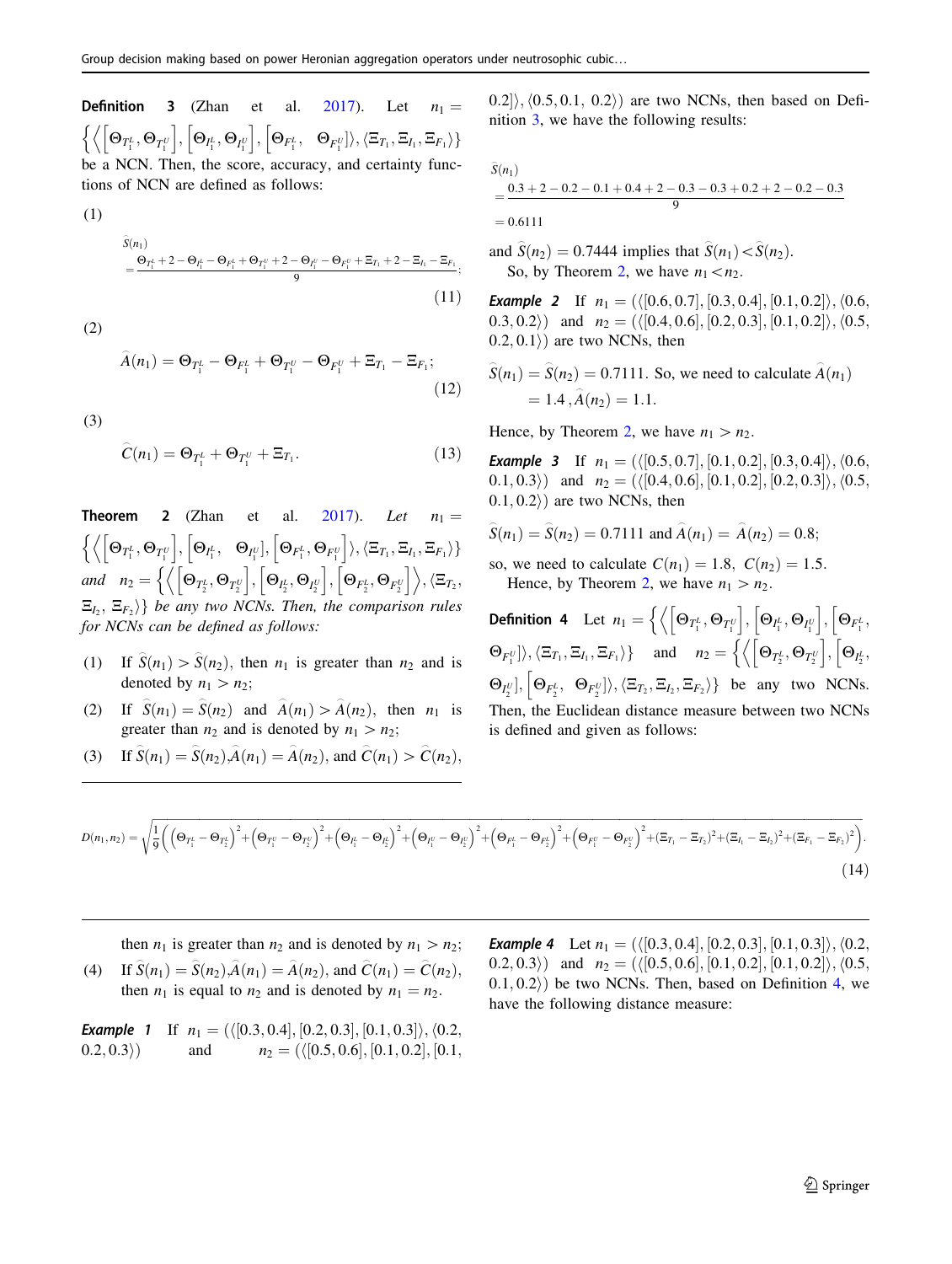**Definition 3** (Zhan et al. 2017). Let $n_1 = \left\{\left\langle\left[\Theta_{T_1^L}, \Theta_{T_1^U}\right], \left[\Theta_{I_1^L}, \Theta_{I_1^U}\right], \left[\Theta_{F_1^L}, \Theta_{F_1^U}\right]\right\rangle, \langle \Xi_{T_1}, \Xi_{I_1}, \Xi_{F_1}\rangle\right\}$ be a NCN. Then, the score, accuracy, and certainty functions of NCN are defined as follows:

(1)

$$\widehat{S}(n_1) = \frac{\Theta_{T_1^L} + 2 - \Theta_{I_1^L} - \Theta_{F_1^L} + \Theta_{T_1^U} + 2 - \Theta_{I_1^U} - \Theta_{F_1^U} + \Xi_{T_1} + 2 - \Xi_{I_1} - \Xi_{F_1}}{9}; \tag{11}$$

(2)

$$\widehat{A}(n_1) = \Theta_{T_1^L} - \Theta_{F_1^L} + \Theta_{T_1^U} - \Theta_{F_1^U} + \Xi_{T_1} - \Xi_{F_1}; \tag{12}$$

(3)

$$\widehat{C}(n_1) = \Theta_{T_1^L} + \Theta_{T_1^U} + \Xi_{T_1}. \tag{13}$$

**Theorem 2** (Zhan et al. 2017). *Let* $n_1 = \left\{\left\langle\left[\Theta_{T_1^L}, \Theta_{T_1^U}\right], \left[\Theta_{I_1^L}, \Theta_{I_1^U}\right], \left[\Theta_{F_1^L}, \Theta_{F_1^U}\right]\right\rangle, \langle \Xi_{T_1}, \Xi_{I_1}, \Xi_{F_1}\rangle\right\}$ *and* $n_2 = \left\{\left\langle\left[\Theta_{T_2^L}, \Theta_{T_2^U}\right], \left[\Theta_{I_2^L}, \Theta_{I_2^U}\right], \left[\Theta_{F_2^L}, \Theta_{F_2^U}\right]\right\rangle, \langle \Xi_{T_2}, \Xi_{I_2}, \Xi_{F_2}\rangle\right\}$ *be any two NCNs. Then, the comparison rules for NCNs can be defined as follows:*

1. If $\widehat{S}(n_1) > \widehat{S}(n_2)$, then $n_1$ is greater than $n_2$ and is denoted by $n_1 > n_2$;
2. If $\widehat{S}(n_1) = \widehat{S}(n_2)$ and $\widehat{A}(n_1) > \widehat{A}(n_2)$, then $n_1$ is greater than $n_2$ and is denoted by $n_1 > n_2$;
3. If $\widehat{S}(n_1) = \widehat{S}(n_2)$, $\widehat{A}(n_1) = \widehat{A}(n_2)$, and $\widehat{C}(n_1) > \widehat{C}(n_2)$, then $n_1$ is greater than $n_2$ and is denoted by $n_1 > n_2$;
4. If $\widehat{S}(n_1) = \widehat{S}(n_2)$, $\widehat{A}(n_1) = \widehat{A}(n_2)$, and $\widehat{C}(n_1) = \widehat{C}(n_2)$, then $n_1$ is equal to $n_2$ and is denoted by $n_1 = n_2$.

***Example 1*** If $n_1 = (\langle [0.3, 0.4], [0.2, 0.3], [0.1, 0.3]\rangle, \langle 0.2, 0.2, 0.3\rangle)$ and $n_2 = (\langle [0.5, 0.6], [0.1, 0.2], [0.1, 0.2]\rangle, \langle 0.5, 0.1, 0.2\rangle)$ are two NCNs, then based on Definition 3, we have the following results:

$$\widehat{S}(n_1) = \frac{0.3 + 2 - 0.2 - 0.1 + 0.4 + 2 - 0.3 - 0.3 + 0.2 + 2 - 0.2 - 0.3}{9} = 0.6111$$

and $\widehat{S}(n_2) = 0.7444$ implies that $\widehat{S}(n_1) < \widehat{S}(n_2)$.

So, by Theorem 2, we have $n_1 < n_2$.

***Example 2*** If $n_1 = (\langle [0.6, 0.7], [0.3, 0.4], [0.1, 0.2]\rangle, \langle 0.6, 0.3, 0.2\rangle)$ and $n_2 = (\langle [0.4, 0.6], [0.2, 0.3], [0.1, 0.2]\rangle, \langle 0.5, 0.2, 0.1\rangle)$ are two NCNs, then

$\widehat{S}(n_1) = \widehat{S}(n_2) = 0.7111$. So, we need to calculate $\widehat{A}(n_1) = 1.4$, $\widehat{A}(n_2) = 1.1$.

Hence, by Theorem 2, we have $n_1 > n_2$.

***Example 3*** If $n_1 = (\langle [0.5, 0.7], [0.1, 0.2], [0.3, 0.4]\rangle, \langle 0.6, 0.1, 0.3\rangle)$ and $n_2 = (\langle [0.4, 0.6], [0.1, 0.2], [0.2, 0.3]\rangle, \langle 0.5, 0.1, 0.2\rangle)$ are two NCNs, then

$\widehat{S}(n_1) = \widehat{S}(n_2) = 0.7111$ and $\widehat{A}(n_1) = \widehat{A}(n_2) = 0.8$;

so, we need to calculate $C(n_1) = 1.8$, $C(n_2) = 1.5$.

Hence, by Theorem 2, we have $n_1 > n_2$.

**Definition 4** Let $n_1 = \left\{\left\langle\left[\Theta_{T_1^L}, \Theta_{T_1^U}\right], \left[\Theta_{I_1^L}, \Theta_{I_1^U}\right], \left[\Theta_{F_1^L}, \Theta_{F_1^U}\right]\right\rangle, \langle \Xi_{T_1}, \Xi_{I_1}, \Xi_{F_1}\rangle\right\}$ and $n_2 = \left\{\left\langle\left[\Theta_{T_2^L}, \Theta_{T_2^U}\right], \left[\Theta_{I_2^L}, \Theta_{I_2^U}\right], \left[\Theta_{F_2^L}, \Theta_{F_2^U}\right]\right\rangle, \langle \Xi_{T_2}, \Xi_{I_2}, \Xi_{F_2}\rangle\right\}$ be any two NCNs. Then, the Euclidean distance measure between two NCNs is defined and given as follows:

$$D(n_1, n_2) = \sqrt{\frac{1}{9}\left(\left(\Theta_{T_1^L} - \Theta_{T_2^L}\right)^2 + \left(\Theta_{T_1^U} - \Theta_{T_2^U}\right)^2 + \left(\Theta_{I_1^L} - \Theta_{I_2^L}\right)^2 + \left(\Theta_{I_1^U} - \Theta_{I_2^U}\right)^2 + \left(\Theta_{F_1^L} - \Theta_{F_2^L}\right)^2 + \left(\Theta_{F_1^U} - \Theta_{F_2^U}\right)^2 + (\Xi_{T_1} - \Xi_{T_2})^2 + (\Xi_{I_1} - \Xi_{I_2})^2 + (\Xi_{F_1} - \Xi_{F_2})^2\right)}. \tag{14}$$

***Example 4*** Let $n_1 = (\langle [0.3, 0.4], [0.2, 0.3], [0.1, 0.3]\rangle, \langle 0.2, 0.2, 0.3\rangle)$ and $n_2 = (\langle [0.5, 0.6], [0.1, 0.2], [0.1, 0.2]\rangle, \langle 0.5, 0.1, 0.2\rangle)$ be two NCNs. Then, based on Definition 4, we have the following distance measure: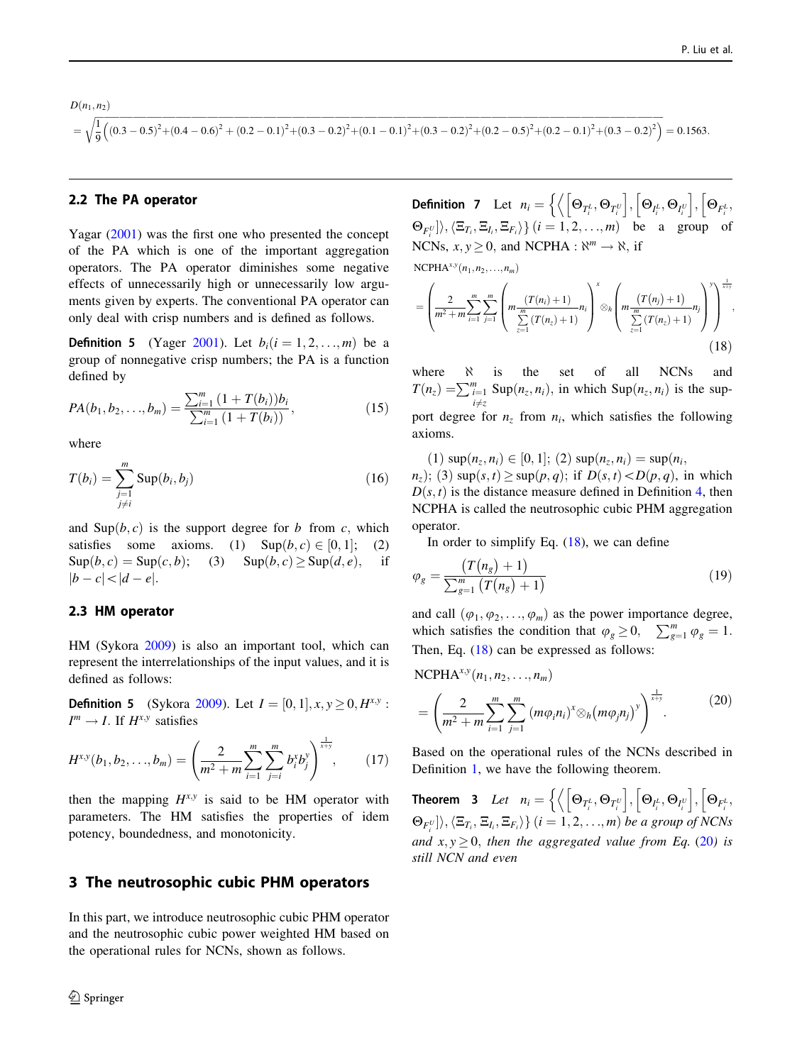$$D(n_1,n_2) = \sqrt{\frac{1}{9}\left((0.3-0.5)^2+(0.4-0.6)^2+(0.2-0.1)^2+(0.3-0.2)^2+(0.1-0.1)^2+(0.3-0.2)^2+(0.2-0.5)^2+(0.2-0.1)^2+(0.3-0.2)^2\right)} = 0.1563.$$

## 2.2 The PA operator

Yagar (2001) was the first one who presented the concept of the PA which is one of the important aggregation operators. The PA operator diminishes some negative effects of unnecessarily high or unnecessarily low arguments given by experts. The conventional PA operator can only deal with crisp numbers and is defined as follows.

**Definition 5** (Yager 2001). Let $b_i (i = 1, 2, \ldots, m)$ be a group of nonnegative crisp numbers; the PA is a function defined by

$$PA(b_1, b_2, \ldots, b_m) = \frac{\sum_{i=1}^{m} (1 + T(b_i)) b_i}{\sum_{i=1}^{m} (1 + T(b_i))}, \tag{15}$$

where

$$T(b_i) = \sum_{\substack{j=1 \\ j \neq i}}^{m} \mathrm{Sup}(b_i, b_j) \tag{16}$$

and $\mathrm{Sup}(b, c)$ is the support degree for $b$ from $c$, which satisfies some axioms. (1) $\mathrm{Sup}(b, c) \in [0, 1]$; (2) $\mathrm{Sup}(b, c) = \mathrm{Sup}(c, b)$; (3) $\mathrm{Sup}(b, c) \geq \mathrm{Sup}(d, e)$, if $|b - c| < |d - e|$.

## 2.3 HM operator

HM (Sykora 2009) is also an important tool, which can represent the interrelationships of the input values, and it is defined as follows:

**Definition 5** (Sykora 2009). Let $I = [0, 1], x, y \geq 0, H^{x,y} : I^m \to I$. If $H^{x,y}$ satisfies

$$H^{x,y}(b_1, b_2, \ldots, b_m) = \left( \frac{2}{m^2 + m} \sum_{i=1}^{m} \sum_{j=i}^{m} b_i^x b_j^y \right)^{\frac{1}{x+y}}, \tag{17}$$

then the mapping $H^{x,y}$ is said to be HM operator with parameters. The HM satisfies the properties of idem potency, boundedness, and monotonicity.

# 3 The neutrosophic cubic PHM operators

In this part, we introduce neutrosophic cubic PHM operator and the neutrosophic cubic power weighted HM based on the operational rules for NCNs, shown as follows.

**Definition 7** Let $n_i = \left\{ \left\langle \left[ \Theta_{T_i^L}, \Theta_{T_i^U} \right], \left[ \Theta_{I_i^L}, \Theta_{I_i^U} \right], \left[ \Theta_{F_i^L}, \Theta_{F_i^U} \right] \right\rangle, \left\langle \Xi_{T_i}, \Xi_{I_i}, \Xi_{F_i} \right\rangle \right\} (i = 1, 2, \ldots, m)$ be a group of NCNs, $x, y \geq 0$, and $\mathrm{NCPHA} : \aleph^m \to \aleph$, if

$$\mathrm{NCPHA}^{x,y}(n_1, n_2, \ldots, n_m) = \left( \frac{2}{m^2 + m} \sum_{i=1}^{m} \sum_{j=1}^{m} \left( m \frac{(T(n_i) + 1)}{\sum_{z=1}^{m} (T(n_z) + 1)} n_i \right)^x \otimes_h \left( m \frac{(T(n_j) + 1)}{\sum_{z=1}^{m} (T(n_z) + 1)} n_j \right)^y \right)^{\frac{1}{x+y}}, \tag{18}$$

where $\aleph$ is the set of all NCNs and $T(n_z) = \sum_{\substack{i=1 \\ i \neq z}}^{m} \mathrm{Sup}(n_z, n_i)$, in which $\mathrm{Sup}(n_z, n_i)$ is the support degree for $n_z$ from $n_i$, which satisfies the following axioms.

(1) $\sup(n_z, n_i) \in [0, 1]$; (2) $\sup(n_z, n_i) = \sup(n_i, n_z)$; (3) $\sup(s, t) \geq \sup(p, q)$; if $D(s, t) < D(p, q)$, in which $D(s, t)$ is the distance measure defined in Definition 4, then NCPHA is called the neutrosophic cubic PHM aggregation operator.

In order to simplify Eq. (18), we can define

$$\varphi_g = \frac{\left( T(n_g) + 1 \right)}{\sum_{g=1}^{m} \left( T(n_g) + 1 \right)} \tag{19}$$

and call $(\varphi_1, \varphi_2, \ldots, \varphi_m)$ as the power importance degree, which satisfies the condition that $\varphi_g \geq 0$, $\sum_{g=1}^{m} \varphi_g = 1$. Then, Eq. (18) can be expressed as follows:

$$\mathrm{NCPHA}^{x,y}(n_1, n_2, \ldots, n_m) = \left( \frac{2}{m^2 + m} \sum_{i=1}^{m} \sum_{j=1}^{m} (m \varphi_i n_i)^x \otimes_h \left( m \varphi_j n_j \right)^y \right)^{\frac{1}{x+y}}. \tag{20}$$

Based on the operational rules of the NCNs described in Definition 1, we have the following theorem.

**Theorem 3** *Let* $n_i = \left\{ \left\langle \left[ \Theta_{T_i^L}, \Theta_{T_i^U} \right], \left[ \Theta_{I_i^L}, \Theta_{I_i^U} \right], \left[ \Theta_{F_i^L}, \Theta_{F_i^U} \right] \right\rangle, \left\langle \Xi_{T_i}, \Xi_{I_i}, \Xi_{F_i} \right\rangle \right\} (i = 1, 2, \ldots, m)$ *be a group of NCNs and* $x, y \geq 0$, *then the aggregated value from Eq. (20) is still NCN and even*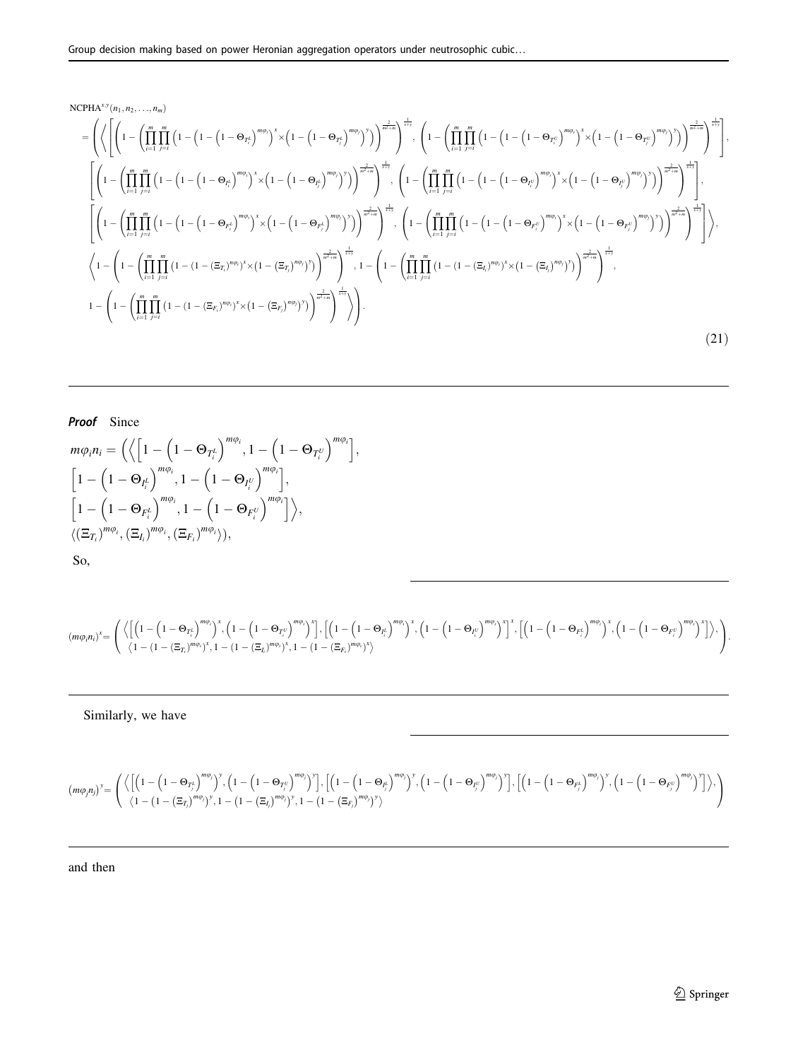$$
\begin{aligned}
&\text{NCPHA}^{x,y}(n_1, n_2, \ldots, n_m) \\
&= \Bigg( \Bigg\langle \Bigg[ \left(1 - \left(\prod_{i=1}^{m}\prod_{j=i}^{m}\left(1-\left(1-\left(1-\Theta_{T_i^L}\right)^{m\varphi_i}\right)^x \times \left(1-\left(1-\Theta_{T_j^L}\right)^{m\varphi_j}\right)^y\right)\right)^{\frac{2}{m^2+m}}\right)^{\frac{1}{x+y}}, \left(1 - \left(\prod_{i=1}^{m}\prod_{j=i}^{m}\left(1-\left(1-\left(1-\Theta_{T_i^U}\right)^{m\varphi_i}\right)^x \times \left(1-\left(1-\Theta_{T_j^U}\right)^{m\varphi_j}\right)^y\right)\right)^{\frac{2}{m^2+m}}\right)^{\frac{1}{x+y}} \Bigg], \\
&\Bigg[ \left(1 - \left(\prod_{i=1}^{m}\prod_{j=i}^{m}\left(1-\left(1-\left(1-\Theta_{I_i^L}\right)^{m\varphi_i}\right)^x \times \left(1-\left(1-\Theta_{I_j^L}\right)^{m\varphi_j}\right)^y\right)\right)^{\frac{2}{m^2+m}}\right)^{\frac{1}{x+y}}, \left(1 - \left(\prod_{i=1}^{m}\prod_{j=i}^{m}\left(1-\left(1-\left(1-\Theta_{I_i^U}\right)^{m\varphi_i}\right)^x \times \left(1-\left(1-\Theta_{I_j^U}\right)^{m\varphi_j}\right)^y\right)\right)^{\frac{2}{m^2+m}}\right)^{\frac{1}{x+y}} \Bigg], \\
&\Bigg[ \left(1 - \left(\prod_{i=1}^{m}\prod_{j=i}^{m}\left(1-\left(1-\left(1-\Theta_{F_i^L}\right)^{m\varphi_i}\right)^x \times \left(1-\left(1-\Theta_{F_j^L}\right)^{m\varphi_j}\right)^y\right)\right)^{\frac{2}{m^2+m}}\right)^{\frac{1}{x+y}}, \left(1 - \left(\prod_{i=1}^{m}\prod_{j=i}^{m}\left(1-\left(1-\left(1-\Theta_{F_i^U}\right)^{m\varphi_i}\right)^x \times \left(1-\left(1-\Theta_{F_j^U}\right)^{m\varphi_j}\right)^y\right)\right)^{\frac{2}{m^2+m}}\right)^{\frac{1}{x+y}} \Bigg] \Bigg\rangle, \\
&\Bigg\langle 1 - \left(1 - \left(\prod_{i=1}^{m}\prod_{j=i}^{m}\left(1-\left(1-\left(\Xi_{T_i}\right)^{m\varphi_i}\right)^x \times \left(1-\left(\Xi_{T_j}\right)^{m\varphi_j}\right)^y\right)\right)^{\frac{2}{m^2+m}}\right)^{\frac{1}{x+y}}, 1 - \left(1 - \left(\prod_{i=1}^{m}\prod_{j=i}^{m}\left(1-\left(1-\left(\Xi_{I_i}\right)^{m\varphi_i}\right)^x \times \left(1-\left(\Xi_{I_j}\right)^{m\varphi_j}\right)^y\right)\right)^{\frac{2}{m^2+m}}\right)^{\frac{1}{x+y}}, \\
&1 - \left(1 - \left(\prod_{i=1}^{m}\prod_{j=i}^{m}\left(1-\left(1-\left(\Xi_{F_i}\right)^{m\varphi_i}\right)^x \times \left(1-\left(\Xi_{F_j}\right)^{m\varphi_j}\right)^y\right)\right)^{\frac{2}{m^2+m}}\right)^{\frac{1}{x+y}} \Bigg\rangle \Bigg).
\end{aligned}
\tag{21}
$$

***Proof*** Since

$$
\begin{aligned}
m\varphi_i n_i = \Big( &\Big\langle \Big[ 1-\left(1-\Theta_{T_i^L}\right)^{m\varphi_i}, 1-\left(1-\Theta_{T_i^U}\right)^{m\varphi_i} \Big], \\
&\Big[ 1-\left(1-\Theta_{I_i^L}\right)^{m\varphi_i}, 1-\left(1-\Theta_{I_i^U}\right)^{m\varphi_i} \Big], \\
&\Big[ 1-\left(1-\Theta_{F_i^L}\right)^{m\varphi_i}, 1-\left(1-\Theta_{F_i^U}\right)^{m\varphi_i} \Big] \Big\rangle, \\
&\langle (\Xi_{T_i})^{m\varphi_i}, (\Xi_{I_i})^{m\varphi_i}, (\Xi_{F_i})^{m\varphi_i} \rangle \Big),
\end{aligned}
$$

So,

$$
(m\varphi_i n_i)^x = \left( \begin{array}{c} \Big\langle \Big[ \left(1-\left(1-\Theta_{T_i^L}\right)^{m\varphi_i}\right)^x, \left(1-\left(1-\Theta_{T_i^U}\right)^{m\varphi_i}\right)^x \Big], \Big[ \left(1-\left(1-\Theta_{I_i^L}\right)^{m\varphi_i}\right)^x, \left(1-\left(1-\Theta_{I_i^U}\right)^{m\varphi_i}\right)^x \Big], \Big[ \left(1-\left(1-\Theta_{F_i^L}\right)^{m\varphi_i}\right)^x, \left(1-\left(1-\Theta_{F_i^U}\right)^{m\varphi_i}\right)^x \Big] \Big\rangle, \\ \langle 1-\left(1-\left(\Xi_{T_i}\right)^{m\varphi_i}\right)^x, 1-\left(1-\left(\Xi_{I_i}\right)^{m\varphi_i}\right)^x, 1-\left(1-\left(\Xi_{F_i}\right)^{m\varphi_i}\right)^x \rangle \end{array} \right).
$$

Similarly, we have

$$
\left(m\varphi_j n_j\right)^y = \left( \begin{array}{c} \Big\langle \Big[ \left(1-\left(1-\Theta_{T_j^L}\right)^{m\varphi_j}\right)^y, \left(1-\left(1-\Theta_{T_j^U}\right)^{m\varphi_j}\right)^y \Big], \Big[ \left(1-\left(1-\Theta_{I_j^L}\right)^{m\varphi_j}\right)^y, \left(1-\left(1-\Theta_{I_j^U}\right)^{m\varphi_j}\right)^y \Big], \Big[ \left(1-\left(1-\Theta_{F_j^L}\right)^{m\varphi_j}\right)^y, \left(1-\left(1-\Theta_{F_j^U}\right)^{m\varphi_j}\right)^y \Big] \Big\rangle, \\ \langle 1-\left(1-\left(\Xi_{T_j}\right)^{m\varphi_j}\right)^y, 1-\left(1-\left(\Xi_{I_j}\right)^{m\varphi_j}\right)^y, 1-\left(1-\left(\Xi_{F_j}\right)^{m\varphi_j}\right)^y \rangle \end{array} \right)
$$

and then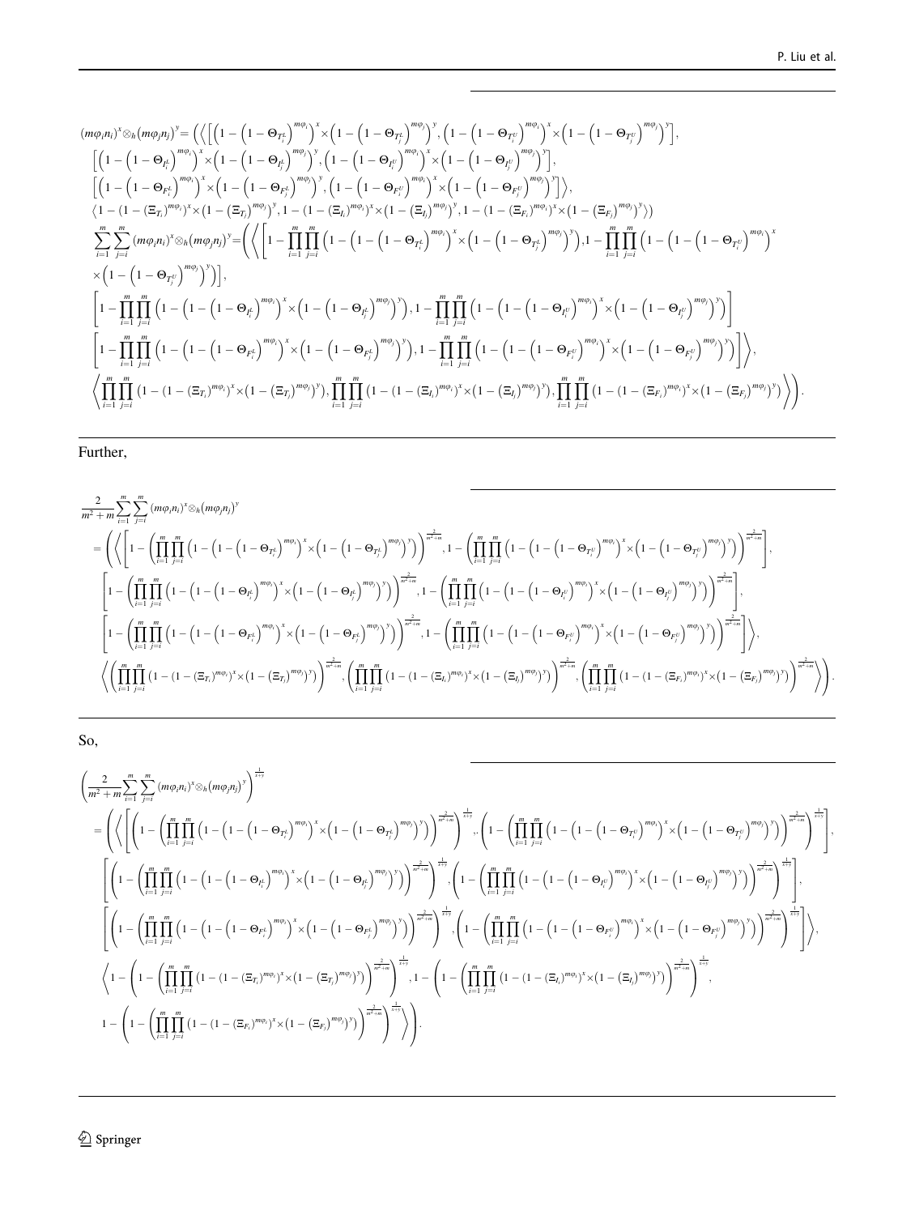$$
\begin{aligned}
&(m\varphi_i n_i)^x \otimes_h (m\varphi_j n_j)^y = \Big( \Big\langle \Big[ \Big(1-\Big(1-\Theta_{T_i^L}\Big)^{m\varphi_i}\Big)^x \times \Big(1-\Big(1-\Theta_{T_j^L}\Big)^{m\varphi_j}\Big)^y, \Big(1-\Big(1-\Theta_{T_i^U}\Big)^{m\varphi_i}\Big)^x \times \Big(1-\Big(1-\Theta_{T_j^U}\Big)^{m\varphi_j}\Big)^y \Big], \\
&\quad \Big[ \Big(1-\Big(1-\Theta_{I_i^L}\Big)^{m\varphi_i}\Big)^x \times \Big(1-\Big(1-\Theta_{I_j^L}\Big)^{m\varphi_j}\Big)^y, \Big(1-\Big(1-\Theta_{I_i^U}\Big)^{m\varphi_i}\Big)^x \times \Big(1-\Big(1-\Theta_{I_j^U}\Big)^{m\varphi_j}\Big)^y \Big], \\
&\quad \Big[ \Big(1-\Big(1-\Theta_{F_i^L}\Big)^{m\varphi_i}\Big)^x \times \Big(1-\Big(1-\Theta_{F_j^L}\Big)^{m\varphi_j}\Big)^y, \Big(1-\Big(1-\Theta_{F_i^U}\Big)^{m\varphi_i}\Big)^x \times \Big(1-\Big(1-\Theta_{F_j^U}\Big)^{m\varphi_j}\Big)^y \Big] \Big\rangle, \\
&\quad \big\langle 1-(1-(\Xi_{T_i})^{m\varphi_i})^x \times \big(1-(\Xi_{T_j})^{m\varphi_j}\big)^y, 1-(1-(\Xi_{I_i})^{m\varphi_i})^x \times \big(1-(\Xi_{I_j})^{m\varphi_j}\big)^y, 1-(1-(\Xi_{F_i})^{m\varphi_i})^x \times \big(1-(\Xi_{F_j})^{m\varphi_j}\big)^y \big\rangle \Big)
\end{aligned}
$$

$$
\begin{aligned}
&\sum_{i=1}^{m}\sum_{j=i}^{m} (m\varphi_i n_i)^x \otimes_h (m\varphi_j n_j)^y = \Bigg( \Bigg\langle \Bigg[ 1-\prod_{i=1}^{m}\prod_{j=i}^{m}\Big(1-\Big(1-\Big(1-\Theta_{T_i^L}\Big)^{m\varphi_i}\Big)^x \times \Big(1-\Big(1-\Theta_{T_j^L}\Big)^{m\varphi_j}\Big)^y\Big), 1-\prod_{i=1}^{m}\prod_{j=i}^{m}\Big(1-\Big(1-\Big(1-\Theta_{T_i^U}\Big)^{m\varphi_i}\Big)^x \\
&\quad \times \Big(1-\Big(1-\Theta_{T_j^U}\Big)^{m\varphi_j}\Big)^y\Big) \Bigg], \\
&\quad \Bigg[ 1-\prod_{i=1}^{m}\prod_{j=i}^{m}\Big(1-\Big(1-\Big(1-\Theta_{I_i^L}\Big)^{m\varphi_i}\Big)^x \times \Big(1-\Big(1-\Theta_{I_j^L}\Big)^{m\varphi_j}\Big)^y\Big), 1-\prod_{i=1}^{m}\prod_{j=i}^{m}\Big(1-\Big(1-\Big(1-\Theta_{I_i^U}\Big)^{m\varphi_i}\Big)^x \times \Big(1-\Big(1-\Theta_{I_j^U}\Big)^{m\varphi_j}\Big)^y\Big) \Bigg] \\
&\quad \Bigg[ 1-\prod_{i=1}^{m}\prod_{j=i}^{m}\Big(1-\Big(1-\Big(1-\Theta_{F_i^L}\Big)^{m\varphi_i}\Big)^x \times \Big(1-\Big(1-\Theta_{F_j^L}\Big)^{m\varphi_j}\Big)^y\Big), 1-\prod_{i=1}^{m}\prod_{j=i}^{m}\Big(1-\Big(1-\Big(1-\Theta_{F_i^U}\Big)^{m\varphi_i}\Big)^x \times \Big(1-\Big(1-\Theta_{F_j^U}\Big)^{m\varphi_j}\Big)^y\Big) \Bigg] \Bigg\rangle, \\
&\quad \Bigg\langle \prod_{i=1}^{m}\prod_{j=i}^{m}\big(1-(1-(\Xi_{T_i})^{m\varphi_i})^x \times \big(1-(\Xi_{T_j})^{m\varphi_j}\big)^y\big), \prod_{i=1}^{m}\prod_{j=i}^{m}\big(1-(1-(\Xi_{I_i})^{m\varphi_i})^x \times \big(1-(\Xi_{I_j})^{m\varphi_j}\big)^y\big), \prod_{i=1}^{m}\prod_{j=i}^{m}\big(1-(1-(\Xi_{F_i})^{m\varphi_i})^x \times \big(1-(\Xi_{F_j})^{m\varphi_j}\big)^y\big) \Bigg\rangle \Bigg).
\end{aligned}
$$

Further,

$$
\begin{aligned}
&\frac{2}{m^2+m}\sum_{i=1}^{m}\sum_{j=i}^{m} (m\varphi_i n_i)^x \otimes_h (m\varphi_j n_j)^y \\
&= \Bigg( \Bigg\langle \Bigg[ 1-\Bigg(\prod_{i=1}^{m}\prod_{j=i}^{m}\Big(1-\Big(1-\Big(1-\Theta_{T_i^L}\Big)^{m\varphi_i}\Big)^x \times \Big(1-\Big(1-\Theta_{T_j^L}\Big)^{m\varphi_j}\Big)^y\Big)\Bigg)^{\frac{2}{m^2+m}}, 1-\Bigg(\prod_{i=1}^{m}\prod_{j=i}^{m}\Big(1-\Big(1-\Big(1-\Theta_{T_i^U}\Big)^{m\varphi_i}\Big)^x \times \Big(1-\Big(1-\Theta_{T_j^U}\Big)^{m\varphi_j}\Big)^y\Big)\Bigg)^{\frac{2}{m^2+m}} \Bigg], \\
&\quad \Bigg[ 1-\Bigg(\prod_{i=1}^{m}\prod_{j=i}^{m}\Big(1-\Big(1-\Big(1-\Theta_{I_i^L}\Big)^{m\varphi_i}\Big)^x \times \Big(1-\Big(1-\Theta_{I_j^L}\Big)^{m\varphi_j}\Big)^y\Big)\Bigg)^{\frac{2}{m^2+m}}, 1-\Bigg(\prod_{i=1}^{m}\prod_{j=i}^{m}\Big(1-\Big(1-\Big(1-\Theta_{I_i^U}\Big)^{m\varphi_i}\Big)^x \times \Big(1-\Big(1-\Theta_{I_j^U}\Big)^{m\varphi_j}\Big)^y\Big)\Bigg)^{\frac{2}{m^2+m}} \Bigg], \\
&\quad \Bigg[ 1-\Bigg(\prod_{i=1}^{m}\prod_{j=i}^{m}\Big(1-\Big(1-\Big(1-\Theta_{F_i^L}\Big)^{m\varphi_i}\Big)^x \times \Big(1-\Big(1-\Theta_{F_j^L}\Big)^{m\varphi_j}\Big)^y\Big)\Bigg)^{\frac{2}{m^2+m}}, 1-\Bigg(\prod_{i=1}^{m}\prod_{j=i}^{m}\Big(1-\Big(1-\Big(1-\Theta_{F_i^U}\Big)^{m\varphi_i}\Big)^x \times \Big(1-\Big(1-\Theta_{F_j^U}\Big)^{m\varphi_j}\Big)^y\Big)\Bigg)^{\frac{2}{m^2+m}} \Bigg] \Bigg\rangle, \\
&\quad \Bigg\langle \Bigg(\prod_{i=1}^{m}\prod_{j=i}^{m}\big(1-(1-(\Xi_{T_i})^{m\varphi_i})^x \times \big(1-(\Xi_{T_j})^{m\varphi_j}\big)^y\big)\Bigg)^{\frac{2}{m^2+m}}, \Bigg(\prod_{i=1}^{m}\prod_{j=i}^{m}\big(1-(1-(\Xi_{I_i})^{m\varphi_i})^x \times \big(1-(\Xi_{I_j})^{m\varphi_j}\big)^y\big)\Bigg)^{\frac{2}{m^2+m}}, \Bigg(\prod_{i=1}^{m}\prod_{j=i}^{m}\big(1-(1-(\Xi_{F_i})^{m\varphi_i})^x \times \big(1-(\Xi_{F_j})^{m\varphi_j}\big)^y\big)\Bigg)^{\frac{2}{m^2+m}} \Bigg\rangle \Bigg).
\end{aligned}
$$

So,

$$
\begin{aligned}
&\left(\frac{2}{m^2+m}\sum_{i=1}^{m}\sum_{j=i}^{m} (m\varphi_i n_i)^x \otimes_h (m\varphi_j n_j)^y\right)^{\frac{1}{x+y}} \\
&= \Bigg( \Bigg\langle \Bigg[ \Bigg(1-\Bigg(\prod_{i=1}^{m}\prod_{j=i}^{m}\Big(1-\Big(1-\Big(1-\Theta_{T_i^L}\Big)^{m\varphi_i}\Big)^x \times \Big(1-\Big(1-\Theta_{T_j^L}\Big)^{m\varphi_j}\Big)^y\Big)\Bigg)^{\frac{2}{m^2+m}}\Bigg)^{\frac{1}{x+y}}, \Bigg(1-\Bigg(\prod_{i=1}^{m}\prod_{j=i}^{m}\Big(1-\Big(1-\Big(1-\Theta_{T_i^U}\Big)^{m\varphi_i}\Big)^x \times \Big(1-\Big(1-\Theta_{T_j^U}\Big)^{m\varphi_j}\Big)^y\Big)\Bigg)^{\frac{2}{m^2+m}}\Bigg)^{\frac{1}{x+y}} \Bigg], \\
&\quad \Bigg[ \Bigg(1-\Bigg(\prod_{i=1}^{m}\prod_{j=i}^{m}\Big(1-\Big(1-\Big(1-\Theta_{I_i^L}\Big)^{m\varphi_i}\Big)^x \times \Big(1-\Big(1-\Theta_{I_j^L}\Big)^{m\varphi_j}\Big)^y\Big)\Bigg)^{\frac{2}{m^2+m}}\Bigg)^{\frac{1}{x+y}}, \Bigg(1-\Bigg(\prod_{i=1}^{m}\prod_{j=i}^{m}\Big(1-\Big(1-\Big(1-\Theta_{I_i^U}\Big)^{m\varphi_i}\Big)^x \times \Big(1-\Big(1-\Theta_{I_j^U}\Big)^{m\varphi_j}\Big)^y\Big)\Bigg)^{\frac{2}{m^2+m}}\Bigg)^{\frac{1}{x+y}} \Bigg], \\
&\quad \Bigg[ \Bigg(1-\Bigg(\prod_{i=1}^{m}\prod_{j=i}^{m}\Big(1-\Big(1-\Big(1-\Theta_{F_i^L}\Big)^{m\varphi_i}\Big)^x \times \Big(1-\Big(1-\Theta_{F_j^L}\Big)^{m\varphi_j}\Big)^y\Big)\Bigg)^{\frac{2}{m^2+m}}\Bigg)^{\frac{1}{x+y}}, \Bigg(1-\Bigg(\prod_{i=1}^{m}\prod_{j=i}^{m}\Big(1-\Big(1-\Big(1-\Theta_{F_i^U}\Big)^{m\varphi_i}\Big)^x \times \Big(1-\Big(1-\Theta_{F_j^U}\Big)^{m\varphi_j}\Big)^y\Big)\Bigg)^{\frac{2}{m^2+m}}\Bigg)^{\frac{1}{x+y}} \Bigg] \Bigg\rangle, \\
&\quad \Bigg\langle 1-\Bigg(1-\Bigg(\prod_{i=1}^{m}\prod_{j=i}^{m}\big(1-(1-(\Xi_{T_i})^{m\varphi_i})^x \times \big(1-(\Xi_{T_j})^{m\varphi_j}\big)^y\big)\Bigg)^{\frac{2}{m^2+m}}\Bigg)^{\frac{1}{x+y}}, 1-\Bigg(1-\Bigg(\prod_{i=1}^{m}\prod_{j=i}^{m}\big(1-(1-(\Xi_{I_i})^{m\varphi_i})^x \times \big(1-(\Xi_{I_j})^{m\varphi_j}\big)^y\big)\Bigg)^{\frac{2}{m^2+m}}\Bigg)^{\frac{1}{x+y}}, \\
&\quad 1-\Bigg(1-\Bigg(\prod_{i=1}^{m}\prod_{j=i}^{m}\big(1-(1-(\Xi_{F_i})^{m\varphi_i})^x \times \big(1-(\Xi_{F_j})^{m\varphi_j}\big)^y\big)\Bigg)^{\frac{2}{m^2+m}}\Bigg)^{\frac{1}{x+y}} \Bigg\rangle \Bigg).
\end{aligned}
$$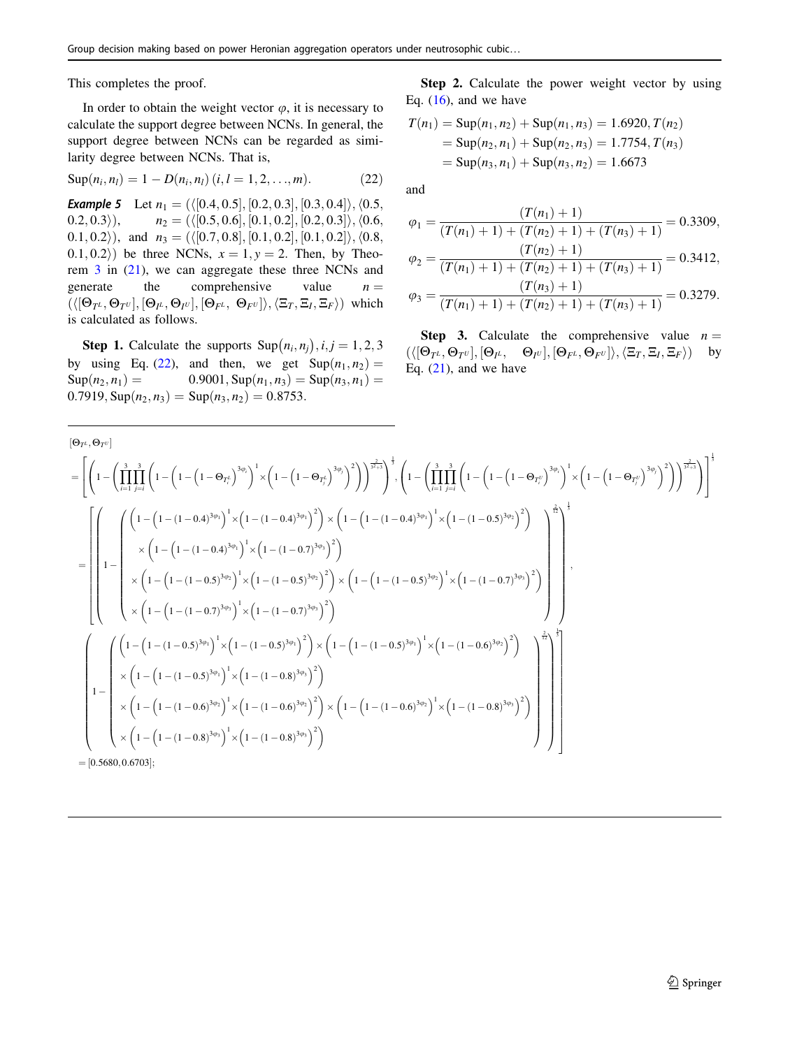This completes the proof.

In order to obtain the weight vector $\varphi$, it is necessary to calculate the support degree between NCNs. In general, the support degree between NCNs can be regarded as similarity degree between NCNs. That is,

$$\mathrm{Sup}(n_i, n_l) = 1 - D(n_i, n_l)\,(i, l = 1, 2, \ldots, m). \tag{22}$$

***Example 5*** Let $n_1 = (\langle[0.4, 0.5], [0.2, 0.3], [0.3, 0.4]\rangle, \langle 0.5, 0.2, 0.3\rangle)$, $n_2 = (\langle[0.5, 0.6], [0.1, 0.2], [0.2, 0.3]\rangle, \langle 0.6, 0.1, 0.2\rangle)$, and $n_3 = (\langle[0.7, 0.8], [0.1, 0.2], [0.1, 0.2]\rangle, \langle 0.8, 0.1, 0.2\rangle)$ be three NCNs, $x = 1, y = 2$. Then, by Theorem 3 in (21), we can aggregate these three NCNs and generate the comprehensive value $n = (\langle[\Theta_{T^L}, \Theta_{T^U}], [\Theta_{I^L}, \Theta_{I^U}], [\Theta_{F^L}, \Theta_{F^U}]\rangle, \langle \Xi_T, \Xi_I, \Xi_F\rangle)$ which is calculated as follows.

**Step 1.** Calculate the supports $\mathrm{Sup}(n_i, n_j), i, j = 1, 2, 3$ by using Eq. (22), and then, we get $\mathrm{Sup}(n_1, n_2) = \mathrm{Sup}(n_2, n_1) = 0.9001$, $\mathrm{Sup}(n_1, n_3) = \mathrm{Sup}(n_3, n_1) = 0.7919$, $\mathrm{Sup}(n_2, n_3) = \mathrm{Sup}(n_3, n_2) = 0.8753$.

**Step 2.** Calculate the power weight vector by using Eq. (16), and we have

$$T(n_1) = \mathrm{Sup}(n_1, n_2) + \mathrm{Sup}(n_1, n_3) = 1.6920,\ T(n_2) = \mathrm{Sup}(n_2, n_1) + \mathrm{Sup}(n_2, n_3) = 1.7754,\ T(n_3) = \mathrm{Sup}(n_3, n_1) + \mathrm{Sup}(n_3, n_2) = 1.6673$$

and

$$\varphi_1 = \frac{(T(n_1) + 1)}{(T(n_1) + 1) + (T(n_2) + 1) + (T(n_3) + 1)} = 0.3309,$$

$$\varphi_2 = \frac{(T(n_2) + 1)}{(T(n_1) + 1) + (T(n_2) + 1) + (T(n_3) + 1)} = 0.3412,$$

$$\varphi_3 = \frac{(T(n_3) + 1)}{(T(n_1) + 1) + (T(n_2) + 1) + (T(n_3) + 1)} = 0.3279.$$

**Step 3.** Calculate the comprehensive value $n = (\langle[\Theta_{T^L}, \Theta_{T^U}], [\Theta_{I^L}, \Theta_{I^U}], [\Theta_{F^L}, \Theta_{F^U}]\rangle, \langle \Xi_T, \Xi_I, \Xi_F\rangle)$ by Eq. (21), and we have

$$[\Theta_{T^L}, \Theta_{T^U}]$$

$$= \left[\left(1 - \left(\prod_{i=1}^{3}\prod_{j=i}^{3}\left(1 - \left(1 - \left(1 - \Theta_{T_i^L}\right)^{3\varphi_i}\right)^1 \times \left(1 - \left(1 - \Theta_{T_j^L}\right)^{3\varphi_j}\right)^2\right)\right)^{\frac{2}{3^2+3}}\right)^{\frac{1}{3}}, \left(1 - \left(\prod_{i=1}^{3}\prod_{j=i}^{3}\left(1 - \left(1 - \left(1 - \Theta_{T_i^U}\right)^{3\varphi_i}\right)^1 \times \left(1 - \left(1 - \Theta_{T_j^U}\right)^{3\varphi_j}\right)^2\right)\right)^{\frac{2}{3^2+3}}\right)^{\frac{1}{3}}\right]$$

$$= \left[\left(1 - \left(\begin{array}{l}\left(1 - \left(1 - (1 - 0.4)^{3\varphi_1}\right)^1 \times \left(1 - (1 - 0.4)^{3\varphi_1}\right)^2\right) \times \left(1 - \left(1 - (1 - 0.4)^{3\varphi_1}\right)^1 \times \left(1 - (1 - 0.5)^{3\varphi_2}\right)^2\right) \\ \times \left(1 - \left(1 - (1 - 0.4)^{3\varphi_1}\right)^1 \times \left(1 - (1 - 0.7)^{3\varphi_3}\right)^2\right) \\ \times \left(1 - \left(1 - (1 - 0.5)^{3\varphi_2}\right)^1 \times \left(1 - (1 - 0.5)^{3\varphi_2}\right)^2\right) \times \left(1 - \left(1 - (1 - 0.5)^{3\varphi_2}\right)^1 \times \left(1 - (1 - 0.7)^{3\varphi_3}\right)^2\right) \\ \times \left(1 - \left(1 - (1 - 0.7)^{3\varphi_3}\right)^1 \times \left(1 - (1 - 0.7)^{3\varphi_3}\right)^2\right)\end{array}\right)^{\frac{2}{12}}\right)^{\frac{1}{3}},\right.$$

$$\left.\left(1 - \left(\begin{array}{l}\left(1 - \left(1 - (1 - 0.5)^{3\varphi_1}\right)^1 \times \left(1 - (1 - 0.5)^{3\varphi_1}\right)^2\right) \times \left(1 - \left(1 - (1 - 0.5)^{3\varphi_1}\right)^1 \times \left(1 - (1 - 0.6)^{3\varphi_2}\right)^2\right) \\ \times \left(1 - \left(1 - (1 - 0.5)^{3\varphi_1}\right)^1 \times \left(1 - (1 - 0.8)^{3\varphi_3}\right)^2\right) \\ \times \left(1 - \left(1 - (1 - 0.6)^{3\varphi_2}\right)^1 \times \left(1 - (1 - 0.6)^{3\varphi_2}\right)^2\right) \times \left(1 - \left(1 - (1 - 0.6)^{3\varphi_2}\right)^1 \times \left(1 - (1 - 0.8)^{3\varphi_3}\right)^2\right) \\ \times \left(1 - \left(1 - (1 - 0.8)^{3\varphi_3}\right)^1 \times \left(1 - (1 - 0.8)^{3\varphi_3}\right)^2\right)\end{array}\right)^{\frac{2}{12}}\right)^{\frac{1}{3}}\right]$$

$$= [0.5680, 0.6703];$$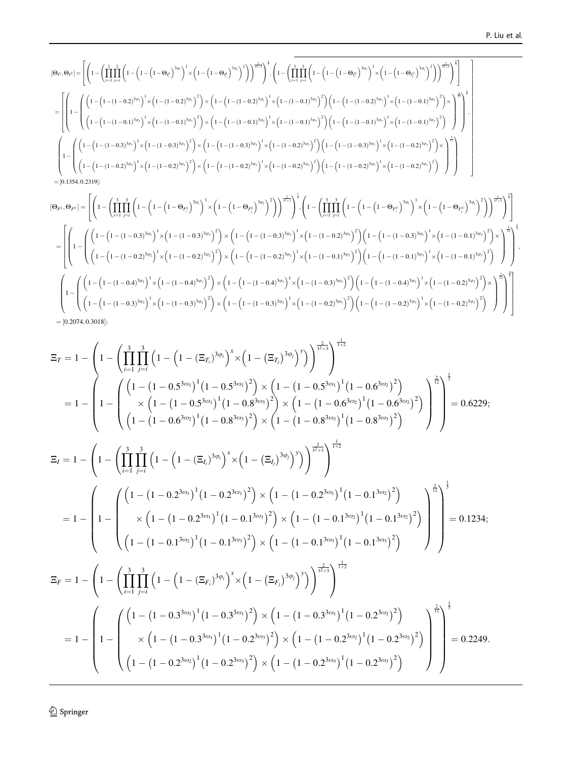$$[\Theta_{I^L},\Theta_{I^U}]=\left[\left(1-\left(\prod_{i=1}^{3}\prod_{j=i}^{3}\left(1-\left(1-\left(1-\Theta_{I_i^L}\right)^{3\varphi_i}\right)^{1}\times\left(1-\left(1-\Theta_{I_j^L}\right)^{3\varphi_j}\right)^{2}\right)\right)^{\frac{2}{3^2+3}}\right)^{\frac{1}{3}},\left(1-\left(\prod_{i=1}^{3}\prod_{j=i}^{3}\left(1-\left(1-\left(1-\Theta_{I_i^U}\right)^{3\varphi_i}\right)^{1}\times\left(1-\left(1-\Theta_{I_j^U}\right)^{3\varphi_j}\right)^{2}\right)\right)^{\frac{2}{3^2+3}}\right)^{\frac{1}{3}}\right]$$

$$=\left[\left(1-\left(\begin{array}{l}\left(1-\left(1-(1-0.2)^{3\varphi_1}\right)^{1}\times\left(1-(1-0.2)^{3\varphi_1}\right)^{2}\right)\times\left(1-\left(1-(1-0.2)^{3\varphi_1}\right)^{1}\times\left(1-(1-0.1)^{3\varphi_2}\right)^{2}\right)\left(1-\left(1-(1-0.2)^{3\varphi_1}\right)^{1}\times\left(1-(1-0.1)^{3\varphi_3}\right)^{2}\right)\times\\\left(1-\left(1-(1-0.1)^{3\varphi_2}\right)^{1}\times\left(1-(1-0.1)^{3\varphi_2}\right)^{2}\right)\times\left(1-\left(1-(1-0.1)^{3\varphi_2}\right)^{1}\times\left(1-(1-0.1)^{3\varphi_3}\right)^{2}\right)\left(1-\left(1-(1-0.1)^{3\varphi_3}\right)^{1}\times\left(1-(1-0.1)^{3\varphi_3}\right)^{2}\right)\end{array}\right)^{\frac{2}{12}}\right)^{\frac{1}{3}},\right.$$

$$\left.\left(1-\left(\begin{array}{l}\left(1-\left(1-(1-0.3)^{3\varphi_1}\right)^{1}\times\left(1-(1-0.3)^{3\varphi_1}\right)^{2}\right)\times\left(1-\left(1-(1-0.3)^{3\varphi_1}\right)^{1}\times\left(1-(1-0.2)^{3\varphi_2}\right)^{2}\right)\left(1-\left(1-(1-0.3)^{3\varphi_1}\right)^{1}\times\left(1-(1-0.2)^{3\varphi_3}\right)^{2}\right)\times\\\left(1-\left(1-(1-0.2)^{3\varphi_2}\right)^{1}\times\left(1-(1-0.2)^{3\varphi_2}\right)^{2}\right)\times\left(1-\left(1-(1-0.2)^{3\varphi_2}\right)^{1}\times\left(1-(1-0.2)^{3\varphi_3}\right)^{2}\right)\left(1-\left(1-(1-0.2)^{3\varphi_3}\right)^{1}\times\left(1-(1-0.2)^{3\varphi_3}\right)^{2}\right)\end{array}\right)^{\frac{2}{12}}\right)^{\frac{1}{3}}\right]$$

$$=[0.1354,0.2319];$$

$$[\Theta_{F^L},\Theta_{F^U}]=\left[\left(1-\left(\prod_{i=1}^{3}\prod_{j=i}^{3}\left(1-\left(1-\left(1-\Theta_{F_i^L}\right)^{3\varphi_i}\right)^{1}\times\left(1-\left(1-\Theta_{F_j^L}\right)^{3\varphi_j}\right)^{2}\right)\right)^{\frac{2}{3^2+3}}\right)^{\frac{1}{3}},\left(1-\left(\prod_{i=1}^{3}\prod_{j=i}^{3}\left(1-\left(1-\left(1-\Theta_{F_i^U}\right)^{3\varphi_i}\right)^{1}\times\left(1-\left(1-\Theta_{F_j^U}\right)^{3\varphi_j}\right)^{2}\right)\right)^{\frac{2}{3^2+3}}\right)^{\frac{1}{3}}\right]$$

$$=\left[\left(1-\left(\begin{array}{l}\left(1-\left(1-(1-0.3)^{3\varphi_1}\right)^{1}\times\left(1-(1-0.3)^{3\varphi_1}\right)^{2}\right)\times\left(1-\left(1-(1-0.3)^{3\varphi_1}\right)^{1}\times\left(1-(1-0.2)^{3\varphi_2}\right)^{2}\right)\left(1-\left(1-(1-0.3)^{3\varphi_1}\right)^{1}\times\left(1-(1-0.1)^{3\varphi_3}\right)^{2}\right)\times\\\left(1-\left(1-(1-0.2)^{3\varphi_2}\right)^{1}\times\left(1-(1-0.2)^{3\varphi_2}\right)^{2}\right)\times\left(1-\left(1-(1-0.2)^{3\varphi_2}\right)^{1}\times\left(1-(1-0.1)^{3\varphi_3}\right)^{2}\right)\left(1-\left(1-(1-0.1)^{3\varphi_3}\right)^{1}\times\left(1-(1-0.1)^{3\varphi_3}\right)^{2}\right)\end{array}\right)^{\frac{2}{12}}\right)^{\frac{1}{3}},\right.$$

$$\left.\left(1-\left(\begin{array}{l}\left(1-\left(1-(1-0.4)^{3\varphi_1}\right)^{1}\times\left(1-(1-0.4)^{3\varphi_1}\right)^{2}\right)\times\left(1-\left(1-(1-0.4)^{3\varphi_1}\right)^{1}\times\left(1-(1-0.3)^{3\varphi_2}\right)^{2}\right)\left(1-\left(1-(1-0.4)^{3\varphi_1}\right)^{1}\times\left(1-(1-0.2)^{3\varphi_3}\right)^{2}\right)\times\\\left(1-\left(1-(1-0.3)^{3\varphi_2}\right)^{1}\times\left(1-(1-0.3)^{3\varphi_2}\right)^{2}\right)\times\left(1-\left(1-(1-0.3)^{3\varphi_2}\right)^{1}\times\left(1-(1-0.2)^{3\varphi_3}\right)^{2}\right)\left(1-\left(1-(1-0.2)^{3\varphi_3}\right)^{1}\times\left(1-(1-0.2)^{3\varphi_3}\right)^{2}\right)\end{array}\right)^{\frac{2}{12}}\right)^{\frac{1}{3}}\right]$$

$$=[0.2074,0.3018];$$

$$\Xi_T=1-\left(1-\left(\prod_{i=1}^{3}\prod_{j=i}^{3}\left(1-\left(1-(\Xi_{T_i})^{3\varphi_i}\right)^{x}\times\left(1-(\Xi_{T_j})^{3\varphi_j}\right)^{y}\right)\right)^{\frac{2}{3^2+3}}\right)^{\frac{1}{1+2}}$$

$$=1-\left(1-\left(\begin{array}{c}\left(1-\left(1-0.5^{3\omega_1}\right)^{1}\left(1-0.5^{3\omega_1}\right)^{2}\right)\times\left(1-\left(1-0.5^{3\omega_1}\right)^{1}\left(1-0.6^{3\omega_2}\right)^{2}\right)\\\times\left(1-\left(1-0.5^{3\omega_1}\right)^{1}\left(1-0.8^{3\omega_3}\right)^{2}\right)\times\left(1-\left(1-0.6^{3\omega_2}\right)^{1}\left(1-0.6^{3\omega_2}\right)^{2}\right)\\\left(1-\left(1-0.6^{3\omega_2}\right)^{1}\left(1-0.8^{3\omega_3}\right)^{2}\right)\times\left(1-\left(1-0.8^{3\omega_3}\right)^{1}\left(1-0.8^{3\omega_3}\right)^{2}\right)\end{array}\right)^{\frac{2}{12}}\right)^{\frac{1}{3}}=0.6229;$$

$$\Xi_I=1-\left(1-\left(\prod_{i=1}^{3}\prod_{j=i}^{3}\left(1-\left(1-(\Xi_{I_i})^{3\varphi_i}\right)^{x}\times\left(1-(\Xi_{I_j})^{3\varphi_j}\right)^{y}\right)\right)^{\frac{2}{3^2+3}}\right)^{\frac{1}{1+2}}$$

$$=1-\left(1-\left(\begin{array}{c}\left(1-\left(1-0.2^{3\omega_1}\right)^{1}\left(1-0.2^{3\omega_1}\right)^{2}\right)\times\left(1-\left(1-0.2^{3\omega_1}\right)^{1}\left(1-0.1^{3\omega_2}\right)^{2}\right)\\\times\left(1-\left(1-0.2^{3\omega_1}\right)^{1}\left(1-0.1^{3\omega_3}\right)^{2}\right)\times\left(1-\left(1-0.1^{3\omega_2}\right)^{1}\left(1-0.1^{3\omega_2}\right)^{2}\right)\\\left(1-\left(1-0.1^{3\omega_2}\right)^{1}\left(1-0.1^{3\omega_3}\right)^{2}\right)\times\left(1-\left(1-0.1^{3\omega_3}\right)^{1}\left(1-0.1^{3\omega_3}\right)^{2}\right)\end{array}\right)^{\frac{2}{12}}\right)^{\frac{1}{3}}=0.1234;$$

$$\Xi_F=1-\left(1-\left(\prod_{i=1}^{3}\prod_{j=i}^{3}\left(1-\left(1-(\Xi_{F_i})^{3\varphi_i}\right)^{x}\times\left(1-(\Xi_{F_j})^{3\varphi_j}\right)^{y}\right)\right)^{\frac{2}{3^2+3}}\right)^{\frac{1}{1+2}}$$

$$=1-\left(1-\left(\begin{array}{c}\left(1-\left(1-0.3^{3\omega_1}\right)^{1}\left(1-0.3^{3\omega_1}\right)^{2}\right)\times\left(1-\left(1-0.3^{3\omega_1}\right)^{1}\left(1-0.2^{3\omega_2}\right)^{2}\right)\\\times\left(1-\left(1-0.3^{3\omega_1}\right)^{1}\left(1-0.2^{3\omega_3}\right)^{2}\right)\times\left(1-\left(1-0.2^{3\omega_2}\right)^{1}\left(1-0.2^{3\omega_2}\right)^{2}\right)\\\left(1-\left(1-0.2^{3\omega_2}\right)^{1}\left(1-0.2^{3\omega_3}\right)^{2}\right)\times\left(1-\left(1-0.2^{3\omega_3}\right)^{1}\left(1-0.2^{3\omega_3}\right)^{2}\right)\end{array}\right)^{\frac{2}{12}}\right)^{\frac{1}{3}}=0.2249.$$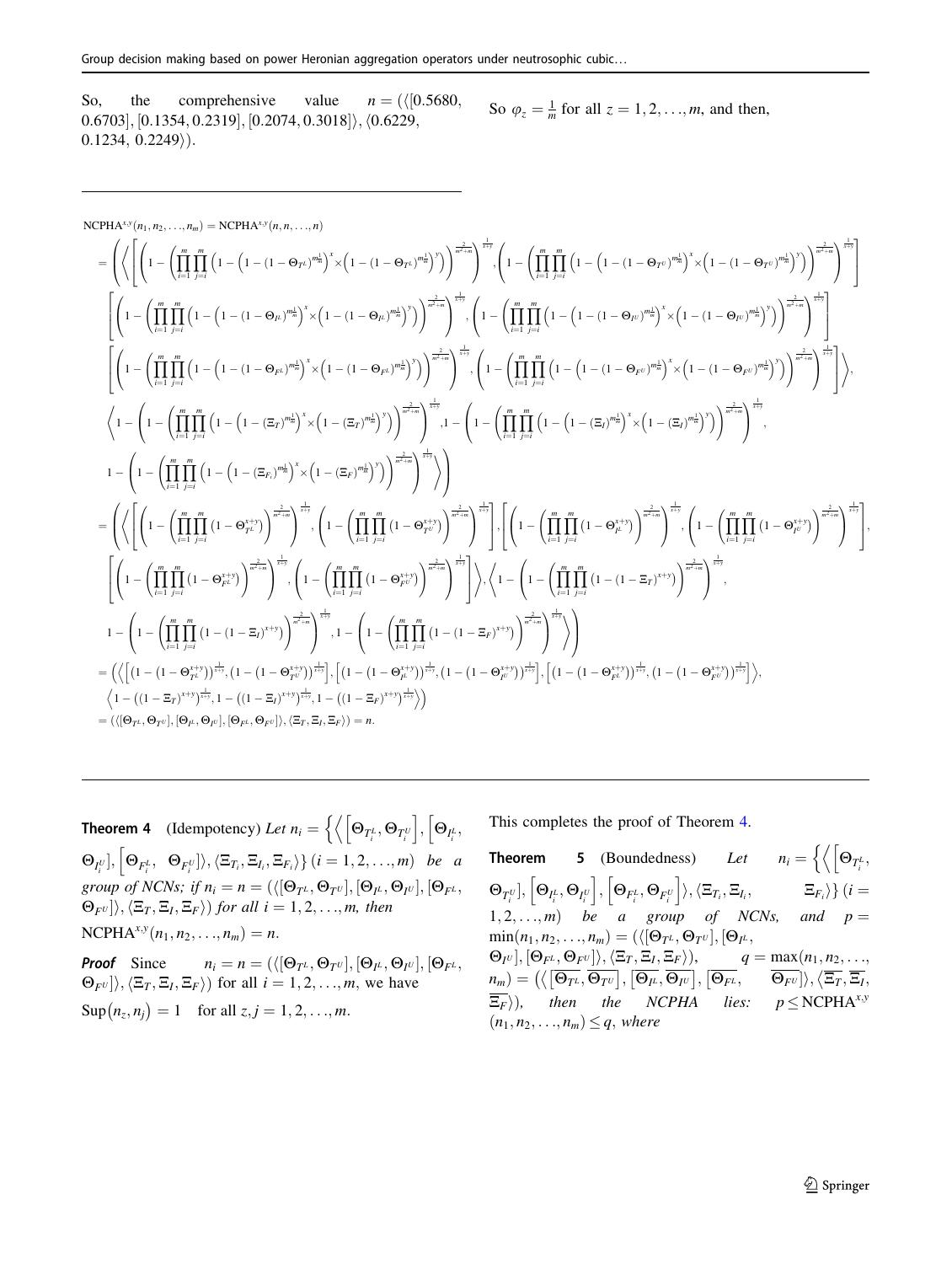So, the comprehensive value $n = (\langle [0.5680, 0.6703], [0.1354, 0.2319], [0.2074, 0.3018] \rangle, \langle 0.6229, 0.1234, 0.2249 \rangle)$.

---

**Theorem 4** (Idempotency) *Let* $n_i = \left\{ \left\langle \left[ \Theta_{T_i^L}, \Theta_{T_i^U} \right], \left[ \Theta_{I_i^L}, \Theta_{I_i^U} \right], \left[ \Theta_{F_i^L}, \Theta_{F_i^U} \right] \right\rangle, \langle \Xi_{T_i}, \Xi_{I_i}, \Xi_{F_i} \rangle \right\}$ $(i = 1, 2, \ldots, m)$ *be a group of NCNs; if* $n_i = n = (\langle [\Theta_{T^L}, \Theta_{T^U}], [\Theta_{I^L}, \Theta_{I^U}], [\Theta_{F^L}, \Theta_{F^U}] \rangle, \langle \Xi_T, \Xi_I, \Xi_F \rangle)$ *for all* $i = 1, 2, \ldots, m$, *then*

$\mathrm{NCPHA}^{x,y}(n_1, n_2, \ldots, n_m) = n.$

***Proof*** Since $n_i = n = (\langle [\Theta_{T^L}, \Theta_{T^U}], [\Theta_{I^L}, \Theta_{I^U}], [\Theta_{F^L}, \Theta_{F^U}] \rangle, \langle \Xi_T, \Xi_I, \Xi_F \rangle)$ for all $i = 1, 2, \ldots, m$, we have

$$\mathrm{Sup}(n_z, n_j) = 1 \quad \text{for all } z, j = 1, 2, \ldots, m.$$

So $\varphi_z = \frac{1}{m}$ for all $z = 1, 2, \ldots, m$, and then,

$$
\begin{aligned}
&\mathrm{NCPHA}^{x,y}(n_1, n_2, \ldots, n_m) = \mathrm{NCPHA}^{x,y}(n, n, \ldots, n) \\
&= \Bigg( \Bigg\langle \Bigg[ \left( 1 - \left( \prod_{i=1}^{m} \prod_{j=i}^{m} \left( 1 - \left( 1 - (1 - \Theta_{T^L})^{m\frac{1}{m}} \right)^x \times \left( 1 - (1 - \Theta_{T^L})^{m\frac{1}{m}} \right)^y \right) \right)^{\frac{2}{m^2+m}} \right)^{\frac{1}{x+y}}, \left( 1 - \left( \prod_{i=1}^{m} \prod_{j=i}^{m} \left( 1 - \left( 1 - (1 - \Theta_{T^U})^{m\frac{1}{m}} \right)^x \times \left( 1 - (1 - \Theta_{T^U})^{m\frac{1}{m}} \right)^y \right) \right)^{\frac{2}{m^2+m}} \right)^{\frac{1}{x+y}} \Bigg] \\
&\Bigg[ \left( 1 - \left( \prod_{i=1}^{m} \prod_{j=i}^{m} \left( 1 - \left( 1 - (1 - \Theta_{I^L})^{m\frac{1}{m}} \right)^x \times \left( 1 - (1 - \Theta_{I^L})^{m\frac{1}{m}} \right)^y \right) \right)^{\frac{2}{m^2+m}} \right)^{\frac{1}{x+y}}, \left( 1 - \left( \prod_{i=1}^{m} \prod_{j=i}^{m} \left( 1 - \left( 1 - (1 - \Theta_{I^U})^{m\frac{1}{m}} \right)^x \times \left( 1 - (1 - \Theta_{I^U})^{m\frac{1}{m}} \right)^y \right) \right)^{\frac{2}{m^2+m}} \right)^{\frac{1}{x+y}} \Bigg] \\
&\Bigg[ \left( 1 - \left( \prod_{i=1}^{m} \prod_{j=i}^{m} \left( 1 - \left( 1 - (1 - \Theta_{F^L})^{m\frac{1}{m}} \right)^x \times \left( 1 - (1 - \Theta_{F^L})^{m\frac{1}{m}} \right)^y \right) \right)^{\frac{2}{m^2+m}} \right)^{\frac{1}{x+y}}, \left( 1 - \left( \prod_{i=1}^{m} \prod_{j=i}^{m} \left( 1 - \left( 1 - (1 - \Theta_{F^U})^{m\frac{1}{m}} \right)^x \times \left( 1 - (1 - \Theta_{F^U})^{m\frac{1}{m}} \right)^y \right) \right)^{\frac{2}{m^2+m}} \right)^{\frac{1}{x+y}} \Bigg] \Bigg\rangle, \\
&\Bigg\langle 1 - \left( 1 - \left( \prod_{i=1}^{m} \prod_{j=i}^{m} \left( 1 - \left( 1 - (\Xi_T)^{m\frac{1}{m}} \right)^x \times \left( 1 - (\Xi_T)^{m\frac{1}{m}} \right)^y \right) \right)^{\frac{2}{m^2+m}} \right)^{\frac{1}{x+y}}, 1 - \left( 1 - \left( \prod_{i=1}^{m} \prod_{j=i}^{m} \left( 1 - \left( 1 - (\Xi_I)^{m\frac{1}{m}} \right)^x \times \left( 1 - (\Xi_I)^{m\frac{1}{m}} \right)^y \right) \right)^{\frac{2}{m^2+m}} \right)^{\frac{1}{x+y}}, \\
&1 - \left( 1 - \left( \prod_{i=1}^{m} \prod_{j=i}^{m} \left( 1 - \left( 1 - (\Xi_{F_i})^{m\frac{1}{m}} \right)^x \times \left( 1 - (\Xi_F)^{m\frac{1}{m}} \right)^y \right) \right)^{\frac{2}{m^2+m}} \right)^{\frac{1}{x+y}} \Bigg\rangle \Bigg) \\
&= \Bigg( \Bigg\langle \Bigg[ \left( 1 - \left( \prod_{i=1}^{m} \prod_{j=i}^{m} (1 - \Theta_{T^L}^{x+y}) \right)^{\frac{2}{m^2+m}} \right)^{\frac{1}{x+y}}, \left( 1 - \left( \prod_{i=1}^{m} \prod_{j=i}^{m} (1 - \Theta_{T^U}^{x+y}) \right)^{\frac{2}{m^2+m}} \right)^{\frac{1}{x+y}} \Bigg], \Bigg[ \left( 1 - \left( \prod_{i=1}^{m} \prod_{j=i}^{m} (1 - \Theta_{I^L}^{x+y}) \right)^{\frac{2}{m^2+m}} \right)^{\frac{1}{x+y}}, \left( 1 - \left( \prod_{i=1}^{m} \prod_{j=i}^{m} (1 - \Theta_{I^U}^{x+y}) \right)^{\frac{2}{m^2+m}} \right)^{\frac{1}{x+y}} \Bigg], \\
&\Bigg[ \left( 1 - \left( \prod_{i=1}^{m} \prod_{j=i}^{m} (1 - \Theta_{F^L}^{x+y}) \right)^{\frac{2}{m^2+m}} \right)^{\frac{1}{x+y}}, \left( 1 - \left( \prod_{i=1}^{m} \prod_{j=i}^{m} (1 - \Theta_{F^U}^{x+y}) \right)^{\frac{2}{m^2+m}} \right)^{\frac{1}{x+y}} \Bigg] \Bigg\rangle, \Bigg\langle 1 - \left( 1 - \left( \prod_{i=1}^{m} \prod_{j=i}^{m} (1 - (1 - \Xi_T)^{x+y}) \right)^{\frac{2}{m^2+m}} \right)^{\frac{1}{x+y}}, \\
&1 - \left( 1 - \left( \prod_{i=1}^{m} \prod_{j=i}^{m} (1 - (1 - \Xi_I)^{x+y}) \right)^{\frac{2}{m^2+m}} \right)^{\frac{1}{x+y}}, 1 - \left( 1 - \left( \prod_{i=1}^{m} \prod_{j=i}^{m} (1 - (1 - \Xi_F)^{x+y}) \right)^{\frac{2}{m^2+m}} \right)^{\frac{1}{x+y}} \Bigg\rangle \Bigg) \\
&= \Big( \Big\langle \Big[ (1 - (1 - \Theta_{T^L}^{x+y}))^{\frac{1}{x+y}}, (1 - (1 - \Theta_{T^U}^{x+y}))^{\frac{1}{x+y}} \Big], \Big[ (1 - (1 - \Theta_{I^L}^{x+y}))^{\frac{1}{x+y}}, (1 - (1 - \Theta_{I^U}^{x+y}))^{\frac{1}{x+y}} \Big], \Big[ (1 - (1 - \Theta_{F^L}^{x+y}))^{\frac{1}{x+y}}, (1 - (1 - \Theta_{F^U}^{x+y}))^{\frac{1}{x+y}} \Big] \Big\rangle, \\
&\Big\langle 1 - ((1 - \Xi_T)^{x+y})^{\frac{1}{x+y}}, 1 - ((1 - \Xi_I)^{x+y})^{\frac{1}{x+y}}, 1 - ((1 - \Xi_F)^{x+y})^{\frac{1}{x+y}} \Big\rangle \Big) \\
&= (\langle [\Theta_{T^L}, \Theta_{T^U}], [\Theta_{I^L}, \Theta_{I^U}], [\Theta_{F^L}, \Theta_{F^U}] \rangle, \langle \Xi_T, \Xi_I, \Xi_F \rangle) = n.
\end{aligned}
$$

---

This completes the proof of Theorem 4.

**Theorem 5** (Boundedness) *Let* $n_i = \left\{ \left\langle \left[ \Theta_{T_i^L}, \Theta_{T_i^U} \right], \left[ \Theta_{I_i^L}, \Theta_{I_i^U} \right], \left[ \Theta_{F_i^L}, \Theta_{F_i^U} \right] \right\rangle, \langle \Xi_{T_i}, \Xi_{I_i}, \Xi_{F_i} \rangle \right\}$ $(i = 1, 2, \ldots, m)$ *be a group of NCNs, and* $p = \min(n_1, n_2, \ldots, n_m) = (\langle [\Theta_{T^L}, \Theta_{T^U}], [\Theta_{I^L}, \Theta_{I^U}], [\Theta_{F^L}, \Theta_{F^U}] \rangle, \langle \Xi_T, \Xi_I, \Xi_F \rangle)$, $q = \max(n_1, n_2, \ldots, n_m) = \left( \left\langle \left[ \overline{\Theta_{T^L}}, \overline{\Theta_{T^U}} \right], \left[ \overline{\Theta_{I^L}}, \overline{\Theta_{I^U}} \right], \left[ \overline{\Theta_{F^L}}, \overline{\Theta_{F^U}} \right] \right\rangle, \langle \overline{\Xi_T}, \overline{\Xi_I}, \overline{\Xi_F} \rangle \right)$, *then the NCPHA lies:* $p \leq \mathrm{NCPHA}^{x,y}(n_1, n_2, \ldots, n_m) \leq q$, *where*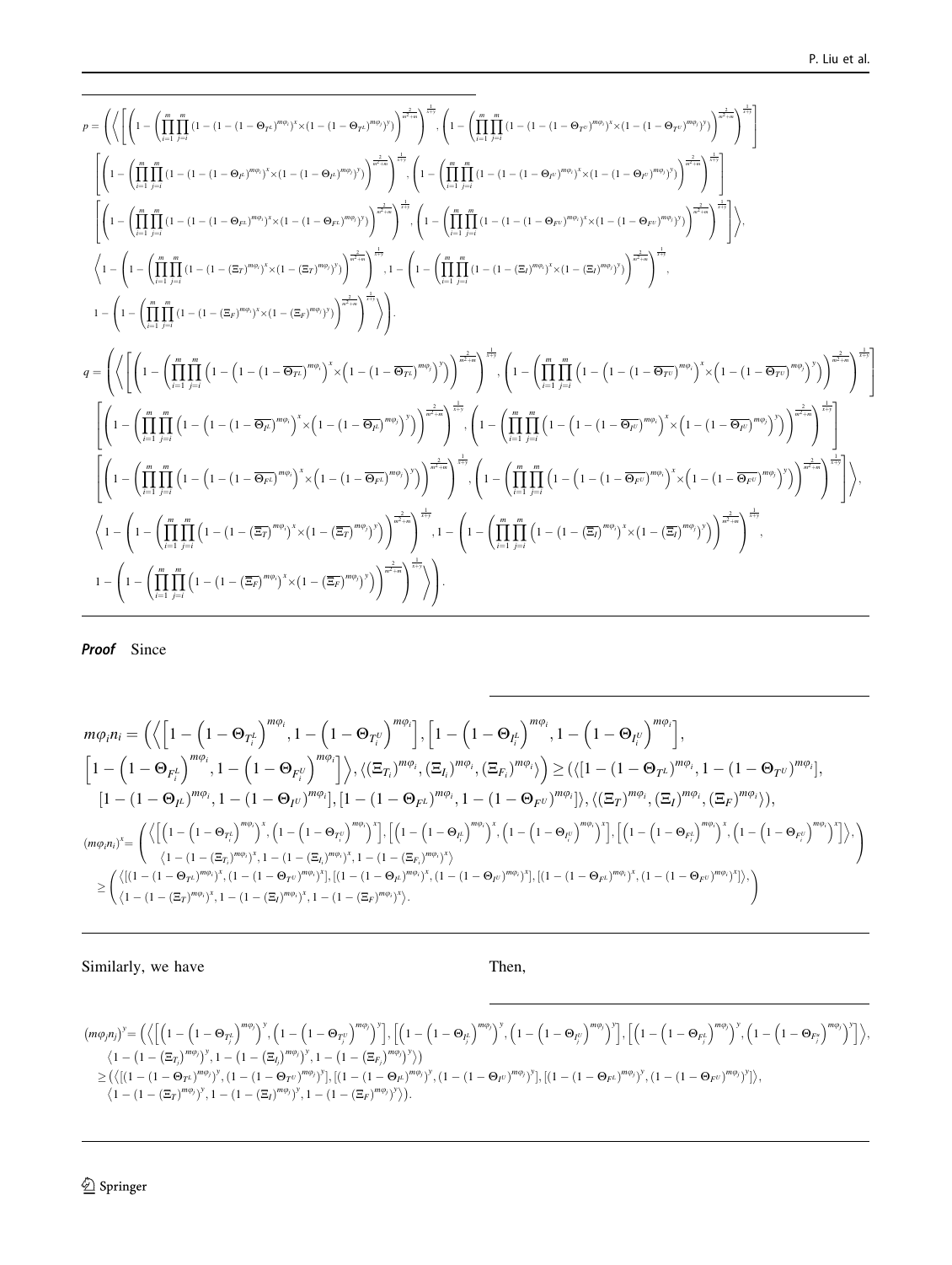$$p = \left( \left\langle \left[ \left( 1 - \left( \prod_{i=1}^{m} \prod_{j=i}^{m} (1 - (1 - (1 - \Theta_{T^L})^{m\varphi_i})^x \times (1 - (1 - \Theta_{T^L})^{m\varphi_j})^y) \right)^{\frac{2}{m^2+m}} \right)^{\frac{1}{x+y}}, \left( 1 - \left( \prod_{i=1}^{m} \prod_{j=i}^{m} (1 - (1 - (1 - \Theta_{T^U})^{m\varphi_i})^x \times (1 - (1 - \Theta_{T^U})^{m\varphi_j})^y) \right)^{\frac{2}{m^2+m}} \right)^{\frac{1}{x+y}} \right] \right. \right.$$

$$\left[ \left( 1 - \left( \prod_{i=1}^{m} \prod_{j=i}^{m} (1 - (1 - (1 - \Theta_{I^L})^{m\varphi_i})^x \times (1 - (1 - \Theta_{I^L})^{m\varphi_j})^y) \right)^{\frac{2}{m^2+m}} \right)^{\frac{1}{x+y}}, \left( 1 - \left( \prod_{i=1}^{m} \prod_{j=i}^{m} (1 - (1 - (1 - \Theta_{I^U})^{m\varphi_i})^x \times (1 - (1 - \Theta_{I^U})^{m\varphi_j})^y) \right)^{\frac{2}{m^2+m}} \right)^{\frac{1}{x+y}} \right]$$

$$\left. \left[ \left( 1 - \left( \prod_{i=1}^{m} \prod_{j=i}^{m} (1 - (1 - (1 - \Theta_{F^L})^{m\varphi_i})^x \times (1 - (1 - \Theta_{F^L})^{m\varphi_j})^y) \right)^{\frac{2}{m^2+m}} \right)^{\frac{1}{x+y}}, \left( 1 - \left( \prod_{i=1}^{m} \prod_{j=i}^{m} (1 - (1 - (1 - \Theta_{F^U})^{m\varphi_i})^x \times (1 - (1 - \Theta_{F^U})^{m\varphi_j})^y) \right)^{\frac{2}{m^2+m}} \right)^{\frac{1}{x+y}} \right] \right\rangle,$$

$$\left\langle 1 - \left( 1 - \left( \prod_{i=1}^{m} \prod_{j=i}^{m} (1 - (1 - (\Xi_T)^{m\varphi_i})^x \times (1 - (\Xi_T)^{m\varphi_j})^y) \right)^{\frac{2}{m^2+m}} \right)^{\frac{1}{x+y}}, 1 - \left( 1 - \left( \prod_{i=1}^{m} \prod_{j=i}^{m} (1 - (1 - (\Xi_I)^{m\varphi_i})^x \times (1 - (\Xi_I)^{m\varphi_j})^y) \right)^{\frac{2}{m^2+m}} \right)^{\frac{1}{x+y}}, \right.$$

$$\left. \left. 1 - \left( 1 - \left( \prod_{i=1}^{m} \prod_{j=i}^{m} (1 - (1 - (\Xi_F)^{m\varphi_i})^x \times (1 - (\Xi_F)^{m\varphi_j})^y) \right)^{\frac{2}{m^2+m}} \right)^{\frac{1}{x+y}} \right\rangle \right).$$

$$q = \left( \left\langle \left[ \left( 1 - \left( \prod_{i=1}^{m} \prod_{j=i}^{m} \left(1 - \left(1 - (1 - \overline{\Theta_{T^L}})^{m\varphi_i}\right)^x \times \left(1 - (1 - \overline{\Theta_{T^L}})^{m\varphi_j}\right)^y\right) \right)^{\frac{2}{m^2+m}} \right)^{\frac{1}{x+y}}, \left( 1 - \left( \prod_{i=1}^{m} \prod_{j=i}^{m} \left(1 - \left(1 - (1 - \overline{\Theta_{T^U}})^{m\varphi_i}\right)^x \times \left(1 - (1 - \overline{\Theta_{T^U}})^{m\varphi_j}\right)^y\right) \right)^{\frac{2}{m^2+m}} \right)^{\frac{1}{x+y}} \right] \right. \right.$$

$$\left[ \left( 1 - \left( \prod_{i=1}^{m} \prod_{j=i}^{m} \left(1 - \left(1 - (1 - \overline{\Theta_{I^L}})^{m\varphi_i}\right)^x \times \left(1 - (1 - \overline{\Theta_{I^L}})^{m\varphi_j}\right)^y\right) \right)^{\frac{2}{m^2+m}} \right)^{\frac{1}{x+y}}, \left( 1 - \left( \prod_{i=1}^{m} \prod_{j=i}^{m} \left(1 - \left(1 - (1 - \overline{\Theta_{I^U}})^{m\varphi_i}\right)^x \times \left(1 - (1 - \overline{\Theta_{I^U}})^{m\varphi_j}\right)^y\right) \right)^{\frac{2}{m^2+m}} \right)^{\frac{1}{x+y}} \right]$$

$$\left. \left[ \left( 1 - \left( \prod_{i=1}^{m} \prod_{j=i}^{m} \left(1 - \left(1 - (1 - \overline{\Theta_{F^L}})^{m\varphi_i}\right)^x \times \left(1 - (1 - \overline{\Theta_{F^L}})^{m\varphi_j}\right)^y\right) \right)^{\frac{2}{m^2+m}} \right)^{\frac{1}{x+y}}, \left( 1 - \left( \prod_{i=1}^{m} \prod_{j=i}^{m} \left(1 - \left(1 - (1 - \overline{\Theta_{F^U}})^{m\varphi_i}\right)^x \times \left(1 - (1 - \overline{\Theta_{F^U}})^{m\varphi_j}\right)^y\right) \right)^{\frac{2}{m^2+m}} \right)^{\frac{1}{x+y}} \right] \right\rangle,$$

$$\left\langle 1 - \left( 1 - \left( \prod_{i=1}^{m} \prod_{j=i}^{m} (1 - (1 - (\overline{\Xi_T})^{m\varphi_i})^x \times (1 - (\overline{\Xi_T})^{m\varphi_j})^y) \right)^{\frac{2}{m^2+m}} \right)^{\frac{1}{x+y}}, 1 - \left( 1 - \left( \prod_{i=1}^{m} \prod_{j=i}^{m} (1 - (1 - (\overline{\Xi_I})^{m\varphi_i})^x \times (1 - (\overline{\Xi_I})^{m\varphi_j})^y) \right)^{\frac{2}{m^2+m}} \right)^{\frac{1}{x+y}}, \right.$$

$$\left. \left. 1 - \left( 1 - \left( \prod_{i=1}^{m} \prod_{j=i}^{m} \left(1 - (1 - (\overline{\Xi_F})^{m\varphi_i})^x \times (1 - (\overline{\Xi_F})^{m\varphi_j})^y\right) \right)^{\frac{2}{m^2+m}} \right)^{\frac{1}{x+y}} \right\rangle \right).$$

***Proof*** Since

$$m\varphi_i n_i = \left( \left\langle \left[ 1 - \left(1 - \Theta_{T_i^L}\right)^{m\varphi_i}, 1 - \left(1 - \Theta_{T_i^U}\right)^{m\varphi_i} \right], \left[ 1 - \left(1 - \Theta_{I_i^L}\right)^{m\varphi_i}, 1 - \left(1 - \Theta_{I_i^U}\right)^{m\varphi_i} \right], \right. \right.$$

$$\left. \left[ 1 - \left(1 - \Theta_{F_i^L}\right)^{m\varphi_i}, 1 - \left(1 - \Theta_{F_i^U}\right)^{m\varphi_i} \right] \right\rangle, \langle (\Xi_{T_i})^{m\varphi_i}, (\Xi_{I_i})^{m\varphi_i}, (\Xi_{F_i})^{m\varphi_i} \rangle \Big) \geq (\langle [1 - (1 - \Theta_{T^L})^{m\varphi_i}, 1 - (1 - \Theta_{T^U})^{m\varphi_i}],$$

$$[1 - (1 - \Theta_{I^L})^{m\varphi_i}, 1 - (1 - \Theta_{I^U})^{m\varphi_i}], [1 - (1 - \Theta_{F^L})^{m\varphi_i}, 1 - (1 - \Theta_{F^U})^{m\varphi_i}] \rangle, \langle (\Xi_T)^{m\varphi_i}, (\Xi_I)^{m\varphi_i}, (\Xi_F)^{m\varphi_i} \rangle),$$

$$(m\varphi_i n_i)^x = \begin{pmatrix} \left\langle \left[ \left(1 - \left(1 - \Theta_{T_i^L}\right)^{m\varphi_i}\right)^x, \left(1 - \left(1 - \Theta_{T_i^U}\right)^{m\varphi_i}\right)^x \right], \left[ \left(1 - \left(1 - \Theta_{I_i^L}\right)^{m\varphi_i}\right)^x, \left(1 - \left(1 - \Theta_{I_i^U}\right)^{m\varphi_i}\right)^x \right], \left[ \left(1 - \left(1 - \Theta_{F_i^L}\right)^{m\varphi_i}\right)^x, \left(1 - \left(1 - \Theta_{F_i^U}\right)^{m\varphi_i}\right)^x \right] \right\rangle, \\ \left\langle 1 - (1 - (\Xi_{T_i})^{m\varphi_i})^x, 1 - (1 - (\Xi_{I_i})^{m\varphi_i})^x, 1 - (1 - (\Xi_{F_i})^{m\varphi_i})^x \right\rangle \end{pmatrix}$$

$$\geq \begin{pmatrix} \langle [(1 - (1 - \Theta_{T^L})^{m\varphi_i})^x, (1 - (1 - \Theta_{T^U})^{m\varphi_i})^x], [(1 - (1 - \Theta_{I^L})^{m\varphi_i})^x, (1 - (1 - \Theta_{I^U})^{m\varphi_i})^x], [(1 - (1 - \Theta_{F^L})^{m\varphi_i})^x, (1 - (1 - \Theta_{F^U})^{m\varphi_i})^x] \rangle, \\ \langle 1 - (1 - (\Xi_T)^{m\varphi_i})^x, 1 - (1 - (\Xi_I)^{m\varphi_i})^x, 1 - (1 - (\Xi_F)^{m\varphi_i})^x \rangle. \end{pmatrix}$$

Similarly, we have

Then,

$$(m\varphi_j n_j)^y = \left( \left\langle \left[ \left(1 - \left(1 - \Theta_{T_j^L}\right)^{m\varphi_j}\right)^y, \left(1 - \left(1 - \Theta_{T_j^U}\right)^{m\varphi_j}\right)^y \right], \left[ \left(1 - \left(1 - \Theta_{I_j^L}\right)^{m\varphi_j}\right)^y, \left(1 - \left(1 - \Theta_{I_j^U}\right)^{m\varphi_j}\right)^y \right], \left[ \left(1 - \left(1 - \Theta_{F_j^L}\right)^{m\varphi_j}\right)^y, \left(1 - \left(1 - \Theta_{F_j^U}\right)^{m\varphi_j}\right)^y \right] \right\rangle, \right.$$

$$\left. \left\langle 1 - \left(1 - (\Xi_{T_j})^{m\varphi_j}\right)^y, 1 - \left(1 - (\Xi_{I_j})^{m\varphi_j}\right)^y, 1 - \left(1 - (\Xi_{F_j})^{m\varphi_j}\right)^y \right\rangle \right)$$

$$\geq (\langle [(1 - (1 - \Theta_{T^L})^{m\varphi_j})^y, (1 - (1 - \Theta_{T^U})^{m\varphi_j})^y], [(1 - (1 - \Theta_{I^L})^{m\varphi_j})^y, (1 - (1 - \Theta_{I^U})^{m\varphi_j})^y], [(1 - (1 - \Theta_{F^L})^{m\varphi_j})^y, (1 - (1 - \Theta_{F^U})^{m\varphi_j})^y] \rangle,$$

$$\langle 1 - (1 - (\Xi_T)^{m\varphi_j})^y, 1 - (1 - (\Xi_I)^{m\varphi_j})^y, 1 - (1 - (\Xi_F)^{m\varphi_j})^y \rangle).$$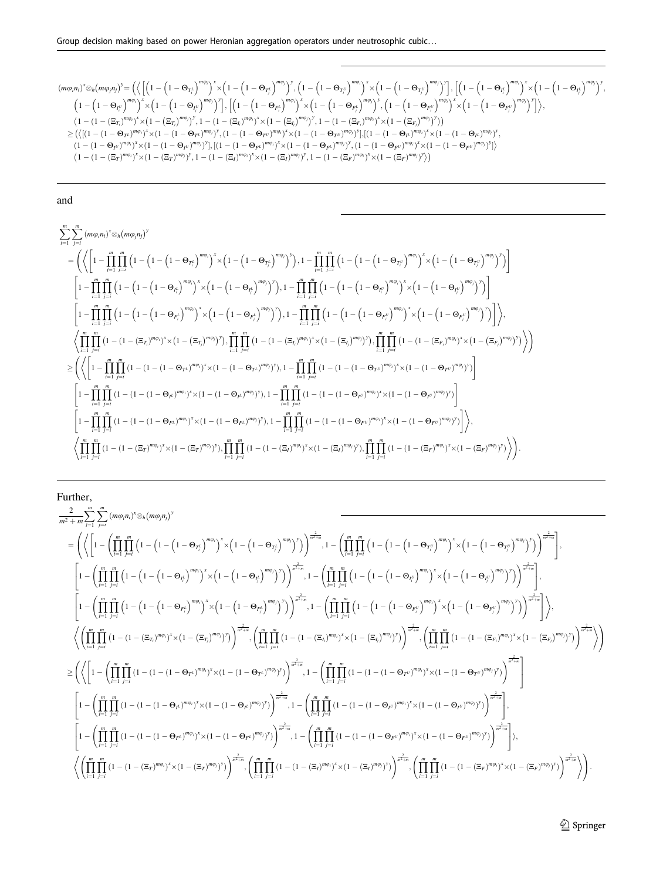$$
\begin{aligned}
&(m\varphi_i n_i)^x \otimes_h (m\varphi_j n_j)^y = \Big(\Big\langle \Big[\Big(1-\Big(1-\Theta_{T_i^L}\Big)^{m\varphi_i}\Big)^x \times \Big(1-\Big(1-\Theta_{T_j^L}\Big)^{m\varphi_j}\Big)^y, \Big(1-\Big(1-\Theta_{T_i^U}\Big)^{m\varphi_i}\Big)^x \times \Big(1-\Big(1-\Theta_{T_j^U}\Big)^{m\varphi_j}\Big)^y\Big], \Big[\Big(1-\Big(1-\Theta_{I_i^L}\Big)^{m\varphi_i}\Big)^x \times \Big(1-\Big(1-\Theta_{I_j^L}\Big)^{m\varphi_j}\Big)^y, \\
&\Big(1-\Big(1-\Theta_{I_i^U}\Big)^{m\varphi_i}\Big)^x \times \Big(1-\Big(1-\Theta_{I_j^U}\Big)^{m\varphi_j}\Big)^y\Big], \Big[\Big(1-\Big(1-\Theta_{F_i^L}\Big)^{m\varphi_i}\Big)^x \times \Big(1-\Big(1-\Theta_{F_j^L}\Big)^{m\varphi_j}\Big)^y, \Big(1-\Big(1-\Theta_{F_i^U}\Big)^{m\varphi_i}\Big)^x \times \Big(1-\Big(1-\Theta_{F_j^U}\Big)^{m\varphi_j}\Big)^y\Big]\Big\rangle, \\
&\Big\langle 1-(1-(\Xi_{T_i})^{m\varphi_i})^x \times \Big(1-\Big(\Xi_{T_j}\Big)^{m\varphi_j}\Big)^y, 1-(1-(\Xi_{I_i})^{m\varphi_i})^x \times \Big(1-\Big(\Xi_{I_j}\Big)^{m\varphi_j}\Big)^y, 1-(1-(\Xi_{F_i})^{m\varphi_i})^x \times \Big(1-\Big(\Xi_{F_j}\Big)^{m\varphi_j}\Big)^y\Big\rangle\Big) \\
&\geq \Big(\Big\langle[(1-(1-\Theta_{T^L})^{m\varphi_i})^x \times (1-(1-\Theta_{T^L})^{m\varphi_j})^y, (1-(1-\Theta_{T^U})^{m\varphi_i})^x \times (1-(1-\Theta_{T^U})^{m\varphi_j})^y], [(1-(1-\Theta_{I^L})^{m\varphi_i})^x \times (1-(1-\Theta_{I^L})^{m\varphi_j})^y, \\
&(1-(1-\Theta_{I^U})^{m\varphi_i})^x \times (1-(1-\Theta_{I^U})^{m\varphi_j})^y], [(1-(1-\Theta_{F^L})^{m\varphi_i})^x \times (1-(1-\Theta_{F^L})^{m\varphi_j})^y, (1-(1-\Theta_{F^U})^{m\varphi_i})^x \times (1-(1-\Theta_{F^U})^{m\varphi_j})^y]\Big\rangle \\
&\Big\langle 1-(1-(\Xi_T)^{m\varphi_i})^x \times (1-(\Xi_T)^{m\varphi_j})^y, 1-(1-(\Xi_I)^{m\varphi_i})^x \times (1-(\Xi_I)^{m\varphi_j})^y, 1-(1-(\Xi_F)^{m\varphi_i})^x \times (1-(\Xi_F)^{m\varphi_j})^y\Big\rangle\Big)
\end{aligned}
$$

and

$$
\begin{aligned}
&\sum_{i=1}^{m}\sum_{j=i}^{m}(m\varphi_i n_i)^x \otimes_h (m\varphi_j n_j)^y \\
&= \Bigg(\Bigg\langle\Bigg[1-\prod_{i=1}^{m}\prod_{j=i}^{m}\Big(1-\Big(1-\Big(1-\Theta_{T_i^L}\Big)^{m\varphi_i}\Big)^x \times \Big(1-\Big(1-\Theta_{T_j^L}\Big)^{m\varphi_j}\Big)^y\Big), 1-\prod_{i=1}^{m}\prod_{j=i}^{m}\Big(1-\Big(1-\Big(1-\Theta_{T_i^U}\Big)^{m\varphi_i}\Big)^x \times \Big(1-\Big(1-\Theta_{T_j^U}\Big)^{m\varphi_j}\Big)^y\Big)\Bigg] \\
&\Bigg[1-\prod_{i=1}^{m}\prod_{j=i}^{m}\Big(1-\Big(1-\Big(1-\Theta_{I_i^L}\Big)^{m\varphi_i}\Big)^x \times \Big(1-\Big(1-\Theta_{I_j^L}\Big)^{m\varphi_j}\Big)^y\Big), 1-\prod_{i=1}^{m}\prod_{j=i}^{m}\Big(1-\Big(1-\Big(1-\Theta_{I_i^U}\Big)^{m\varphi_i}\Big)^x \times \Big(1-\Big(1-\Theta_{I_j^U}\Big)^{m\varphi_j}\Big)^y\Big)\Bigg] \\
&\Bigg[1-\prod_{i=1}^{m}\prod_{j=i}^{m}\Big(1-\Big(1-\Big(1-\Theta_{F_i^L}\Big)^{m\varphi_i}\Big)^x \times \Big(1-\Big(1-\Theta_{F_j^L}\Big)^{m\varphi_j}\Big)^y\Big), 1-\prod_{i=1}^{m}\prod_{j=i}^{m}\Big(1-\Big(1-\Big(1-\Theta_{F_i^U}\Big)^{m\varphi_i}\Big)^x \times \Big(1-\Big(1-\Theta_{F_j^U}\Big)^{m\varphi_j}\Big)^y\Big)\Bigg]\Bigg\rangle, \\
&\Bigg\langle\prod_{i=1}^{m}\prod_{j=i}^{m}(1-(1-(\Xi_{T_i})^{m\varphi_i})^x \times (1-(\Xi_{T_j})^{m\varphi_j})^y), \prod_{i=1}^{m}\prod_{j=i}^{m}(1-(1-(\Xi_{I_i})^{m\varphi_i})^x \times (1-(\Xi_{I_j})^{m\varphi_j})^y), \prod_{i=1}^{m}\prod_{j=i}^{m}(1-(1-(\Xi_{F_i})^{m\varphi_i})^x \times (1-(\Xi_{F_j})^{m\varphi_j})^y)\Bigg\rangle\Bigg) \\
&\geq \Bigg(\Bigg\langle\Bigg[1-\prod_{i=1}^{m}\prod_{j=i}^{m}(1-(1-(1-\Theta_{T^L})^{m\varphi_i})^x \times (1-(1-\Theta_{T^L})^{m\varphi_j})^y), 1-\prod_{i=1}^{m}\prod_{j=i}^{m}(1-(1-(1-\Theta_{T^U})^{m\varphi_i})^x \times (1-(1-\Theta_{T^U})^{m\varphi_j})^y)\Bigg] \\
&\Bigg[1-\prod_{i=1}^{m}\prod_{j=i}^{m}(1-(1-(1-\Theta_{I^L})^{m\varphi_i})^x \times (1-(1-\Theta_{I^L})^{m\varphi_j})^y), 1-\prod_{i=1}^{m}\prod_{j=i}^{m}(1-(1-(1-\Theta_{I^U})^{m\varphi_i})^x \times (1-(1-\Theta_{I^U})^{m\varphi_j})^y)\Bigg] \\
&\Bigg[1-\prod_{i=1}^{m}\prod_{j=i}^{m}(1-(1-(1-\Theta_{F^L})^{m\varphi_i})^x \times (1-(1-\Theta_{F^L})^{m\varphi_j})^y), 1-\prod_{i=1}^{m}\prod_{j=i}^{m}(1-(1-(1-\Theta_{F^U})^{m\varphi_i})^x \times (1-(1-\Theta_{F^U})^{m\varphi_j})^y)\Bigg]\Bigg\rangle, \\
&\Bigg\langle\prod_{i=1}^{m}\prod_{j=i}^{m}(1-(1-(\Xi_T)^{m\varphi_i})^x \times (1-(\Xi_T)^{m\varphi_j})^y), \prod_{i=1}^{m}\prod_{j=i}^{m}(1-(1-(\Xi_I)^{m\varphi_i})^x \times (1-(\Xi_I)^{m\varphi_j})^y), \prod_{i=1}^{m}\prod_{j=i}^{m}(1-(1-(\Xi_F)^{m\varphi_i})^x \times (1-(\Xi_F)^{m\varphi_j})^y)\Bigg\rangle\Bigg).
\end{aligned}
$$

Further,

$$
\begin{aligned}
&\frac{2}{m^2+m}\sum_{i=1}^{m}\sum_{j=i}^{m}(m\varphi_i n_i)^x \otimes_h (m\varphi_j n_j)^y \\
&= \Bigg(\Bigg\langle\Bigg[1-\Bigg(\prod_{i=1}^{m}\prod_{j=i}^{m}\Big(1-\Big(1-\Big(1-\Theta_{T_i^L}\Big)^{m\varphi_i}\Big)^x \times \Big(1-\Big(1-\Theta_{T_j^L}\Big)^{m\varphi_j}\Big)^y\Big)\Bigg)^{\frac{2}{m^2+m}}, 1-\Bigg(\prod_{i=1}^{m}\prod_{j=i}^{m}\Big(1-\Big(1-\Big(1-\Theta_{T_i^U}\Big)^{m\varphi_i}\Big)^x \times \Big(1-\Big(1-\Theta_{T_j^U}\Big)^{m\varphi_j}\Big)^y\Big)\Bigg)^{\frac{2}{m^2+m}}\Bigg], \\
&\Bigg[1-\Bigg(\prod_{i=1}^{m}\prod_{j=i}^{m}\Big(1-\Big(1-\Big(1-\Theta_{I_i^L}\Big)^{m\varphi_i}\Big)^x \times \Big(1-\Big(1-\Theta_{I_j^L}\Big)^{m\varphi_j}\Big)^y\Big)\Bigg)^{\frac{2}{m^2+m}}, 1-\Bigg(\prod_{i=1}^{m}\prod_{j=i}^{m}\Big(1-\Big(1-\Big(1-\Theta_{I_i^U}\Big)^{m\varphi_i}\Big)^x \times \Big(1-\Big(1-\Theta_{I_j^U}\Big)^{m\varphi_j}\Big)^y\Big)\Bigg)^{\frac{2}{m^2+m}}\Bigg], \\
&\Bigg[1-\Bigg(\prod_{i=1}^{m}\prod_{j=i}^{m}\Big(1-\Big(1-\Big(1-\Theta_{F_i^L}\Big)^{m\varphi_i}\Big)^x \times \Big(1-\Big(1-\Theta_{F_j^L}\Big)^{m\varphi_j}\Big)^y\Big)\Bigg)^{\frac{2}{m^2+m}}, 1-\Bigg(\prod_{i=1}^{m}\prod_{j=i}^{m}\Big(1-\Big(1-\Big(1-\Theta_{F_i^U}\Big)^{m\varphi_i}\Big)^x \times \Big(1-\Big(1-\Theta_{F_j^U}\Big)^{m\varphi_j}\Big)^y\Big)\Bigg)^{\frac{2}{m^2+m}}\Bigg]\Bigg\rangle, \\
&\Bigg\langle\Bigg(\prod_{i=1}^{m}\prod_{j=i}^{m}(1-(1-(\Xi_{T_i})^{m\varphi_i})^x \times (1-(\Xi_{T_j})^{m\varphi_j})^y)\Bigg)^{\frac{2}{m^2+m}}, \Bigg(\prod_{i=1}^{m}\prod_{j=i}^{m}(1-(1-(\Xi_{I_i})^{m\varphi_i})^x \times (1-(\Xi_{I_j})^{m\varphi_j})^y)\Bigg)^{\frac{2}{m^2+m}}, \Bigg(\prod_{i=1}^{m}\prod_{j=i}^{m}(1-(1-(\Xi_{F_i})^{m\varphi_i})^x \times (1-(\Xi_{F_j})^{m\varphi_j})^y)\Bigg)^{\frac{2}{m^2+m}}\Bigg\rangle\Bigg) \\
&\geq \Bigg(\Bigg\langle\Bigg[1-\Bigg(\prod_{i=1}^{m}\prod_{j=i}^{m}(1-(1-(1-\Theta_{T^L})^{m\varphi_i})^x \times (1-(1-\Theta_{T^L})^{m\varphi_j})^y)\Bigg)^{\frac{2}{m^2+m}}, 1-\Bigg(\prod_{i=1}^{m}\prod_{j=i}^{m}(1-(1-(1-\Theta_{T^U})^{m\varphi_i})^x \times (1-(1-\Theta_{T^U})^{m\varphi_j})^y)\Bigg)^{\frac{2}{m^2+m}}\Bigg] \\
&\Bigg[1-\Bigg(\prod_{i=1}^{m}\prod_{j=i}^{m}(1-(1-(1-\Theta_{I^L})^{m\varphi_i})^x \times (1-(1-\Theta_{I^L})^{m\varphi_j})^y)\Bigg)^{\frac{2}{m^2+m}}, 1-\Bigg(\prod_{i=1}^{m}\prod_{j=i}^{m}(1-(1-(1-\Theta_{I^U})^{m\varphi_i})^x \times (1-(1-\Theta_{I^U})^{m\varphi_j})^y)\Bigg)^{\frac{2}{m^2+m}}\Bigg], \\
&\Bigg[1-\Bigg(\prod_{i=1}^{m}\prod_{j=i}^{m}(1-(1-(1-\Theta_{F^L})^{m\varphi_i})^x \times (1-(1-\Theta_{F^L})^{m\varphi_j})^y)\Bigg)^{\frac{2}{m^2+m}}, 1-\Bigg(\prod_{i=1}^{m}\prod_{j=i}^{m}(1-(1-(1-\Theta_{F^U})^{m\varphi_i})^x \times (1-(1-\Theta_{F^U})^{m\varphi_j})^y)\Bigg)^{\frac{2}{m^2+m}}\Bigg]\Bigg\rangle, \\
&\Bigg\langle\Bigg(\prod_{i=1}^{m}\prod_{j=i}^{m}(1-(1-(\Xi_T)^{m\varphi_i})^x \times (1-(\Xi_T)^{m\varphi_j})^y)\Bigg)^{\frac{2}{m^2+m}}, \Bigg(\prod_{i=1}^{m}\prod_{j=i}^{m}(1-(1-(\Xi_I)^{m\varphi_i})^x \times (1-(\Xi_I)^{m\varphi_j})^y)\Bigg)^{\frac{2}{m^2+m}}, \Bigg(\prod_{i=1}^{m}\prod_{j=i}^{m}(1-(1-(\Xi_F)^{m\varphi_i})^x \times (1-(\Xi_F)^{m\varphi_j})^y)\Bigg)^{\frac{2}{m^2+m}}\Bigg\rangle\Bigg).
\end{aligned}
$$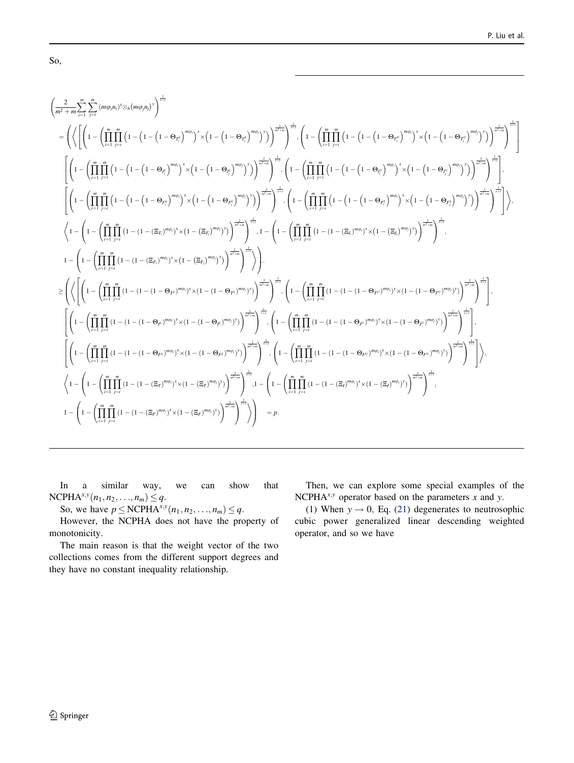So,

$$
\begin{aligned}
&\left(\frac{2}{m^2+m}\sum_{i=1}^{m}\sum_{j=i}^{m}\left(m\varphi_i n_i\right)^x \otimes_h \left(m\varphi_j n_j\right)^y\right)^{\frac{1}{x+y}} \\
&= \left(\left\langle\left[\left(1-\left(\prod_{i=1}^{m}\prod_{j=i}^{m}\left(1-\left(1-\left(1-\Theta_{T_i^L}\right)^{m\varphi_i}\right)^x\times\left(1-\left(1-\Theta_{T_j^L}\right)^{m\varphi_j}\right)^y\right)\right)^{\frac{2}{m^2+m}}\right)^{\frac{1}{x+y}}, \left(1-\left(\prod_{i=1}^{m}\prod_{j=i}^{m}\left(1-\left(1-\left(1-\Theta_{T_i^U}\right)^{m\varphi_i}\right)^x\times\left(1-\left(1-\Theta_{T_j^U}\right)^{m\varphi_j}\right)^y\right)\right)^{\frac{2}{m^2+m}}\right)^{\frac{1}{x+y}}\right]\right.\right. \\
&\left[\left(1-\left(\prod_{i=1}^{m}\prod_{j=i}^{m}\left(1-\left(1-\left(1-\Theta_{I_i^L}\right)^{m\varphi_i}\right)^x\times\left(1-\left(1-\Theta_{I_j^L}\right)^{m\varphi_j}\right)^y\right)\right)^{\frac{2}{m^2+m}}\right)^{\frac{1}{x+y}}, \left(1-\left(\prod_{i=1}^{m}\prod_{j=i}^{m}\left(1-\left(1-\left(1-\Theta_{I_i^U}\right)^{m\varphi_i}\right)^x\times\left(1-\left(1-\Theta_{I_j^U}\right)^{m\varphi_j}\right)^y\right)\right)^{\frac{2}{m^2+m}}\right)^{\frac{1}{x+y}}\right], \\
&\left.\left[\left(1-\left(\prod_{i=1}^{m}\prod_{j=i}^{m}\left(1-\left(1-\left(1-\Theta_{F_i^L}\right)^{m\varphi_i}\right)^x\times\left(1-\left(1-\Theta_{F_j^L}\right)^{m\varphi_j}\right)^y\right)\right)^{\frac{2}{m^2+m}}\right)^{\frac{1}{x+y}}, \left(1-\left(\prod_{i=1}^{m}\prod_{j=i}^{m}\left(1-\left(1-\left(1-\Theta_{F_i^L}\right)^{m\varphi_i}\right)^x\times\left(1-\left(1-\Theta_{F_j^L}\right)^{m\varphi_j}\right)^y\right)\right)^{\frac{2}{m^2+m}}\right)^{\frac{1}{x+y}}\right]\right\rangle, \\
&\left\langle 1-\left(1-\left(\prod_{i=1}^{m}\prod_{j=i}^{m}\left(1-\left(1-\left(\Xi_{T_i}\right)^{m\varphi_i}\right)^x\times\left(1-\left(\Xi_{T_j}\right)^{m\varphi_j}\right)^y\right)\right)^{\frac{2}{m^2+m}}\right)^{\frac{1}{x+y}}, 1-\left(1-\left(\prod_{i=1}^{m}\prod_{j=i}^{m}\left(1-\left(1-\left(\Xi_{I_i}\right)^{m\varphi_i}\right)^x\times\left(1-\left(\Xi_{I_j}\right)^{m\varphi_j}\right)^y\right)\right)^{\frac{2}{m^2+m}}\right)^{\frac{1}{x+y}},\right. \\
&\left.\left. 1-\left(1-\left(\prod_{i=1}^{m}\prod_{j=i}^{m}\left(1-\left(1-\left(\Xi_{F_i}\right)^{m\varphi_i}\right)^x\times\left(1-\left(\Xi_{F_j}\right)^{m\varphi_j}\right)^y\right)\right)^{\frac{2}{m^2+m}}\right)^{\frac{1}{x+y}}\right\rangle\right). \\
&\geq \left(\left\langle\left[\left(1-\left(\prod_{i=1}^{m}\prod_{j=i}^{m}\left(1-\left(1-\left(1-\Theta_{T^L}\right)^{m\varphi_i}\right)^x\times\left(1-\left(1-\Theta_{T^L}\right)^{m\varphi_j}\right)^y\right)\right)^{\frac{2}{m^2+m}}\right)^{\frac{1}{x+y}}, \left(1-\left(\prod_{i=1}^{m}\prod_{j=i}^{m}\left(1-\left(1-\left(1-\Theta_{T^U}\right)^{m\varphi_i}\right)^x\times\left(1-\left(1-\Theta_{T^U}\right)^{m\varphi_j}\right)^y\right)\right)^{\frac{2}{m^2+m}}\right)^{\frac{1}{x+y}}\right],\right.\right. \\
&\left[\left(1-\left(\prod_{i=1}^{m}\prod_{j=i}^{m}\left(1-\left(1-\left(1-\Theta_{I^L}\right)^{m\varphi_i}\right)^x\times\left(1-\left(1-\Theta_{I^L}\right)^{m\varphi_j}\right)^y\right)\right)^{\frac{2}{m^2+m}}\right)^{\frac{1}{x+y}}, \left(1-\left(\prod_{i=1}^{m}\prod_{j=i}^{m}\left(1-\left(1-\left(1-\Theta_{I^U}\right)^{m\varphi_i}\right)^x\times\left(1-\left(1-\Theta_{I^U}\right)^{m\varphi_j}\right)^y\right)\right)^{\frac{2}{m^2+m}}\right)^{\frac{1}{x+y}}\right], \\
&\left.\left[\left(1-\left(\prod_{i=1}^{m}\prod_{j=i}^{m}\left(1-\left(1-\left(1-\Theta_{F^L}\right)^{m\varphi_i}\right)^x\times\left(1-\left(1-\Theta_{F^L}\right)^{m\varphi_j}\right)^y\right)\right)^{\frac{2}{m^2+m}}\right)^{\frac{1}{x+y}}, \left(1-\left(\prod_{i=1}^{m}\prod_{j=i}^{m}\left(1-\left(1-\left(1-\Theta_{F^U}\right)^{m\varphi_i}\right)^x\times\left(1-\left(1-\Theta_{F^U}\right)^{m\varphi_j}\right)^y\right)\right)^{\frac{2}{m^2+m}}\right)^{\frac{1}{x+y}}\right]\right\rangle, \\
&\left\langle 1-\left(1-\left(\prod_{i=1}^{m}\prod_{j=i}^{m}\left(1-\left(1-\left(\Xi_{T}\right)^{m\varphi_i}\right)^x\times\left(1-\left(\Xi_{T}\right)^{m\varphi_j}\right)^y\right)\right)^{\frac{2}{m^2+m}}\right)^{\frac{1}{x+y}}, 1-\left(1-\left(\prod_{i=1}^{m}\prod_{j=i}^{m}\left(1-\left(1-\left(\Xi_{I}\right)^{m\varphi_i}\right)^x\times\left(1-\left(\Xi_{I}\right)^{m\varphi_j}\right)^y\right)\right)^{\frac{2}{m^2+m}}\right)^{\frac{1}{x+y}},\right. \\
&\left.\left. 1-\left(1-\left(\prod_{i=1}^{m}\prod_{j=i}^{m}\left(1-\left(1-\left(\Xi_{F}\right)^{m\varphi_i}\right)^x\times\left(1-\left(\Xi_{F}\right)^{m\varphi_j}\right)^y\right)\right)^{\frac{2}{m^2+m}}\right)^{\frac{1}{x+y}}\right\rangle\right) \quad = p.
\end{aligned}
$$

In a similar way, we can show that $\mathrm{NCPHA}^{x,y}(n_1, n_2, \ldots, n_m) \leq q$.

So, we have $p \leq \mathrm{NCPHA}^{x,y}(n_1, n_2, \ldots, n_m) \leq q$.

However, the NCPHA does not have the property of monotonicity.

The main reason is that the weight vector of the two collections comes from the different support degrees and they have no constant inequality relationship.

Then, we can explore some special examples of the $\mathrm{NCPHA}^{x,y}$ operator based on the parameters $x$ and $y$.

(1) When $y \to 0$, Eq. (21) degenerates to neutrosophic cubic power generalized linear descending weighted operator, and so we have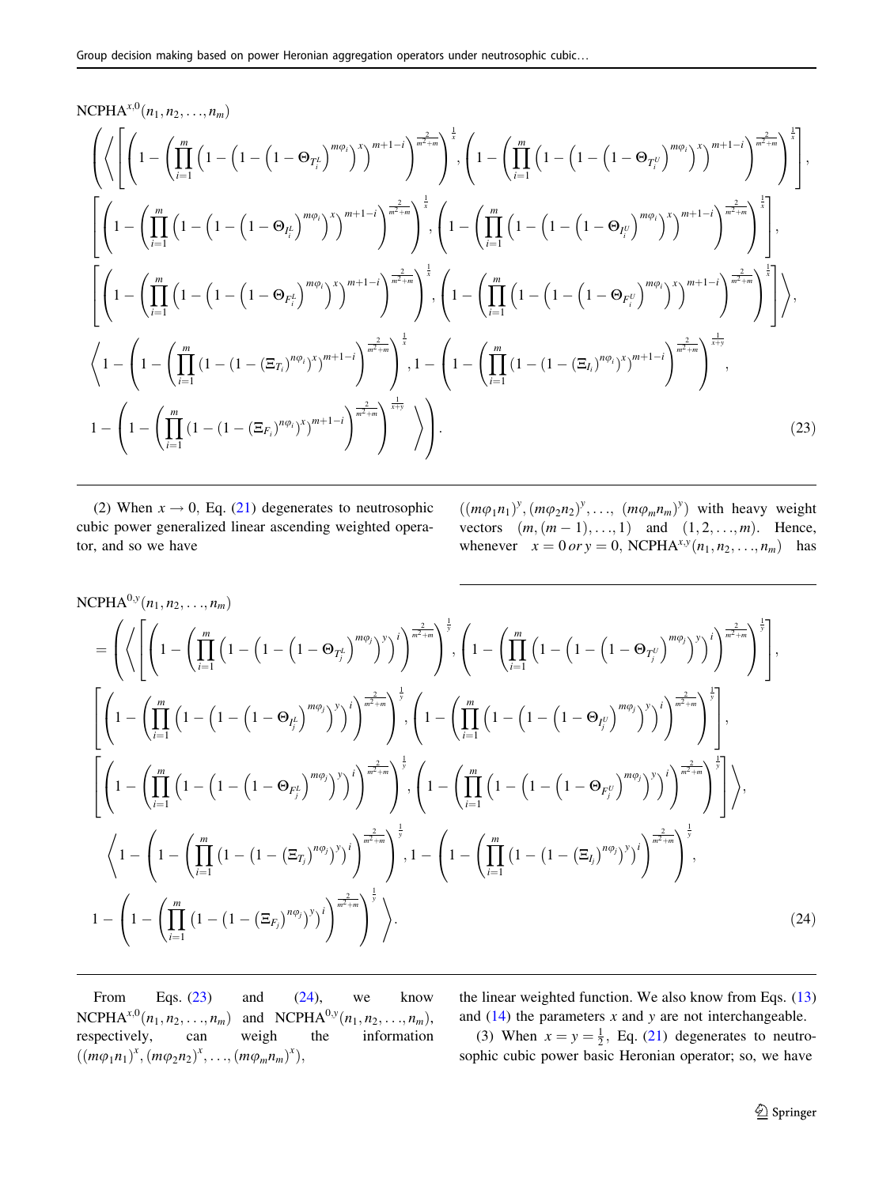$$
\begin{aligned}
&\mathrm{NCPHA}^{x,0}(n_1, n_2, \ldots, n_m) \\
&\left( \left\langle \left[ \left( 1 - \left( \prod_{i=1}^{m} \left( 1 - \left( 1 - \left( 1 - \Theta_{T_i^L} \right)^{m\varphi_i} \right)^x \right)^{m+1-i} \right)^{\frac{2}{m^2+m}} \right)^{\frac{1}{x}}, \left( 1 - \left( \prod_{i=1}^{m} \left( 1 - \left( 1 - \left( 1 - \Theta_{T_i^U} \right)^{m\varphi_i} \right)^x \right)^{m+1-i} \right)^{\frac{2}{m^2+m}} \right)^{\frac{1}{x}} \right], \right.\right. \\
&\left[ \left( 1 - \left( \prod_{i=1}^{m} \left( 1 - \left( 1 - \left( 1 - \Theta_{I_i^L} \right)^{m\varphi_i} \right)^x \right)^{m+1-i} \right)^{\frac{2}{m^2+m}} \right)^{\frac{1}{x}}, \left( 1 - \left( \prod_{i=1}^{m} \left( 1 - \left( 1 - \left( 1 - \Theta_{I_i^U} \right)^{m\varphi_i} \right)^x \right)^{m+1-i} \right)^{\frac{2}{m^2+m}} \right)^{\frac{1}{x}} \right], \\
&\left. \left[ \left( 1 - \left( \prod_{i=1}^{m} \left( 1 - \left( 1 - \left( 1 - \Theta_{F_i^L} \right)^{m\varphi_i} \right)^x \right)^{m+1-i} \right)^{\frac{2}{m^2+m}} \right)^{\frac{1}{x}}, \left( 1 - \left( \prod_{i=1}^{m} \left( 1 - \left( 1 - \left( 1 - \Theta_{F_i^U} \right)^{m\varphi_i} \right)^x \right)^{m+1-i} \right)^{\frac{2}{m^2+m}} \right)^{\frac{1}{x}} \right] \right\rangle, \\
&\left\langle 1 - \left( 1 - \left( \prod_{i=1}^{m} \left( 1 - \left( 1 - (\Xi_{T_i})^{n\varphi_i} \right)^x \right)^{m+1-i} \right)^{\frac{2}{m^2+m}} \right)^{\frac{1}{x}}, 1 - \left( 1 - \left( \prod_{i=1}^{m} \left( 1 - \left( 1 - (\Xi_{I_i})^{n\varphi_i} \right)^x \right)^{m+1-i} \right)^{\frac{2}{m^2+m}} \right)^{\frac{1}{x+y}}, \right. \\
&\left.\left. 1 - \left( 1 - \left( \prod_{i=1}^{m} \left( 1 - \left( 1 - (\Xi_{F_i})^{n\varphi_i} \right)^x \right)^{m+1-i} \right)^{\frac{2}{m^2+m}} \right)^{\frac{1}{x+y}} \right\rangle \right). \qquad (23)
\end{aligned}
$$

(2) When $x \to 0$, Eq. (21) degenerates to neutrosophic cubic power generalized linear ascending weighted operator, and so we have

$$
\begin{aligned}
&\mathrm{NCPHA}^{0,y}(n_1, n_2, \ldots, n_m) \\
&= \left( \left\langle \left[ \left( 1 - \left( \prod_{i=1}^{m} \left( 1 - \left( 1 - \left( 1 - \Theta_{T_j^L} \right)^{m\varphi_j} \right)^y \right)^{i} \right)^{\frac{2}{m^2+m}} \right)^{\frac{1}{y}}, \left( 1 - \left( \prod_{i=1}^{m} \left( 1 - \left( 1 - \left( 1 - \Theta_{T_j^U} \right)^{m\varphi_j} \right)^y \right)^{i} \right)^{\frac{2}{m^2+m}} \right)^{\frac{1}{y}} \right], \right.\right. \\
&\left[ \left( 1 - \left( \prod_{i=1}^{m} \left( 1 - \left( 1 - \left( 1 - \Theta_{I_j^L} \right)^{m\varphi_j} \right)^y \right)^{i} \right)^{\frac{2}{m^2+m}} \right)^{\frac{1}{y}}, \left( 1 - \left( \prod_{i=1}^{m} \left( 1 - \left( 1 - \left( 1 - \Theta_{I_j^U} \right)^{m\varphi_j} \right)^y \right)^{i} \right)^{\frac{2}{m^2+m}} \right)^{\frac{1}{y}} \right], \\
&\left. \left[ \left( 1 - \left( \prod_{i=1}^{m} \left( 1 - \left( 1 - \left( 1 - \Theta_{F_j^L} \right)^{m\varphi_j} \right)^y \right)^{i} \right)^{\frac{2}{m^2+m}} \right)^{\frac{1}{y}}, \left( 1 - \left( \prod_{i=1}^{m} \left( 1 - \left( 1 - \left( 1 - \Theta_{F_j^U} \right)^{m\varphi_j} \right)^y \right)^{i} \right)^{\frac{2}{m^2+m}} \right)^{\frac{1}{y}} \right] \right\rangle, \\
&\left\langle 1 - \left( 1 - \left( \prod_{i=1}^{m} \left( 1 - \left( 1 - (\Xi_{T_j})^{n\varphi_j} \right)^y \right)^{i} \right)^{\frac{2}{m^2+m}} \right)^{\frac{1}{y}}, 1 - \left( 1 - \left( \prod_{i=1}^{m} \left( 1 - \left( 1 - (\Xi_{I_j})^{n\varphi_j} \right)^y \right)^{i} \right)^{\frac{2}{m^2+m}} \right)^{\frac{1}{y}}, \right. \\
&\left.\left. 1 - \left( 1 - \left( \prod_{i=1}^{m} \left( 1 - \left( 1 - (\Xi_{F_j})^{n\varphi_j} \right)^y \right)^{i} \right)^{\frac{2}{m^2+m}} \right)^{\frac{1}{y}} \right\rangle \right). \qquad (24)
\end{aligned}
$$

From Eqs. (23) and (24), we know $\mathrm{NCPHA}^{x,0}(n_1, n_2, \ldots, n_m)$ and $\mathrm{NCPHA}^{0,y}(n_1, n_2, \ldots, n_m)$, respectively, can weigh the information $((m\varphi_1 n_1)^x, (m\varphi_2 n_2)^x, \ldots, (m\varphi_m n_m)^x)$, $((m\varphi_1 n_1)^y, (m\varphi_2 n_2)^y, \ldots, (m\varphi_m n_m)^y)$ with heavy weight vectors $(m, (m-1), \ldots, 1)$ and $(1, 2, \ldots, m)$. Hence, whenever $x = 0$ or $y = 0$, $\mathrm{NCPHA}^{x,y}(n_1, n_2, \ldots, n_m)$ has the linear weighted function. We also know from Eqs. (13) and (14) the parameters $x$ and $y$ are not interchangeable.

(3) When $x = y = \frac{1}{2}$, Eq. (21) degenerates to neutrosophic cubic power basic Heronian operator; so, we have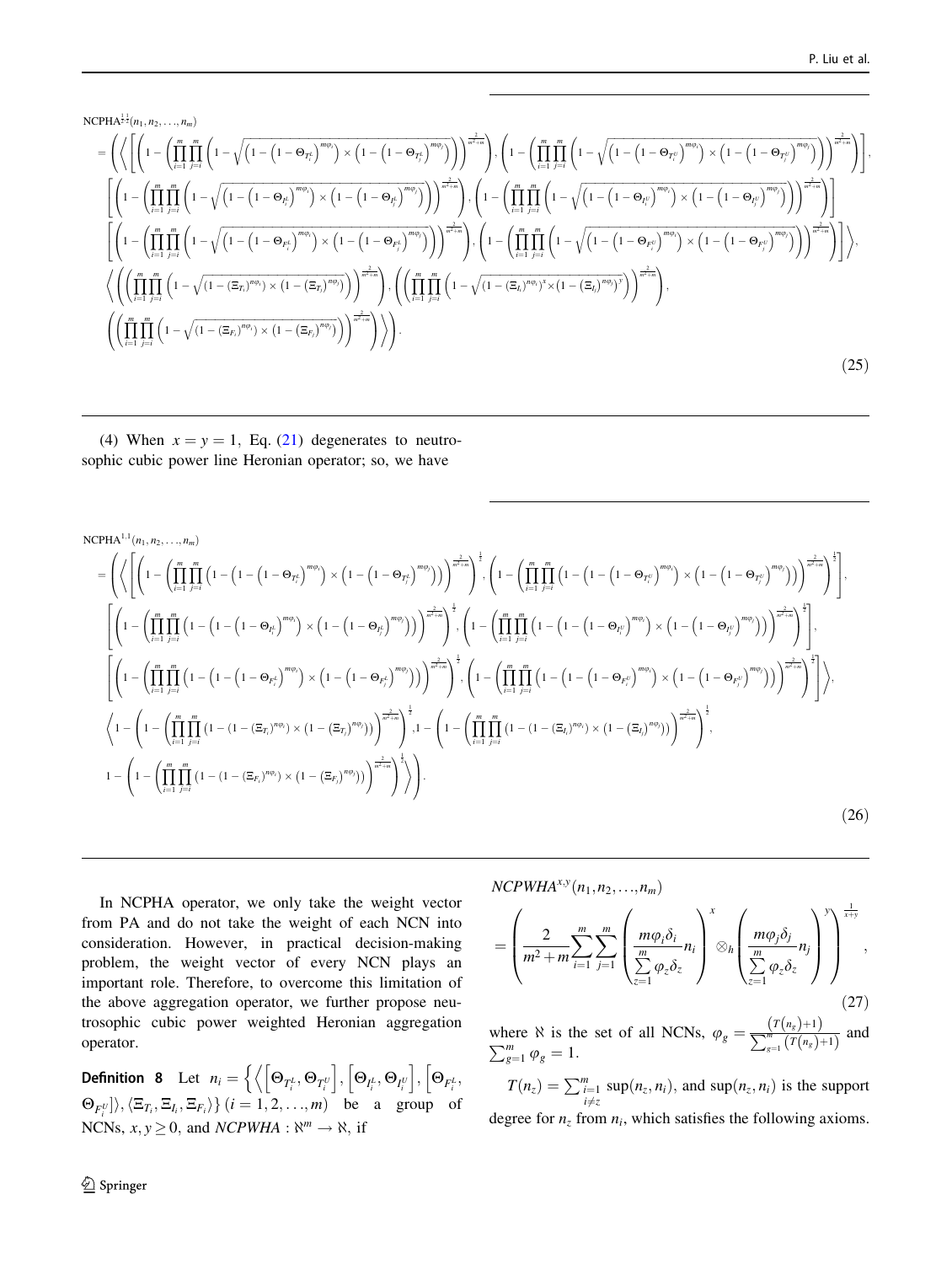$$
\begin{aligned}
&NCPHA^{\frac{1}{2},\frac{1}{2}}(n_1,n_2,\ldots,n_m)\\
&=\Bigg(\Bigg\langle\Bigg[\Bigg(1-\Bigg(\prod_{i=1}^{m}\prod_{j=i}^{m}\Bigg(1-\sqrt{\left(1-\left(1-\Theta_{T_i^L}\right)^{m\varphi_i}\right)\times\left(1-\left(1-\Theta_{T_j^L}\right)^{m\varphi_j}\right)}\Bigg)\Bigg)^{\frac{2}{m^2+m}}\Bigg),\Bigg(1-\Bigg(\prod_{i=1}^{m}\prod_{j=i}^{m}\Bigg(1-\sqrt{\left(1-\left(1-\Theta_{T_i^U}\right)^{m\varphi_i}\right)\times\left(1-\left(1-\Theta_{T_j^U}\right)^{m\varphi_j}\right)}\Bigg)\Bigg)^{\frac{2}{m^2+m}}\Bigg)\Bigg],\\
&\Bigg[\Bigg(1-\Bigg(\prod_{i=1}^{m}\prod_{j=i}^{m}\Bigg(1-\sqrt{\left(1-\left(1-\Theta_{I_i^L}\right)^{m\varphi_i}\right)\times\left(1-\left(1-\Theta_{I_j^L}\right)^{m\varphi_j}\right)}\Bigg)\Bigg)^{\frac{2}{m^2+m}}\Bigg),\Bigg(1-\Bigg(\prod_{i=1}^{m}\prod_{j=i}^{m}\Bigg(1-\sqrt{\left(1-\left(1-\Theta_{I_i^U}\right)^{m\varphi_i}\right)\times\left(1-\left(1-\Theta_{I_j^U}\right)^{m\varphi_j}\right)}\Bigg)\Bigg)^{\frac{2}{m^2+m}}\Bigg)\Bigg]\\
&\Bigg[\Bigg(1-\Bigg(\prod_{i=1}^{m}\prod_{j=i}^{m}\Bigg(1-\sqrt{\left(1-\left(1-\Theta_{F_i^L}\right)^{m\varphi_i}\right)\times\left(1-\left(1-\Theta_{F_j^L}\right)^{m\varphi_j}\right)}\Bigg)\Bigg)^{\frac{2}{m^2+m}}\Bigg),\Bigg(1-\Bigg(\prod_{i=1}^{m}\prod_{j=i}^{m}\Bigg(1-\sqrt{\left(1-\left(1-\Theta_{F_i^U}\right)^{m\varphi_i}\right)\times\left(1-\left(1-\Theta_{F_j^U}\right)^{m\varphi_j}\right)}\Bigg)\Bigg)^{\frac{2}{m^2+m}}\Bigg)\Bigg]\Bigg\rangle,\\
&\Bigg\langle\Bigg(\Bigg(\prod_{i=1}^{m}\prod_{j=i}^{m}\Bigg(1-\sqrt{\left(1-\left(\Xi_{T_i}\right)^{n\varphi_i}\right)\times\left(1-\left(\Xi_{T_j}\right)^{n\varphi_j}\right)}\Bigg)\Bigg)^{\frac{2}{m^2+m}}\Bigg),\Bigg(\Bigg(\prod_{i=1}^{m}\prod_{j=i}^{m}\Bigg(1-\sqrt{\left(1-\left(\Xi_{I_i}\right)^{n\varphi_i}\right)^{x}\times\left(1-\left(\Xi_{I_j}\right)^{n\varphi_j}\right)^{y}}\Bigg)\Bigg)^{\frac{2}{m^2+m}}\Bigg),\\
&\Bigg(\Bigg(\prod_{i=1}^{m}\prod_{j=i}^{m}\Bigg(1-\sqrt{\left(1-\left(\Xi_{F_i}\right)^{n\varphi_i}\right)\times\left(1-\left(\Xi_{F_j}\right)^{n\varphi_j}\right)}\Bigg)\Bigg)^{\frac{2}{m^2+m}}\Bigg)\Bigg\rangle\Bigg).
\end{aligned}
\tag{25}
$$

(4) When $x=y=1$, Eq. (21) degenerates to neutrosophic cubic power line Heronian operator; so, we have

$$
\begin{aligned}
&NCPHA^{1,1}(n_1,n_2,\ldots,n_m)\\
&=\Bigg(\Bigg\langle\Bigg[\Bigg(1-\Bigg(\prod_{i=1}^{m}\prod_{j=i}^{m}\left(1-\left(1-\left(1-\Theta_{T_i^L}\right)^{m\varphi_i}\right)\times\left(1-\left(1-\Theta_{T_j^L}\right)^{m\varphi_j}\right)\right)\Bigg)^{\frac{2}{m^2+m}}\Bigg)^{\frac{1}{2}},\Bigg(1-\Bigg(\prod_{i=1}^{m}\prod_{j=i}^{m}\left(1-\left(1-\left(1-\Theta_{T_i^U}\right)^{m\varphi_i}\right)\times\left(1-\left(1-\Theta_{T_j^U}\right)^{m\varphi_j}\right)\right)\Bigg)^{\frac{2}{m^2+m}}\Bigg)^{\frac{1}{2}}\Bigg],\\
&\Bigg[\Bigg(1-\Bigg(\prod_{i=1}^{m}\prod_{j=i}^{m}\left(1-\left(1-\left(1-\Theta_{I_i^L}\right)^{m\varphi_i}\right)\times\left(1-\left(1-\Theta_{I_j^L}\right)^{m\varphi_j}\right)\right)\Bigg)^{\frac{2}{m^2+m}}\Bigg)^{\frac{1}{2}},\Bigg(1-\Bigg(\prod_{i=1}^{m}\prod_{j=i}^{m}\left(1-\left(1-\left(1-\Theta_{I_i^U}\right)^{m\varphi_i}\right)\times\left(1-\left(1-\Theta_{I_j^U}\right)^{m\varphi_j}\right)\right)\Bigg)^{\frac{2}{m^2+m}}\Bigg)^{\frac{1}{2}}\Bigg],\\
&\Bigg[\Bigg(1-\Bigg(\prod_{i=1}^{m}\prod_{j=i}^{m}\left(1-\left(1-\left(1-\Theta_{F_i^L}\right)^{m\varphi_i}\right)\times\left(1-\left(1-\Theta_{F_j^L}\right)^{m\varphi_j}\right)\right)\Bigg)^{\frac{2}{m^2+m}}\Bigg)^{\frac{1}{2}},\Bigg(1-\Bigg(\prod_{i=1}^{m}\prod_{j=i}^{m}\left(1-\left(1-\left(1-\Theta_{F_i^U}\right)^{m\varphi_i}\right)\times\left(1-\left(1-\Theta_{F_j^U}\right)^{m\varphi_j}\right)\right)\Bigg)^{\frac{2}{m^2+m}}\Bigg)^{\frac{1}{2}}\Bigg]\Bigg\rangle,\\
&\Bigg\langle 1-\Bigg(1-\Bigg(\prod_{i=1}^{m}\prod_{j=i}^{m}\left(1-\left(1-\left(\Xi_{T_i}\right)^{n\varphi_i}\right)\times\left(1-\left(\Xi_{T_j}\right)^{n\varphi_j}\right)\right)\Bigg)^{\frac{2}{m^2+m}}\Bigg)^{\frac{1}{2}},1-\Bigg(1-\Bigg(\prod_{i=1}^{m}\prod_{j=i}^{m}\left(1-\left(1-\left(\Xi_{I_i}\right)^{n\varphi_i}\right)\times\left(1-\left(\Xi_{I_j}\right)^{n\varphi_j}\right)\right)\Bigg)^{\frac{2}{m^2+m}}\Bigg)^{\frac{1}{2}},\\
&1-\Bigg(1-\Bigg(\prod_{i=1}^{m}\prod_{j=i}^{m}\left(1-\left(1-\left(\Xi_{F_i}\right)^{n\varphi_i}\right)\times\left(1-\left(\Xi_{F_j}\right)^{n\varphi_j}\right)\right)\Bigg)^{\frac{2}{m^2+m}}\Bigg)^{\frac{1}{2}}\Bigg\rangle\Bigg).
\end{aligned}
\tag{26}
$$

In NCPHA operator, we only take the weight vector from PA and do not take the weight of each NCN into consideration. However, in practical decision-making problem, the weight vector of every NCN plays an important role. Therefore, to overcome this limitation of the above aggregation operator, we further propose neutrosophic cubic power weighted Heronian aggregation operator.

**Definition 8** Let $n_i=\left\{\left\langle\left[\Theta_{T_i^L},\Theta_{T_i^U}\right],\left[\Theta_{I_i^L},\Theta_{I_i^U}\right],\left[\Theta_{F_i^L},\Theta_{F_i^U}\right]\right\rangle,\left\langle\Xi_{T_i},\Xi_{I_i},\Xi_{F_i}\right\rangle\right\}$ $(i=1,2,\ldots,m)$ be a group of NCNs, $x,y\geq 0$, and $NCPWHA:\aleph^m\rightarrow\aleph$, if

$$
NCPWHA^{x,y}(n_1,n_2,\ldots,n_m)=\left(\frac{2}{m^2+m}\sum_{i=1}^{m}\sum_{j=1}^{m}\left(\frac{m\varphi_i\delta_i}{\sum_{z=1}^{m}\varphi_z\delta_z}n_i\right)^{x}\otimes_h\left(\frac{m\varphi_j\delta_j}{\sum_{z=1}^{m}\varphi_z\delta_z}n_j\right)^{y}\right)^{\frac{1}{x+y}},
\tag{27}
$$

where $\aleph$ is the set of all NCNs, $\varphi_g=\frac{\left(T(n_g)+1\right)}{\sum_{g=1}^{m}\left(T(n_g)+1\right)}$ and $\sum_{g=1}^{m}\varphi_g=1$.

$T(n_z)=\sum_{\substack{i=1\\ i\neq z}}^{m}\sup(n_z,n_i)$, and $\sup(n_z,n_i)$ is the support degree for $n_z$ from $n_i$, which satisfies the following axioms.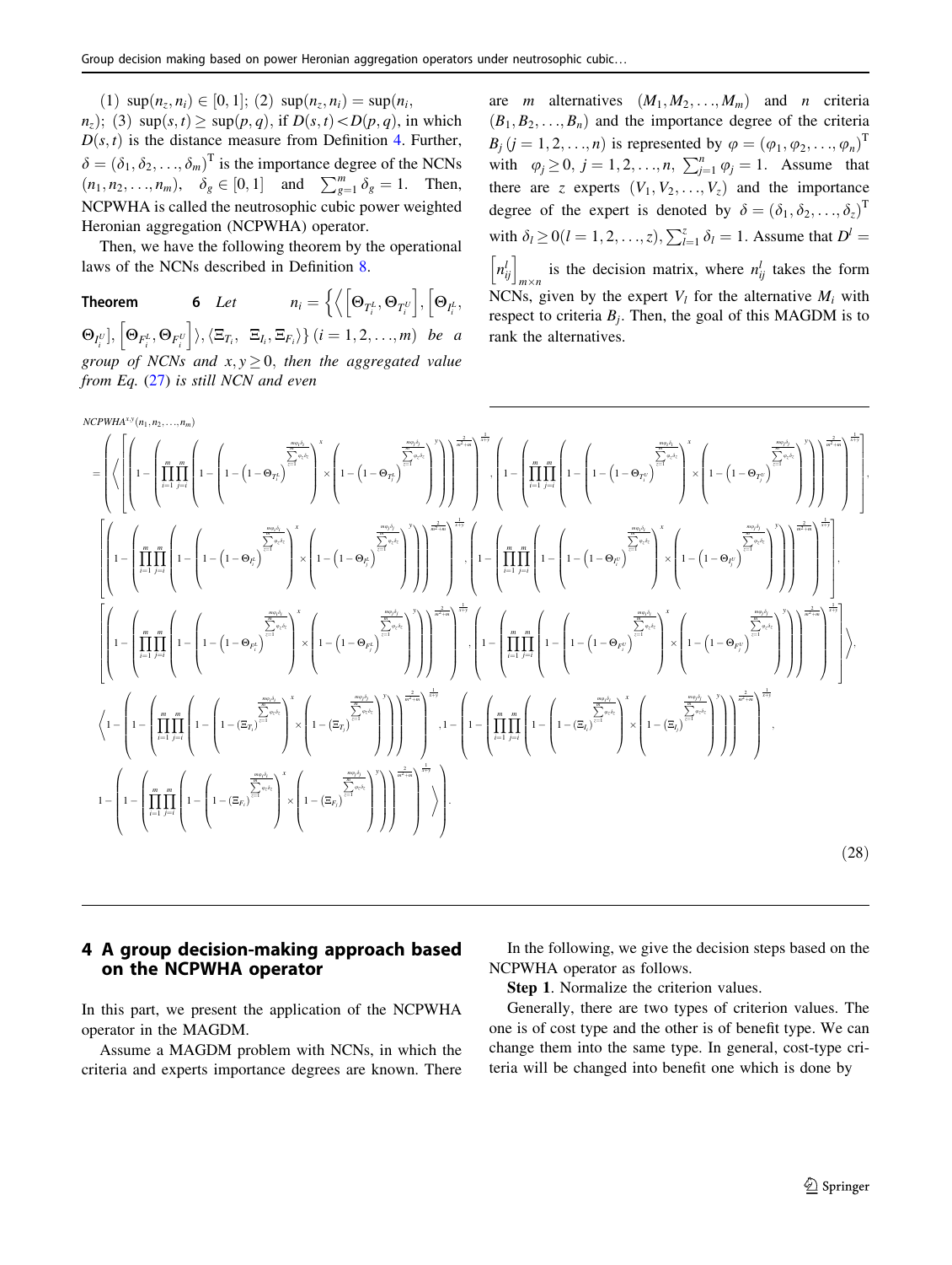(1) $\sup(n_z, n_i) \in [0,1]$; (2) $\sup(n_z, n_i) = \sup(n_i, n_z)$; (3) $\sup(s,t) \geq \sup(p,q)$, if $D(s,t) < D(p,q)$, in which $D(s,t)$ is the distance measure from Definition 4. Further, $\delta = (\delta_1, \delta_2, \ldots, \delta_m)^{\mathrm{T}}$ is the importance degree of the NCNs $(n_1, n_2, \ldots, n_m)$, $\delta_g \in [0,1]$ and $\sum_{g=1}^{m} \delta_g = 1$. Then, NCPWHA is called the neutrosophic cubic power weighted Heronian aggregation (NCPWHA) operator.

Then, we have the following theorem by the operational laws of the NCNs described in Definition 8.

**Theorem 6** *Let* $n_i = \left\{ \left\langle \left[ \Theta_{T_i^L}, \Theta_{T_i^U} \right], \left[ \Theta_{I_i^L}, \Theta_{I_i^U} \right], \left[ \Theta_{F_i^L}, \Theta_{F_i^U} \right] \right\rangle, \left\langle \Xi_{T_i}, \ \Xi_{I_i}, \Xi_{F_i} \right\rangle \right\}$ $(i = 1, 2, \ldots, m)$ *be a group of NCNs and* $x, y \geq 0$, *then the aggregated value from Eq. (27) is still NCN and even*

$$
\begin{aligned}
&NCPWHA^{x,y}(n_1, n_2, \ldots, n_m) \\
&= \left( \left\langle \left[ \left( 1 - \left( \prod_{i=1}^{m} \prod_{j=i}^{m} \left( 1 - \left( 1 - \left( 1 - \Theta_{T_i^L} \right)^{\frac{m\varphi_i \delta_i}{\sum_{z=1}^{m} \varphi_z \delta_z}} \right)^{x} \times \left( 1 - \left( 1 - \Theta_{T_j^L} \right)^{\frac{m\varphi_j \delta_j}{\sum_{z=1}^{m} \varphi_z \delta_z}} \right)^{y} \right) \right)^{\frac{2}{m^2+m}} \right)^{\frac{1}{x+y}}, \left( 1 - \left( \prod_{i=1}^{m} \prod_{j=i}^{m} \left( 1 - \left( 1 - \left( 1 - \Theta_{T_i^U} \right)^{\frac{m\varphi_i \delta_i}{\sum_{z=1}^{m} \varphi_z \delta_z}} \right)^{x} \times \left( 1 - \left( 1 - \Theta_{T_j^U} \right)^{\frac{m\varphi_j \delta_j}{\sum_{z=1}^{m} \varphi_z \delta_z}} \right)^{y} \right) \right)^{\frac{2}{m^2+m}} \right)^{\frac{1}{x+y}} \right], \right. \right. \\
&\left[ \left( 1 - \left( \prod_{i=1}^{m} \prod_{j=i}^{m} \left( 1 - \left( 1 - \left( 1 - \Theta_{I_i^L} \right)^{\frac{m\varphi_i \delta_i}{\sum_{z=1}^{m} \varphi_z \delta_z}} \right)^{x} \times \left( 1 - \left( 1 - \Theta_{I_j^L} \right)^{\frac{m\varphi_j \delta_j}{\sum_{z=1}^{m} \varphi_z \delta_z}} \right)^{y} \right) \right)^{\frac{2}{m^2+m}} \right)^{\frac{1}{x+y}}, \left( 1 - \left( \prod_{i=1}^{m} \prod_{j=i}^{m} \left( 1 - \left( 1 - \left( 1 - \Theta_{I_i^U} \right)^{\frac{m\varphi_i \delta_i}{\sum_{z=1}^{m} \varphi_z \delta_z}} \right)^{x} \times \left( 1 - \left( 1 - \Theta_{I_j^U} \right)^{\frac{m\varphi_j \delta_j}{\sum_{z=1}^{m} \varphi_z \delta_z}} \right)^{y} \right) \right)^{\frac{2}{m^2+m}} \right)^{\frac{1}{x+y}} \right], \\
&\left. \left[ \left( 1 - \left( \prod_{i=1}^{m} \prod_{j=i}^{m} \left( 1 - \left( 1 - \left( 1 - \Theta_{F_i^L} \right)^{\frac{m\varphi_i \delta_i}{\sum_{z=1}^{m} \varphi_z \delta_z}} \right)^{x} \times \left( 1 - \left( 1 - \Theta_{F_j^L} \right)^{\frac{m\varphi_j \delta_j}{\sum_{z=1}^{m} \varphi_z \delta_z}} \right)^{y} \right) \right)^{\frac{2}{m^2+m}} \right)^{\frac{1}{x+y}}, \left( 1 - \left( \prod_{i=1}^{m} \prod_{j=i}^{m} \left( 1 - \left( 1 - \left( 1 - \Theta_{F_i^U} \right)^{\frac{m\varphi_i \delta_i}{\sum_{z=1}^{m} \varphi_z \delta_z}} \right)^{x} \times \left( 1 - \left( 1 - \Theta_{F_j^U} \right)^{\frac{m\varphi_j \delta_j}{\sum_{z=1}^{m} \varphi_z \delta_z}} \right)^{y} \right) \right)^{\frac{2}{m^2+m}} \right)^{\frac{1}{x+y}} \right] \right\rangle, \\
&\left\langle 1 - \left( 1 - \left( \prod_{i=1}^{m} \prod_{j=i}^{m} \left( 1 - \left( 1 - \left( \Xi_{T_i} \right)^{\frac{m\varphi_i \delta_i}{\sum_{z=1}^{m} \varphi_z \delta_z}} \right)^{x} \times \left( 1 - \left( \Xi_{T_j} \right)^{\frac{m\varphi_j \delta_j}{\sum_{z=1}^{m} \varphi_z \delta_z}} \right)^{y} \right) \right)^{\frac{2}{m^2+m}} \right)^{\frac{1}{x+y}}, 1 - \left( 1 - \left( \prod_{i=1}^{m} \prod_{j=i}^{m} \left( 1 - \left( 1 - \left( \Xi_{I_i} \right)^{\frac{m\varphi_i \delta_i}{\sum_{z=1}^{m} \varphi_z \delta_z}} \right)^{x} \times \left( 1 - \left( \Xi_{I_j} \right)^{\frac{m\varphi_j \delta_j}{\sum_{z=1}^{m} \varphi_z \delta_z}} \right)^{y} \right) \right)^{\frac{2}{m^2+m}} \right)^{\frac{1}{x+y}}, \right. \\
&\left. \left. 1 - \left( 1 - \left( \prod_{i=1}^{m} \prod_{j=i}^{m} \left( 1 - \left( 1 - \left( \Xi_{F_i} \right)^{\frac{m\varphi_i \delta_i}{\sum_{z=1}^{m} \varphi_z \delta_z}} \right)^{x} \times \left( 1 - \left( \Xi_{F_j} \right)^{\frac{m\varphi_j \delta_j}{\sum_{z=1}^{m} \varphi_z \delta_z}} \right)^{y} \right) \right)^{\frac{2}{m^2+m}} \right)^{\frac{1}{x+y}} \right\rangle \right).
\end{aligned}
\tag{28}
$$

are $m$ alternatives $(M_1, M_2, \ldots, M_m)$ and $n$ criteria $(B_1, B_2, \ldots, B_n)$ and the importance degree of the criteria $B_j$ $(j = 1, 2, \ldots, n)$ is represented by $\varphi = (\varphi_1, \varphi_2, \ldots, \varphi_n)^{\mathrm{T}}$ with $\varphi_j \geq 0$, $j = 1, 2, \ldots, n$, $\sum_{j=1}^{n} \varphi_j = 1$. Assume that there are $z$ experts $(V_1, V_2, \ldots, V_z)$ and the importance degree of the expert is denoted by $\delta = (\delta_1, \delta_2, \ldots, \delta_z)^{\mathrm{T}}$ with $\delta_l \geq 0 (l = 1, 2, \ldots, z)$, $\sum_{l=1}^{z} \delta_l = 1$. Assume that $D^l = \left[ n_{ij}^l \right]_{m \times n}$ is the decision matrix, where $n_{ij}^l$ takes the form NCNs, given by the expert $V_l$ for the alternative $M_i$ with respect to criteria $B_j$. Then, the goal of this MAGDM is to rank the alternatives.

## 4 A group decision-making approach based on the NCPWHA operator

In this part, we present the application of the NCPWHA operator in the MAGDM.

Assume a MAGDM problem with NCNs, in which the criteria and experts importance degrees are known. There

In the following, we give the decision steps based on the NCPWHA operator as follows.

**Step 1**. Normalize the criterion values.

Generally, there are two types of criterion values. The one is of cost type and the other is of benefit type. We can change them into the same type. In general, cost-type criteria will be changed into benefit one which is done by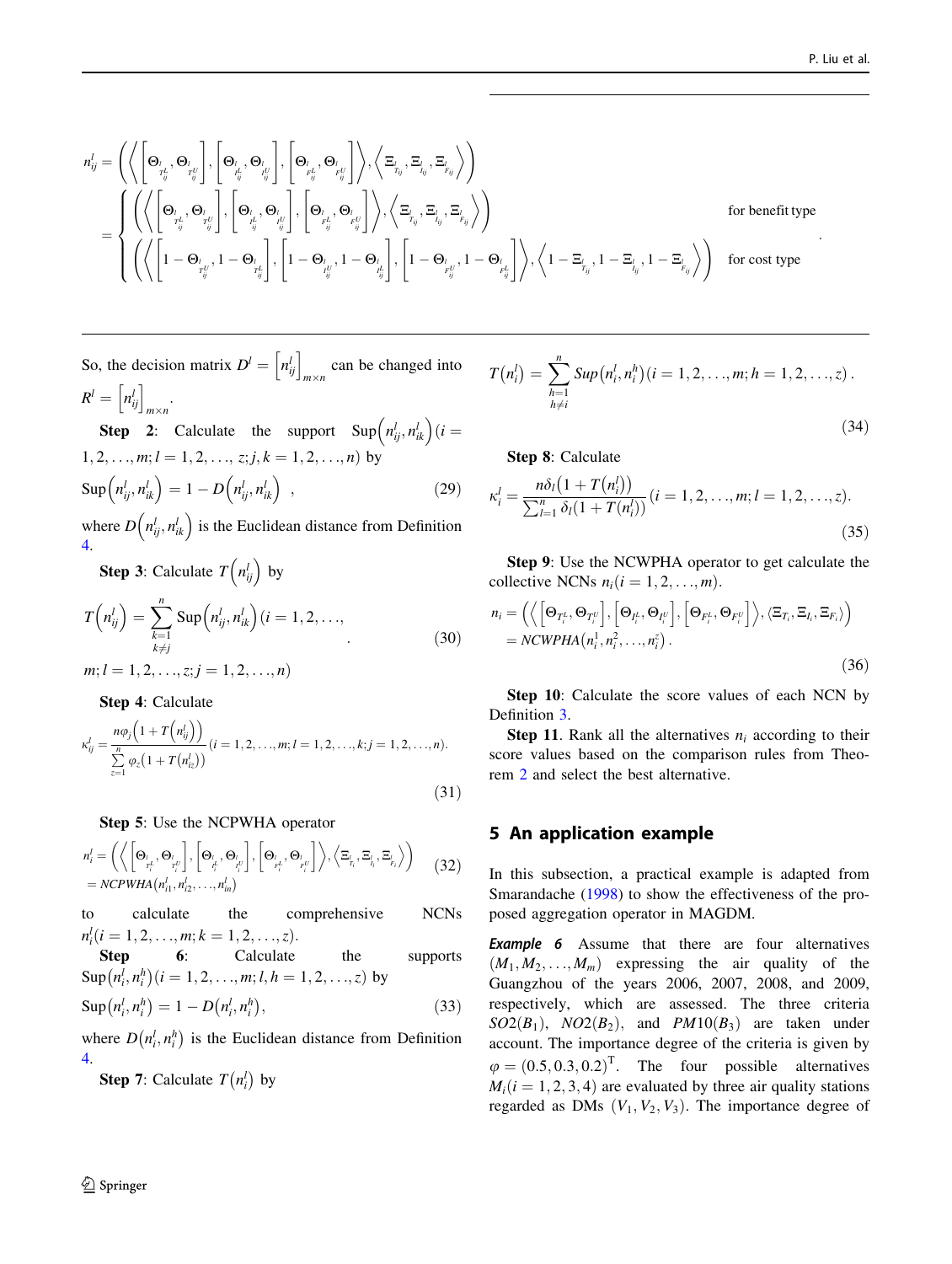$$n_{ij}^{l} = \left(\left\langle\left[\Theta_{T_{ij}^{L}}^{l}, \Theta_{T_{ij}^{U}}^{l}\right], \left[\Theta_{I_{ij}^{L}}^{l}, \Theta_{I_{ij}^{U}}^{l}\right], \left[\Theta_{F_{ij}^{L}}^{l}, \Theta_{F_{ij}^{U}}^{l}\right]\right\rangle, \left\langle \Xi_{T_{ij}}^{l}, \Xi_{I_{ij}}^{l}, \Xi_{F_{ij}}^{l}\right\rangle\right)$$
$$= \begin{cases} \left(\left\langle\left[\Theta_{T_{ij}^{L}}^{l}, \Theta_{T_{ij}^{U}}^{l}\right], \left[\Theta_{I_{ij}^{L}}^{l}, \Theta_{I_{ij}^{U}}^{l}\right], \left[\Theta_{F_{ij}^{L}}^{l}, \Theta_{F_{ij}^{U}}^{l}\right]\right\rangle, \left\langle \Xi_{T_{ij}}^{l}, \Xi_{I_{ij}}^{l}, \Xi_{F_{ij}}^{l}\right\rangle\right) & \text{for benefit type} \\ \left(\left\langle\left[1-\Theta_{T_{ij}^{U}}^{l}, 1-\Theta_{T_{ij}^{L}}^{l}\right], \left[1-\Theta_{I_{ij}^{U}}^{l}, 1-\Theta_{I_{ij}^{L}}^{l}\right], \left[1-\Theta_{F_{ij}^{U}}^{l}, 1-\Theta_{F_{ij}^{L}}^{l}\right]\right\rangle, \left\langle 1-\Xi_{T_{ij}}^{l}, 1-\Xi_{I_{ij}}^{l}, 1-\Xi_{F_{ij}}^{l}\right\rangle\right) & \text{for cost type} \end{cases}.$$

So, the decision matrix $D^{l} = \left[n_{ij}^{l}\right]_{m \times n}$ can be changed into $R^{l} = \left[n_{ij}^{l}\right]_{m \times n}$.

**Step 2**: Calculate the support $\mathrm{Sup}\left(n_{ij}^{l}, n_{ik}^{l}\right)(i = 1, 2, \ldots, m; l = 1, 2, \ldots, z; j, k = 1, 2, \ldots, n)$ by

$$\mathrm{Sup}\left(n_{ij}^{l}, n_{ik}^{l}\right) = 1 - D\left(n_{ij}^{l}, n_{ik}^{l}\right) \quad , \tag{29}$$

where $D\left(n_{ij}^{l}, n_{ik}^{l}\right)$ is the Euclidean distance from Definition 4.

**Step 3**: Calculate $T\left(n_{ij}^{l}\right)$ by

$$T\left(n_{ij}^{l}\right) = \sum_{\substack{k=1 \\ k \neq j}}^{n} \mathrm{Sup}\left(n_{ij}^{l}, n_{ik}^{l}\right)(i = 1, 2, \ldots, m; l = 1, 2, \ldots, z; j = 1, 2, \ldots, n) \tag{30}$$

**Step 4**: Calculate

$$\kappa_{ij}^{l} = \frac{n\varphi_{j}\left(1 + T\left(n_{ij}^{l}\right)\right)}{\sum_{z=1}^{n} \varphi_{z}\left(1 + T\left(n_{iz}^{l}\right)\right)}(i = 1, 2, \ldots, m; l = 1, 2, \ldots, k; j = 1, 2, \ldots, n). \tag{31}$$

**Step 5**: Use the NCPWHA operator

$$n_{i}^{l} = \left(\left\langle\left[\Theta_{T_{i}^{L}}^{l}, \Theta_{T_{i}^{U}}^{l}\right], \left[\Theta_{I_{i}^{L}}^{l}, \Theta_{I_{i}^{U}}^{l}\right], \left[\Theta_{F_{i}^{L}}^{l}, \Theta_{F_{i}^{U}}^{l}\right]\right\rangle, \left\langle \Xi_{T_{i}}^{l}, \Xi_{I_{i}}^{l}, \Xi_{F_{i}}^{l}\right\rangle\right) = NCPWHA\left(n_{i1}^{l}, n_{i2}^{l}, \ldots, n_{in}^{l}\right) \tag{32}$$

to calculate the comprehensive NCNs $n_{i}^{l}(i = 1, 2, \ldots, m; k = 1, 2, \ldots, z)$.

**Step 6**: Calculate the supports $\mathrm{Sup}\left(n_{i}^{l}, n_{i}^{h}\right)(i = 1, 2, \ldots, m; l, h = 1, 2, \ldots, z)$ by

$$\mathrm{Sup}\left(n_{i}^{l}, n_{i}^{h}\right) = 1 - D\left(n_{i}^{l}, n_{i}^{h}\right), \tag{33}$$

where $D\left(n_{i}^{l}, n_{i}^{h}\right)$ is the Euclidean distance from Definition 4.

**Step 7**: Calculate $T\left(n_{i}^{l}\right)$ by

$$T\left(n_{i}^{l}\right) = \sum_{\substack{h=1 \\ h \neq i}}^{n} Sup\left(n_{i}^{l}, n_{i}^{h}\right)(i = 1, 2, \ldots, m; h = 1, 2, \ldots, z). \tag{34}$$

**Step 8**: Calculate

$$\kappa_{i}^{l} = \frac{n\delta_{l}\left(1 + T\left(n_{i}^{l}\right)\right)}{\sum_{l=1}^{n} \delta_{l}\left(1 + T\left(n_{i}^{l}\right)\right)}(i = 1, 2, \ldots, m; l = 1, 2, \ldots, z). \tag{35}$$

**Step 9**: Use the NCWPHA operator to get calculate the collective NCNs $n_{i}(i = 1, 2, \ldots, m)$.

$$n_{i} = \left(\left\langle\left[\Theta_{T_{i}^{L}}, \Theta_{T_{i}^{U}}\right], \left[\Theta_{I_{i}^{L}}, \Theta_{I_{i}^{U}}\right], \left[\Theta_{F_{i}^{L}}, \Theta_{F_{i}^{U}}\right]\right\rangle, \left\langle \Xi_{T_{i}}, \Xi_{I_{i}}, \Xi_{F_{i}}\right\rangle\right) = NCWPHA\left(n_{i}^{1}, n_{i}^{2}, \ldots, n_{i}^{z}\right). \tag{36}$$

**Step 10**: Calculate the score values of each NCN by Definition 3.

**Step 11**. Rank all the alternatives $n_{i}$ according to their score values based on the comparison rules from Theorem 2 and select the best alternative.

## 5 An application example

In this subsection, a practical example is adapted from Smarandache (1998) to show the effectiveness of the proposed aggregation operator in MAGDM.

***Example 6*** Assume that there are four alternatives $(M_{1}, M_{2}, \ldots, M_{m})$ expressing the air quality of the Guangzhou of the years 2006, 2007, 2008, and 2009, respectively, which are assessed. The three criteria $SO2(B_{1})$, $NO2(B_{2})$, and $PM10(B_{3})$ are taken under account. The importance degree of the criteria is given by $\varphi = (0.5, 0.3, 0.2)^{\mathrm{T}}$. The four possible alternatives $M_{i}(i = 1, 2, 3, 4)$ are evaluated by three air quality stations regarded as DMs $(V_{1}, V_{2}, V_{3})$. The importance degree of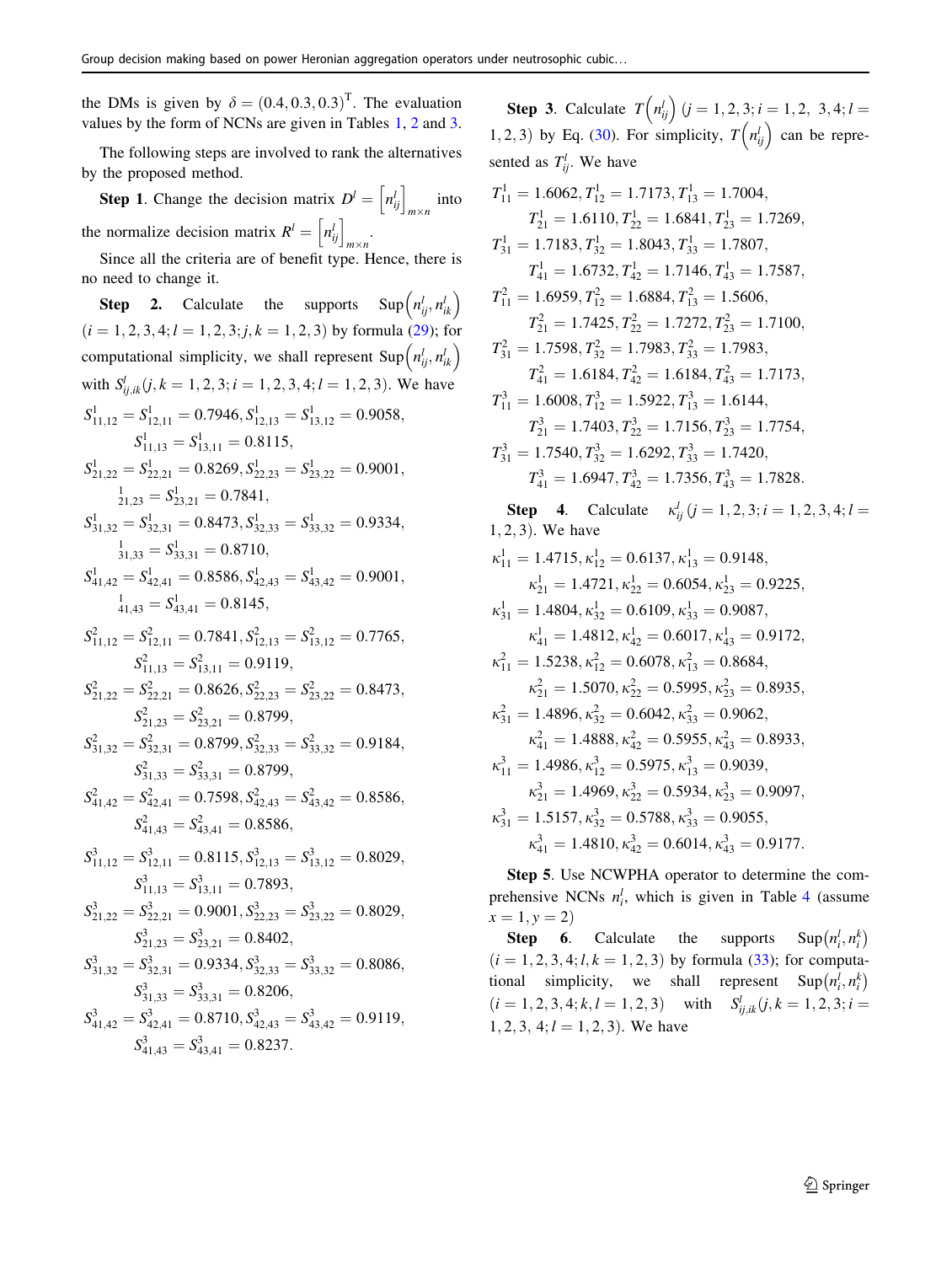the DMs is given by $\delta = (0.4, 0.3, 0.3)^{\mathrm{T}}$. The evaluation values by the form of NCNs are given in Tables 1, 2 and 3.

The following steps are involved to rank the alternatives by the proposed method.

**Step 1**. Change the decision matrix $D^l = \left[n_{ij}^l\right]_{m \times n}$ into the normalize decision matrix $R^l = \left[n_{ij}^l\right]_{m \times n}$.

Since all the criteria are of benefit type. Hence, there is no need to change it.

**Step 2**. Calculate the supports $\mathrm{Sup}\left(n_{ij}^l, n_{ik}^l\right)$ $(i = 1, 2, 3, 4; l = 1, 2, 3; j, k = 1, 2, 3)$ by formula (29); for computational simplicity, we shall represent $\mathrm{Sup}\left(n_{ij}^l, n_{ik}^l\right)$ with $S_{ij,ik}^l (j, k = 1, 2, 3; i = 1, 2, 3, 4; l = 1, 2, 3)$. We have

$$S_{11,12}^1 = S_{12,11}^1 = 0.7946, S_{12,13}^1 = S_{13,12}^1 = 0.9058, S_{11,13}^1 = S_{13,11}^1 = 0.8115,$$

$$S_{21,22}^1 = S_{22,21}^1 = 0.8269, S_{22,23}^1 = S_{23,22}^1 = 0.9001, {}_{21,23}^{1} = S_{23,21}^1 = 0.7841,$$

$$S_{31,32}^1 = S_{32,31}^1 = 0.8473, S_{32,33}^1 = S_{33,32}^1 = 0.9334, {}_{31,33}^{1} = S_{33,31}^1 = 0.8710,$$

$$S_{41,42}^1 = S_{42,41}^1 = 0.8586, S_{42,43}^1 = S_{43,42}^1 = 0.9001, {}_{41,43}^{1} = S_{43,41}^1 = 0.8145,$$

$$S_{11,12}^2 = S_{12,11}^2 = 0.7841, S_{12,13}^2 = S_{13,12}^2 = 0.7765, S_{11,13}^2 = S_{13,11}^2 = 0.9119,$$

$$S_{21,22}^2 = S_{22,21}^2 = 0.8626, S_{22,23}^2 = S_{23,22}^2 = 0.8473, S_{21,23}^2 = S_{23,21}^2 = 0.8799,$$

$$S_{31,32}^2 = S_{32,31}^2 = 0.8799, S_{32,33}^2 = S_{33,32}^2 = 0.9184, S_{31,33}^2 = S_{33,31}^2 = 0.8799,$$

$$S_{41,42}^2 = S_{42,41}^2 = 0.7598, S_{42,43}^2 = S_{43,42}^2 = 0.8586, S_{41,43}^2 = S_{43,41}^2 = 0.8586,$$

$$S_{11,12}^3 = S_{12,11}^3 = 0.8115, S_{12,13}^3 = S_{13,12}^3 = 0.8029, S_{11,13}^3 = S_{13,11}^3 = 0.7893,$$

$$S_{21,22}^3 = S_{22,21}^3 = 0.9001, S_{22,23}^3 = S_{23,22}^3 = 0.8029, S_{21,23}^3 = S_{23,21}^3 = 0.8402,$$

$$S_{31,32}^3 = S_{32,31}^3 = 0.9334, S_{32,33}^3 = S_{33,32}^3 = 0.8086, S_{31,33}^3 = S_{33,31}^3 = 0.8206,$$

$$S_{41,42}^3 = S_{42,41}^3 = 0.8710, S_{42,43}^3 = S_{43,42}^3 = 0.9119, S_{41,43}^3 = S_{43,41}^3 = 0.8237.$$

**Step 3**. Calculate $T\left(n_{ij}^l\right)$ $(j = 1, 2, 3; i = 1, 2, 3, 4; l = 1, 2, 3)$ by Eq. (30). For simplicity, $T\left(n_{ij}^l\right)$ can be represented as $T_{ij}^l$. We have

$$T_{11}^1 = 1.6062, T_{12}^1 = 1.7173, T_{13}^1 = 1.7004, T_{21}^1 = 1.6110, T_{22}^1 = 1.6841, T_{23}^1 = 1.7269,$$

$$T_{31}^1 = 1.7183, T_{32}^1 = 1.8043, T_{33}^1 = 1.7807, T_{41}^1 = 1.6732, T_{42}^1 = 1.7146, T_{43}^1 = 1.7587,$$

$$T_{11}^2 = 1.6959, T_{12}^2 = 1.6884, T_{13}^2 = 1.5606, T_{21}^2 = 1.7425, T_{22}^2 = 1.7272, T_{23}^2 = 1.7100,$$

$$T_{31}^2 = 1.7598, T_{32}^2 = 1.7983, T_{33}^2 = 1.7983, T_{41}^2 = 1.6184, T_{42}^2 = 1.6184, T_{43}^2 = 1.7173,$$

$$T_{11}^3 = 1.6008, T_{12}^3 = 1.5922, T_{13}^3 = 1.6144, T_{21}^3 = 1.7403, T_{22}^3 = 1.7156, T_{23}^3 = 1.7754,$$

$$T_{31}^3 = 1.7540, T_{32}^3 = 1.6292, T_{33}^3 = 1.7420, T_{41}^3 = 1.6947, T_{42}^3 = 1.7356, T_{43}^3 = 1.7828.$$

**Step 4**. Calculate $\kappa_{ij}^l (j = 1, 2, 3; i = 1, 2, 3, 4; l = 1, 2, 3)$. We have

$$\kappa_{11}^1 = 1.4715, \kappa_{12}^1 = 0.6137, \kappa_{13}^1 = 0.9148, \kappa_{21}^1 = 1.4721, \kappa_{22}^1 = 0.6054, \kappa_{23}^1 = 0.9225,$$

$$\kappa_{31}^1 = 1.4804, \kappa_{32}^1 = 0.6109, \kappa_{33}^1 = 0.9087, \kappa_{41}^1 = 1.4812, \kappa_{42}^1 = 0.6017, \kappa_{43}^1 = 0.9172,$$

$$\kappa_{11}^2 = 1.5238, \kappa_{12}^2 = 0.6078, \kappa_{13}^2 = 0.8684, \kappa_{21}^2 = 1.5070, \kappa_{22}^2 = 0.5995, \kappa_{23}^2 = 0.8935,$$

$$\kappa_{31}^2 = 1.4896, \kappa_{32}^2 = 0.6042, \kappa_{33}^2 = 0.9062, \kappa_{41}^2 = 1.4888, \kappa_{42}^2 = 0.5955, \kappa_{43}^2 = 0.8933,$$

$$\kappa_{11}^3 = 1.4986, \kappa_{12}^3 = 0.5975, \kappa_{13}^3 = 0.9039, \kappa_{21}^3 = 1.4969, \kappa_{22}^3 = 0.5934, \kappa_{23}^3 = 0.9097,$$

$$\kappa_{31}^3 = 1.5157, \kappa_{32}^3 = 0.5788, \kappa_{33}^3 = 0.9055, \kappa_{41}^3 = 1.4810, \kappa_{42}^3 = 0.6014, \kappa_{43}^3 = 0.9177.$$

**Step 5**. Use NCWPHA operator to determine the comprehensive NCNs $n_i^l$, which is given in Table 4 (assume $x = 1, y = 2$)

**Step 6**. Calculate the supports $\mathrm{Sup}\left(n_i^l, n_i^k\right)$ $(i = 1, 2, 3, 4; l, k = 1, 2, 3)$ by formula (33); for computational simplicity, we shall represent $\mathrm{Sup}\left(n_i^l, n_i^k\right)$ $(i = 1, 2, 3, 4; k, l = 1, 2, 3)$ with $S_{ij,ik}^l (j, k = 1, 2, 3; i = 1, 2, 3, 4; l = 1, 2, 3)$. We have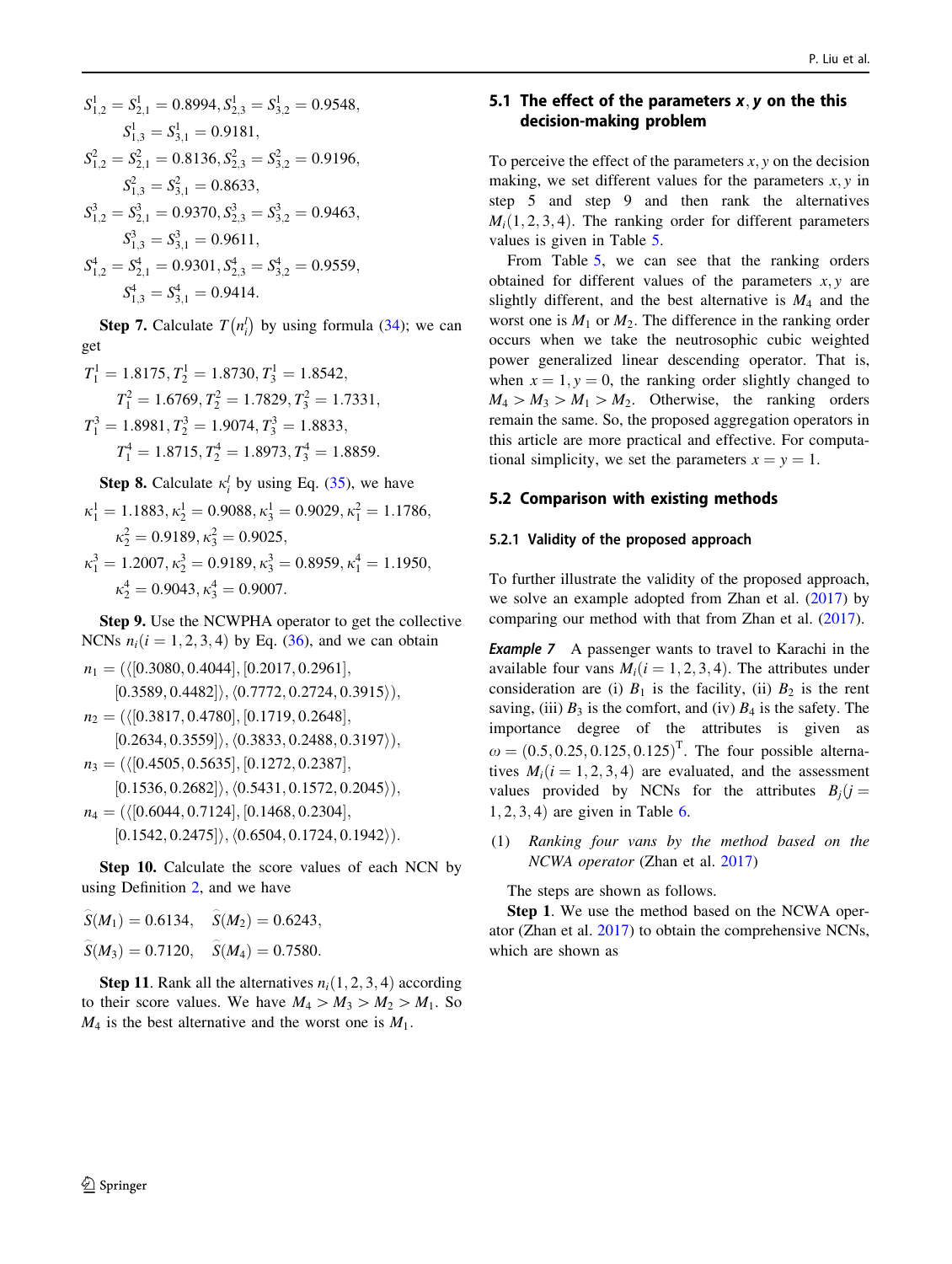$S_{1,2}^1 = S_{2,1}^1 = 0.8994, S_{2,3}^1 = S_{3,2}^1 = 0.9548,$
$S_{1,3}^1 = S_{3,1}^1 = 0.9181,$
$S_{1,2}^2 = S_{2,1}^2 = 0.8136, S_{2,3}^2 = S_{3,2}^2 = 0.9196,$
$S_{1,3}^2 = S_{3,1}^2 = 0.8633,$
$S_{1,2}^3 = S_{2,1}^3 = 0.9370, S_{2,3}^3 = S_{3,2}^3 = 0.9463,$
$S_{1,3}^3 = S_{3,1}^3 = 0.9611,$
$S_{1,2}^4 = S_{2,1}^4 = 0.9301, S_{2,3}^4 = S_{3,2}^4 = 0.9559,$
$S_{1,3}^4 = S_{3,1}^4 = 0.9414.$

**Step 7.** Calculate $T(n_i^l)$ by using formula (34); we can get

$T_1^1 = 1.8175, T_2^1 = 1.8730, T_3^1 = 1.8542,$
$T_1^2 = 1.6769, T_2^2 = 1.7829, T_3^2 = 1.7331,$
$T_1^3 = 1.8981, T_2^3 = 1.9074, T_3^3 = 1.8833,$
$T_1^4 = 1.8715, T_2^4 = 1.8973, T_3^4 = 1.8859.$

**Step 8.** Calculate $\kappa_i^l$ by using Eq. (35), we have

$\kappa_1^1 = 1.1883, \kappa_2^1 = 0.9088, \kappa_3^1 = 0.9029, \kappa_1^2 = 1.1786,$
$\kappa_2^2 = 0.9189, \kappa_3^2 = 0.9025,$
$\kappa_1^3 = 1.2007, \kappa_2^3 = 0.9189, \kappa_3^3 = 0.8959, \kappa_1^4 = 1.1950,$
$\kappa_2^4 = 0.9043, \kappa_3^4 = 0.9007.$

**Step 9.** Use the NCWPHA operator to get the collective NCNs $n_i(i = 1,2,3,4)$ by Eq. (36), and we can obtain

$n_1 = (\langle[0.3080, 0.4044], [0.2017, 0.2961], [0.3589, 0.4482]\rangle, \langle 0.7772, 0.2724, 0.3915\rangle),$
$n_2 = (\langle[0.3817, 0.4780], [0.1719, 0.2648], [0.2634, 0.3559]\rangle, \langle 0.3833, 0.2488, 0.3197\rangle),$
$n_3 = (\langle[0.4505, 0.5635], [0.1272, 0.2387], [0.1536, 0.2682]\rangle, \langle 0.5431, 0.1572, 0.2045\rangle),$
$n_4 = (\langle[0.6044, 0.7124], [0.1468, 0.2304], [0.1542, 0.2475]\rangle, \langle 0.6504, 0.1724, 0.1942\rangle).$

**Step 10.** Calculate the score values of each NCN by using Definition 2, and we have

$\widehat{S}(M_1) = 0.6134, \quad \widehat{S}(M_2) = 0.6243,$
$\widehat{S}(M_3) = 0.7120, \quad \widehat{S}(M_4) = 0.7580.$

**Step 11**. Rank all the alternatives $n_i(1,2,3,4)$ according to their score values. We have $M_4 > M_3 > M_2 > M_1$. So $M_4$ is the best alternative and the worst one is $M_1$.

### 5.1 The effect of the parameters $x, y$ on the this decision-making problem

To perceive the effect of the parameters $x, y$ on the decision making, we set different values for the parameters $x, y$ in step 5 and step 9 and then rank the alternatives $M_i(1,2,3,4)$. The ranking order for different parameters values is given in Table 5.

From Table 5, we can see that the ranking orders obtained for different values of the parameters $x, y$ are slightly different, and the best alternative is $M_4$ and the worst one is $M_1$ or $M_2$. The difference in the ranking order occurs when we take the neutrosophic cubic weighted power generalized linear descending operator. That is, when $x = 1, y = 0$, the ranking order slightly changed to $M_4 > M_3 > M_1 > M_2$. Otherwise, the ranking orders remain the same. So, the proposed aggregation operators in this article are more practical and effective. For computational simplicity, we set the parameters $x = y = 1$.

### 5.2 Comparison with existing methods

#### 5.2.1 Validity of the proposed approach

To further illustrate the validity of the proposed approach, we solve an example adopted from Zhan et al. (2017) by comparing our method with that from Zhan et al. (2017).

***Example 7*** A passenger wants to travel to Karachi in the available four vans $M_i(i = 1,2,3,4)$. The attributes under consideration are (i) $B_1$ is the facility, (ii) $B_2$ is the rent saving, (iii) $B_3$ is the comfort, and (iv) $B_4$ is the safety. The importance degree of the attributes is given as $\omega = (0.5, 0.25, 0.125, 0.125)^{\mathrm{T}}$. The four possible alternatives $M_i(i = 1,2,3,4)$ are evaluated, and the assessment values provided by NCNs for the attributes $B_j(j = 1,2,3,4)$ are given in Table 6.

(1) *Ranking four vans by the method based on the NCWA operator* (Zhan et al. 2017)

The steps are shown as follows.

**Step 1**. We use the method based on the NCWA operator (Zhan et al. 2017) to obtain the comprehensive NCNs, which are shown as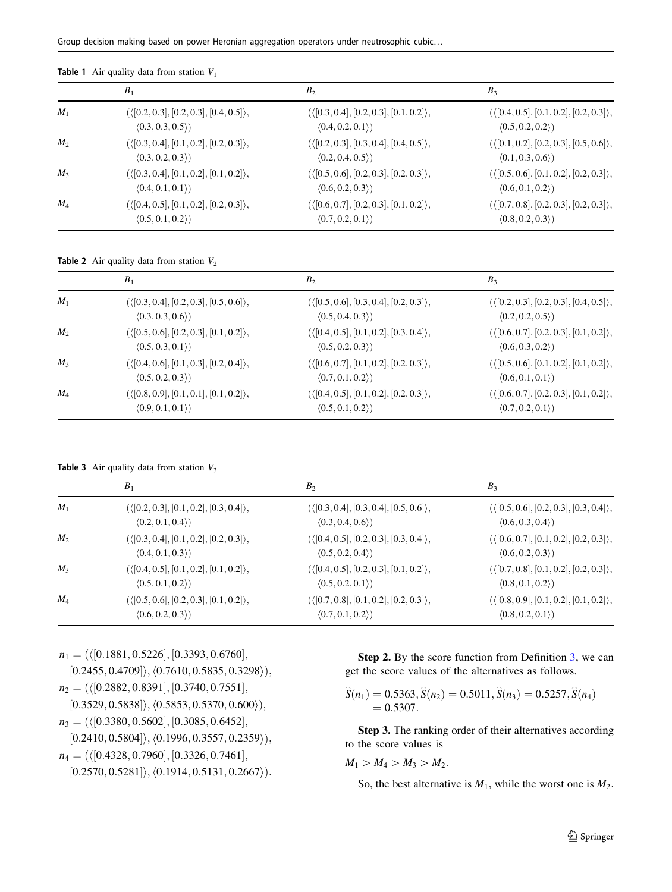**Table 1** Air quality data from station $V_1$

| | $B_1$ | $B_2$ | $B_3$ |
|---|---|---|---|
| $M_1$ | $(\langle[0.2,0.3],[0.2,0.3],[0.4,0.5]\rangle, \langle 0.3,0.3,0.5\rangle)$ | $(\langle[0.3,0.4],[0.2,0.3],[0.1,0.2]\rangle, \langle 0.4,0.2,0.1\rangle)$ | $(\langle[0.4,0.5],[0.1,0.2],[0.2,0.3]\rangle, \langle 0.5,0.2,0.2\rangle)$ |
| $M_2$ | $(\langle[0.3,0.4],[0.1,0.2],[0.2,0.3]\rangle, \langle 0.3,0.2,0.3\rangle)$ | $(\langle[0.2,0.3],[0.3,0.4],[0.4,0.5]\rangle, \langle 0.2,0.4,0.5\rangle)$ | $(\langle[0.1,0.2],[0.2,0.3],[0.5,0.6]\rangle, \langle 0.1,0.3,0.6\rangle)$ |
| $M_3$ | $(\langle[0.3,0.4],[0.1,0.2],[0.1,0.2]\rangle, \langle 0.4,0.1,0.1\rangle)$ | $(\langle[0.5,0.6],[0.2,0.3],[0.2,0.3]\rangle, \langle 0.6,0.2,0.3\rangle)$ | $(\langle[0.5,0.6],[0.1,0.2],[0.2,0.3]\rangle, \langle 0.6,0.1,0.2\rangle)$ |
| $M_4$ | $(\langle[0.4,0.5],[0.1,0.2],[0.2,0.3]\rangle, \langle 0.5,0.1,0.2\rangle)$ | $(\langle[0.6,0.7],[0.2,0.3],[0.1,0.2]\rangle, \langle 0.7,0.2,0.1\rangle)$ | $(\langle[0.7,0.8],[0.2,0.3],[0.2,0.3]\rangle, \langle 0.8,0.2,0.3\rangle)$ |

**Table 2** Air quality data from station $V_2$

| | $B_1$ | $B_2$ | $B_3$ |
|---|---|---|---|
| $M_1$ | $(\langle[0.3,0.4],[0.2,0.3],[0.5,0.6]\rangle, \langle 0.3,0.3,0.6\rangle)$ | $(\langle[0.5,0.6],[0.3,0.4],[0.2,0.3]\rangle, \langle 0.5,0.4,0.3\rangle)$ | $(\langle[0.2,0.3],[0.2,0.3],[0.4,0.5]\rangle, \langle 0.2,0.2,0.5\rangle)$ |
| $M_2$ | $(\langle[0.5,0.6],[0.2,0.3],[0.1,0.2]\rangle, \langle 0.5,0.3,0.1\rangle)$ | $(\langle[0.4,0.5],[0.1,0.2],[0.3,0.4]\rangle, \langle 0.5,0.2,0.3\rangle)$ | $(\langle[0.6,0.7],[0.2,0.3],[0.1,0.2]\rangle, \langle 0.6,0.3,0.2\rangle)$ |
| $M_3$ | $(\langle[0.4,0.6],[0.1,0.3],[0.2,0.4]\rangle, \langle 0.5,0.2,0.3\rangle)$ | $(\langle[0.6,0.7],[0.1,0.2],[0.2,0.3]\rangle, \langle 0.7,0.1,0.2\rangle)$ | $(\langle[0.5,0.6],[0.1,0.2],[0.1,0.2]\rangle, \langle 0.6,0.1,0.1\rangle)$ |
| $M_4$ | $(\langle[0.8,0.9],[0.1,0.1],[0.1,0.2]\rangle, \langle 0.9,0.1,0.1\rangle)$ | $(\langle[0.4,0.5],[0.1,0.2],[0.2,0.3]\rangle, \langle 0.5,0.1,0.2\rangle)$ | $(\langle[0.6,0.7],[0.2,0.3],[0.1,0.2]\rangle, \langle 0.7,0.2,0.1\rangle)$ |

**Table 3** Air quality data from station $V_3$

| | $B_1$ | $B_2$ | $B_3$ |
|---|---|---|---|
| $M_1$ | $(\langle[0.2,0.3],[0.1,0.2],[0.3,0.4]\rangle, \langle 0.2,0.1,0.4\rangle)$ | $(\langle[0.3,0.4],[0.3,0.4],[0.5,0.6]\rangle, \langle 0.3,0.4,0.6\rangle)$ | $(\langle[0.5,0.6],[0.2,0.3],[0.3,0.4]\rangle, \langle 0.6,0.3,0.4\rangle)$ |
| $M_2$ | $(\langle[0.3,0.4],[0.1,0.2],[0.2,0.3]\rangle, \langle 0.4,0.1,0.3\rangle)$ | $(\langle[0.4,0.5],[0.2,0.3],[0.3,0.4]\rangle, \langle 0.5,0.2,0.4\rangle)$ | $(\langle[0.6,0.7],[0.1,0.2],[0.2,0.3]\rangle, \langle 0.6,0.2,0.3\rangle)$ |
| $M_3$ | $(\langle[0.4,0.5],[0.1,0.2],[0.1,0.2]\rangle, \langle 0.5,0.1,0.2\rangle)$ | $(\langle[0.4,0.5],[0.2,0.3],[0.1,0.2]\rangle, \langle 0.5,0.2,0.1\rangle)$ | $(\langle[0.7,0.8],[0.1,0.2],[0.2,0.3]\rangle, \langle 0.8,0.1,0.2\rangle)$ |
| $M_4$ | $(\langle[0.5,0.6],[0.2,0.3],[0.1,0.2]\rangle, \langle 0.6,0.2,0.3\rangle)$ | $(\langle[0.7,0.8],[0.1,0.2],[0.2,0.3]\rangle, \langle 0.7,0.1,0.2\rangle)$ | $(\langle[0.8,0.9],[0.1,0.2],[0.1,0.2]\rangle, \langle 0.8,0.2,0.1\rangle)$ |

$$n_1 = (\langle[0.1881, 0.5226], [0.3393, 0.6760], [0.2455, 0.4709]\rangle, \langle 0.7610, 0.5835, 0.3298\rangle),$$
$$n_2 = (\langle[0.2882, 0.8391], [0.3740, 0.7551], [0.3529, 0.5838]\rangle, \langle 0.5853, 0.5370, 0.600\rangle),$$
$$n_3 = (\langle[0.3380, 0.5602], [0.3085, 0.6452], [0.2410, 0.5804]\rangle, \langle 0.1996, 0.3557, 0.2359\rangle),$$
$$n_4 = (\langle[0.4328, 0.7960], [0.3326, 0.7461], [0.2570, 0.5281]\rangle, \langle 0.1914, 0.5131, 0.2667\rangle).$$

**Step 2.** By the score function from Definition 3, we can get the score values of the alternatives as follows.

$$\widehat{S}(n_1) = 0.5363, \widehat{S}(n_2) = 0.5011, \widehat{S}(n_3) = 0.5257, \widehat{S}(n_4) = 0.5307.$$

**Step 3.** The ranking order of their alternatives according to the score values is

$$M_1 > M_4 > M_3 > M_2.$$

So, the best alternative is $M_1$, while the worst one is $M_2$.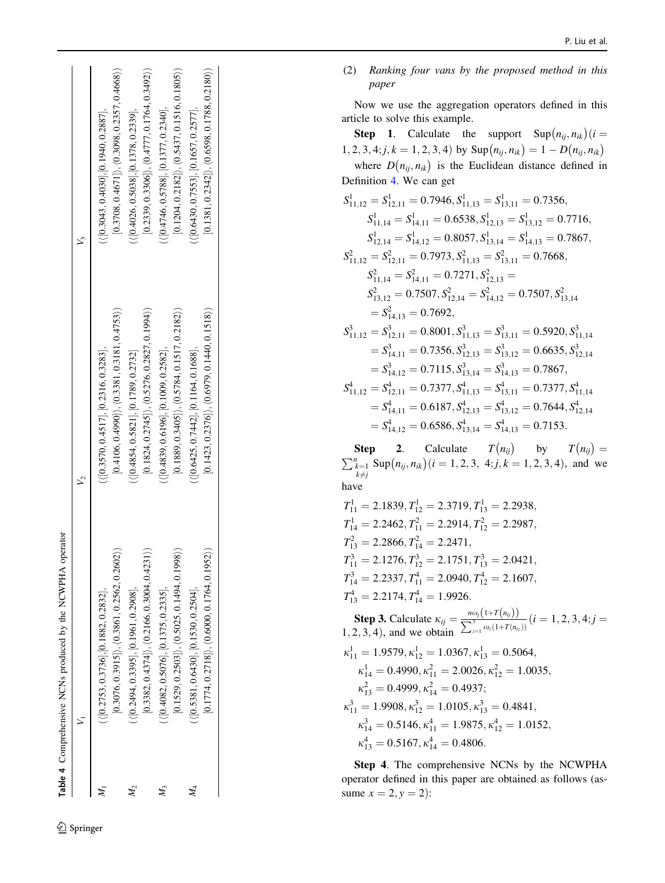**Table 4** Comprehensive NCNs produced by the NCWPHA operator

| | $V_1$ | $V_2$ | $V_3$ |
|---|---|---|---|
| $M_1$ | $\langle([0.2753, 0.3736], [0.1882, 0.2832], [0.3076, 0.3915]), \langle 0.3861, 0.2562, 0.2602\rangle\rangle$ | $\langle([0.3570, 0.4517], [0.2316, 0.3283], [0.4106, 0.4990]), \langle 0.3381, 0.3181, 0.4753\rangle\rangle$ | $\langle([0.3043, 0.4030], [0.1940, 0.2887], [0.3708, 0.4671]), \langle 0.3098, 0.2357, 0.4668\rangle\rangle$ |
| $M_2$ | $\langle([0.2494, 0.3395], [0.1961, 0.2908], [0.3382, 0.4374]), \langle 0.2166, 0.3004, 0.4231\rangle\rangle$ | $\langle([0.4854, 0.5821], [0.1789, 0.2732], [0.1824, 0.2745]), \langle 0.5276, 0.2827, 0.1994\rangle\rangle$ | $\langle([0.4026, 0.5038], [0.1378, 0.2339], [0.2339, 0.3306]), \langle 0.4777, 0.1764, 0.3492\rangle\rangle$ |
| $M_3$ | $\langle([0.4082, 0.5076], [0.1375, 0.2335], [0.1529, 0.2503]), \langle 0.5025, 0.1494, 0.1998\rangle\rangle$ | $\langle([0.4839, 0.6196], [0.1009, 0.2582], [0.1889, 0.3405]), \langle 0.5784, 0.1517, 0.2182\rangle\rangle$ | $\langle([0.4746, 0.5788], [0.1377, 0.2340], [0.1204, 0.2182]), \langle 0.5437, 0.1516, 0.1805\rangle\rangle$ |
| $M_4$ | $\langle([0.5381, 0.6430], [0.1530, 0.2504], [0.1774, 0.2718]), \langle 0.6000, 0.1764, 0.1952\rangle\rangle$ | $\langle([0.6425, 0.7442], [0.1164, 0.1688], [0.1423, 0.2376]), \langle 0.6979, 0.1440, 0.1518\rangle\rangle$ | $\langle([0.6430, 0.7553], [0.1657, 0.2577], [0.1381, 0.2342]), \langle 0.6598, 0.1788, 0.2180\rangle\rangle$ |

(2) *Ranking four vans by the proposed method in this paper*

Now we use the aggregation operators defined in this article to solve this example.

**Step 1**. Calculate the support $\mathrm{Sup}(n_{ij}, n_{ik})(i = 1,2,3,4; j,k = 1,2,3,4)$ by $\mathrm{Sup}(n_{ij}, n_{ik}) = 1 - D(n_{ij}, n_{ik})$ where $D(n_{ij}, n_{ik})$ is the Euclidean distance defined in Definition 4. We can get

$$S^1_{11,12} = S^1_{12,11} = 0.7946, S^1_{11,13} = S^1_{13,11} = 0.7356, S^1_{11,14} = S^1_{14,11} = 0.6538, S^1_{12,13} = S^1_{13,12} = 0.7716, S^1_{12,14} = S^1_{14,12} = 0.8057, S^1_{13,14} = S^1_{14,13} = 0.7867,$$

$$S^2_{11,12} = S^2_{12,11} = 0.7973, S^2_{11,13} = S^2_{13,11} = 0.7668, S^2_{11,14} = S^2_{14,11} = 0.7271, S^2_{12,13} = S^2_{13,12} = 0.7507, S^2_{12,14} = S^2_{14,12} = 0.7507, S^2_{13,14} = S^2_{14,13} = 0.7692,$$

$$S^3_{11,12} = S^3_{12,11} = 0.8001, S^3_{11,13} = S^3_{13,11} = 0.5920, S^3_{11,14} = S^3_{14,11} = 0.7356, S^3_{12,13} = S^3_{13,12} = 0.6635, S^3_{12,14} = S^3_{14,12} = 0.7115, S^3_{13,14} = S^3_{14,13} = 0.7867,$$

$$S^4_{11,12} = S^4_{12,11} = 0.7377, S^4_{11,13} = S^4_{13,11} = 0.7377, S^4_{11,14} = S^4_{14,11} = 0.6187, S^4_{12,13} = S^4_{13,12} = 0.7644, S^4_{12,14} = S^4_{14,12} = 0.6586, S^4_{13,14} = S^4_{14,13} = 0.7153.$$

**Step 2**. Calculate $T(n_{ij})$ by $T(n_{ij}) = \sum_{\substack{k=1 \\ k \neq j}}^{n} \mathrm{Sup}(n_{ij}, n_{ik})(i = 1,2,3,4; j,k = 1,2,3,4)$, and we have

$$T^1_{11} = 2.1839, T^1_{12} = 2.3719, T^1_{13} = 2.2938, T^1_{14} = 2.2462, T^2_{11} = 2.2914, T^2_{12} = 2.2987, T^2_{13} = 2.2866, T^2_{14} = 2.2471,$$

$$T^3_{11} = 2.1276, T^3_{12} = 2.1751, T^3_{13} = 2.0421, T^3_{14} = 2.2337, T^4_{11} = 2.0940, T^4_{12} = 2.1607, T^4_{13} = 2.2174, T^4_{14} = 1.9926.$$

**Step 3.** Calculate $\kappa_{ij} = \frac{n\omega_j(1+T(n_{ij}))}{\sum_{z=1}^{3}\omega_z(1+T(n_{iz}))}(i = 1,2,3,4; j = 1,2,3,4)$, and we obtain

$$\kappa^1_{11} = 1.9579, \kappa^1_{12} = 1.0367, \kappa^1_{13} = 0.5064, \kappa^1_{14} = 0.4990, \kappa^2_{11} = 2.0026, \kappa^2_{12} = 1.0035, \kappa^2_{13} = 0.4999, \kappa^2_{14} = 0.4937;$$

$$\kappa^3_{11} = 1.9908, \kappa^3_{12} = 1.0105, \kappa^3_{13} = 0.4841, \kappa^3_{14} = 0.5146, \kappa^4_{11} = 1.9875, \kappa^4_{12} = 1.0152, \kappa^4_{13} = 0.5167, \kappa^4_{14} = 0.4806.$$

**Step 4**. The comprehensive NCNs by the NCWPHA operator defined in this paper are obtained as follows (assume $x = 2, y = 2$):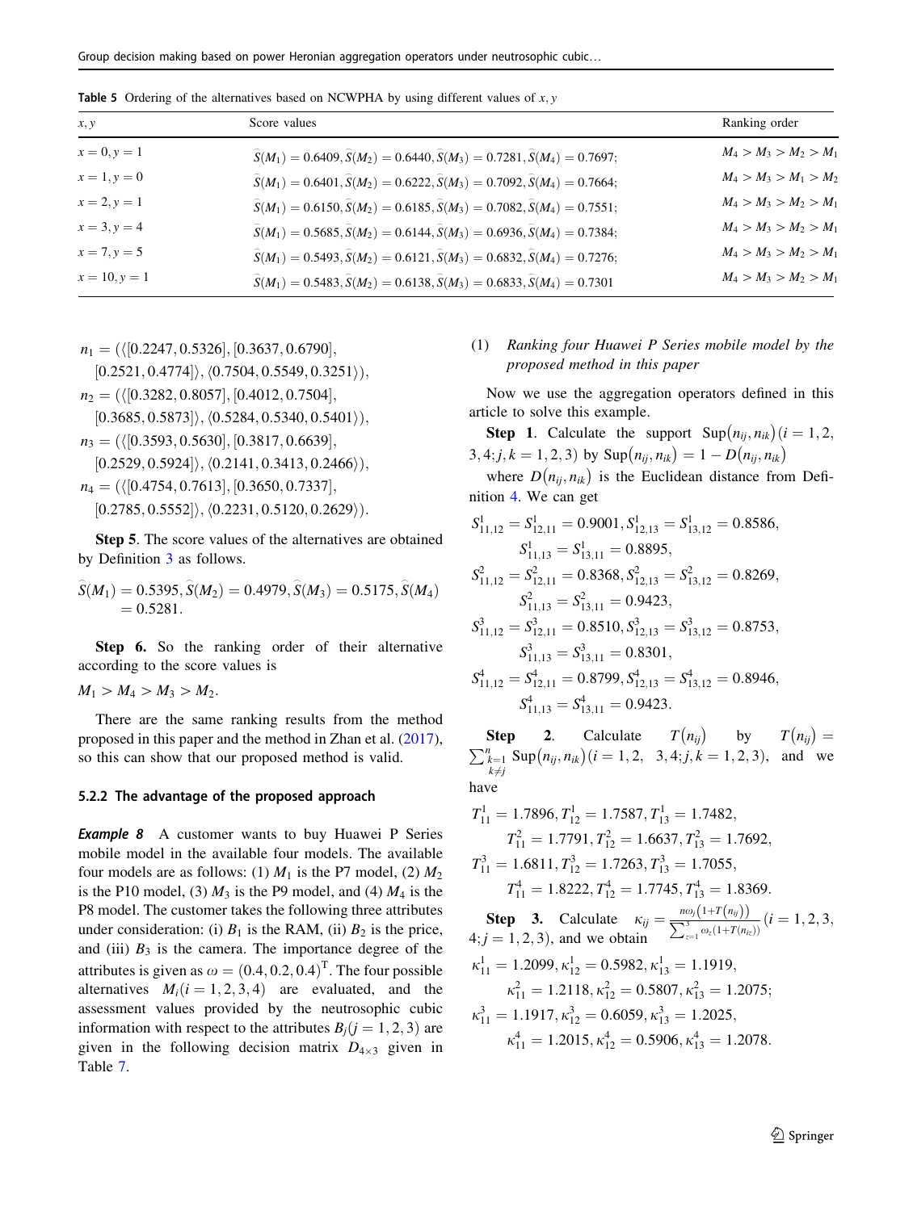**Table 5** Ordering of the alternatives based on NCWPHA by using different values of $x, y$

| $x, y$ | Score values | Ranking order |
|---|---|---|
| $x = 0, y = 1$ | $\widehat{S}(M_1) = 0.6409, \widehat{S}(M_2) = 0.6440, \widehat{S}(M_3) = 0.7281, \widehat{S}(M_4) = 0.7697;$ | $M_4 > M_3 > M_2 > M_1$ |
| $x = 1, y = 0$ | $\widehat{S}(M_1) = 0.6401, \widehat{S}(M_2) = 0.6222, \widehat{S}(M_3) = 0.7092, \widehat{S}(M_4) = 0.7664;$ | $M_4 > M_3 > M_1 > M_2$ |
| $x = 2, y = 1$ | $\widehat{S}(M_1) = 0.6150, \widehat{S}(M_2) = 0.6185, \widehat{S}(M_3) = 0.7082, \widehat{S}(M_4) = 0.7551;$ | $M_4 > M_3 > M_2 > M_1$ |
| $x = 3, y = 4$ | $\widehat{S}(M_1) = 0.5685, \widehat{S}(M_2) = 0.6144, \widehat{S}(M_3) = 0.6936, \widehat{S}(M_4) = 0.7384;$ | $M_4 > M_3 > M_2 > M_1$ |
| $x = 7, y = 5$ | $\widehat{S}(M_1) = 0.5493, \widehat{S}(M_2) = 0.6121, \widehat{S}(M_3) = 0.6832, \widehat{S}(M_4) = 0.7276;$ | $M_4 > M_3 > M_2 > M_1$ |
| $x = 10, y = 1$ | $\widehat{S}(M_1) = 0.5483, \widehat{S}(M_2) = 0.6138, \widehat{S}(M_3) = 0.6833, \widehat{S}(M_4) = 0.7301$ | $M_4 > M_3 > M_2 > M_1$ |

$$n_1 = (\langle[0.2247, 0.5326], [0.3637, 0.6790], [0.2521, 0.4774]\rangle, \langle 0.7504, 0.5549, 0.3251\rangle),$$
$$n_2 = (\langle[0.3282, 0.8057], [0.4012, 0.7504], [0.3685, 0.5873]\rangle, \langle 0.5284, 0.5340, 0.5401\rangle),$$
$$n_3 = (\langle[0.3593, 0.5630], [0.3817, 0.6639], [0.2529, 0.5924]\rangle, \langle 0.2141, 0.3413, 0.2466\rangle),$$
$$n_4 = (\langle[0.4754, 0.7613], [0.3650, 0.7337], [0.2785, 0.5552]\rangle, \langle 0.2231, 0.5120, 0.2629\rangle).$$

**Step 5**. The score values of the alternatives are obtained by Definition 3 as follows.

$$\widehat{S}(M_1) = 0.5395, \widehat{S}(M_2) = 0.4979, \widehat{S}(M_3) = 0.5175, \widehat{S}(M_4) = 0.5281.$$

**Step 6.** So the ranking order of their alternative according to the score values is

$$M_1 > M_4 > M_3 > M_2.$$

There are the same ranking results from the method proposed in this paper and the method in Zhan et al. (2017), so this can show that our proposed method is valid.

#### 5.2.2 The advantage of the proposed approach

***Example 8*** A customer wants to buy Huawei P Series mobile model in the available four models. The available four models are as follows: (1) $M_1$ is the P7 model, (2) $M_2$ is the P10 model, (3) $M_3$ is the P9 model, and (4) $M_4$ is the P8 model. The customer takes the following three attributes under consideration: (i) $B_1$ is the RAM, (ii) $B_2$ is the price, and (iii) $B_3$ is the camera. The importance degree of the attributes is given as $\omega = (0.4, 0.2, 0.4)^{\mathrm{T}}$. The four possible alternatives $M_i (i = 1, 2, 3, 4)$ are evaluated, and the assessment values provided by the neutrosophic cubic information with respect to the attributes $B_j (j = 1, 2, 3)$ are given in the following decision matrix $D_{4\times 3}$ given in Table 7.

(1) *Ranking four Huawei P Series mobile model by the proposed method in this paper*

Now we use the aggregation operators defined in this article to solve this example.

**Step 1**. Calculate the support $\mathrm{Sup}(n_{ij}, n_{ik}) (i = 1, 2, 3, 4; j, k = 1, 2, 3)$ by $\mathrm{Sup}(n_{ij}, n_{ik}) = 1 - D(n_{ij}, n_{ik})$

where $D(n_{ij}, n_{ik})$ is the Euclidean distance from Definition 4. We can get

$$S^1_{11,12} = S^1_{12,11} = 0.9001, S^1_{12,13} = S^1_{13,12} = 0.8586, S^1_{11,13} = S^1_{13,11} = 0.8895,$$
$$S^2_{11,12} = S^2_{12,11} = 0.8368, S^2_{12,13} = S^2_{13,12} = 0.8269, S^2_{11,13} = S^2_{13,11} = 0.9423,$$
$$S^3_{11,12} = S^3_{12,11} = 0.8510, S^3_{12,13} = S^3_{13,12} = 0.8753, S^3_{11,13} = S^3_{13,11} = 0.8301,$$
$$S^4_{11,12} = S^4_{12,11} = 0.8799, S^4_{12,13} = S^4_{13,12} = 0.8946, S^4_{11,13} = S^4_{13,11} = 0.9423.$$

**Step 2**. Calculate $T(n_{ij})$ by $T(n_{ij}) = \sum_{k=1, k\neq j}^{n} \mathrm{Sup}(n_{ij}, n_{ik}) (i = 1, 2, 3, 4; j, k = 1, 2, 3)$, and we have

$$T^1_{11} = 1.7896, T^1_{12} = 1.7587, T^1_{13} = 1.7482, T^2_{11} = 1.7791, T^2_{12} = 1.6637, T^2_{13} = 1.7692,$$
$$T^3_{11} = 1.6811, T^3_{12} = 1.7263, T^3_{13} = 1.7055, T^4_{11} = 1.8222, T^4_{12} = 1.7745, T^4_{13} = 1.8369.$$

**Step 3.** Calculate $\kappa_{ij} = \frac{n\omega_j(1+T(n_{ij}))}{\sum_{z=1}^{3}\omega_z(1+T(n_{iz}))} (i = 1, 2, 3, 4; j = 1, 2, 3)$, and we obtain

$$\kappa^1_{11} = 1.2099, \kappa^1_{12} = 0.5982, \kappa^1_{13} = 1.1919, \kappa^2_{11} = 1.2118, \kappa^2_{12} = 0.5807, \kappa^2_{13} = 1.2075;$$
$$\kappa^3_{11} = 1.1917, \kappa^3_{12} = 0.6059, \kappa^3_{13} = 1.2025, \kappa^4_{11} = 1.2015, \kappa^4_{12} = 0.5906, \kappa^4_{13} = 1.2078.$$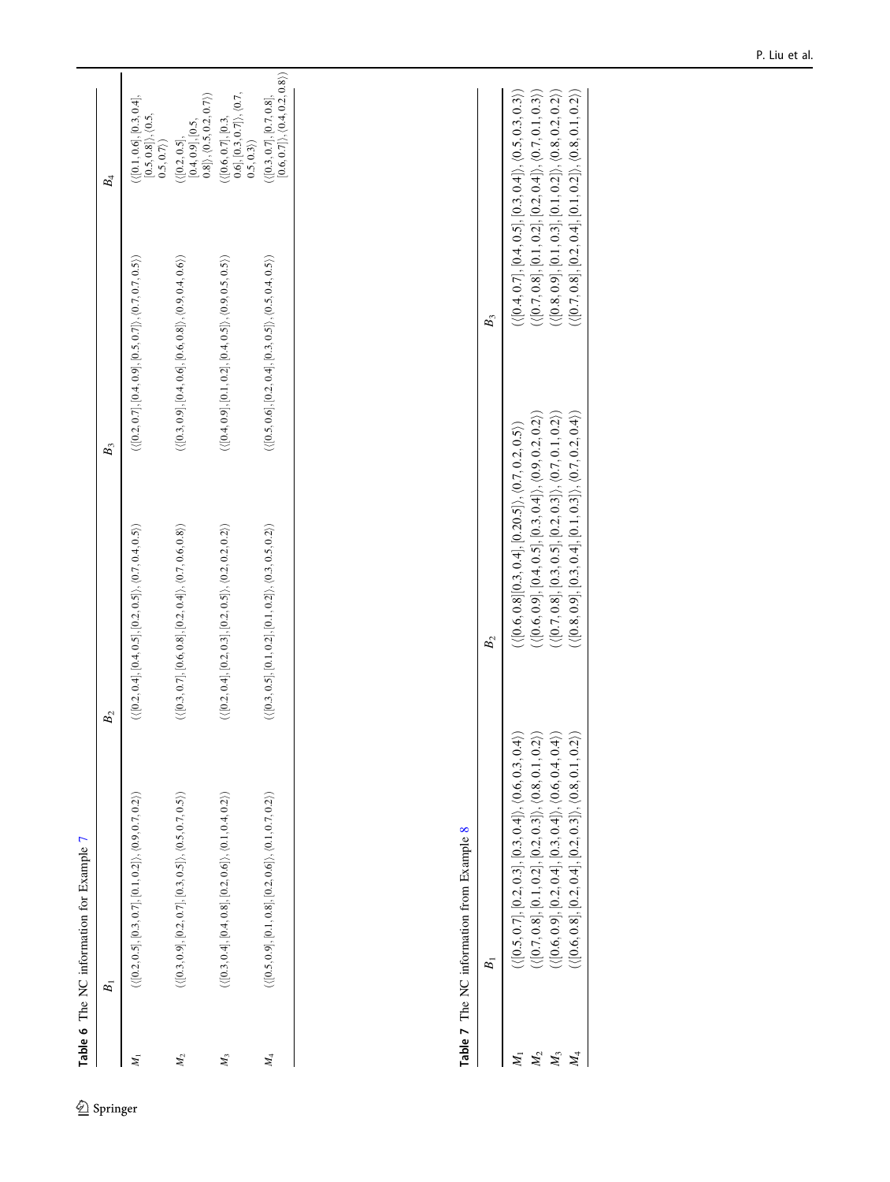**Table 6** The NC information for Example 7

| | $B_1$ | $B_2$ | $B_3$ | $B_4$ |
|---|---|---|---|---|
| $M_1$ | $\langle\langle[0.2,0.5],[0.3,0.7],[0.1,0.2]\rangle,\langle0.9,0.7,0.2\rangle\rangle$ | $\langle\langle[0.2,0.4],[0.4,0.5],[0.2,0.5]\rangle,\langle0.7,0.4,0.5\rangle\rangle$ | $\langle\langle[0.2,0.7],[0.4,0.9],[0.5,0.7]\rangle,\langle0.7,0.7,0.5\rangle\rangle$ | $\langle\langle[0.1,0.6],[0.3,0.4],[0.5,0.8]\rangle,\langle0.5,0.5,0.7\rangle\rangle$ |
| $M_2$ | $\langle\langle[0.3,0.9],[0.2,0.7],[0.3,0.5]\rangle,\langle0.5,0.7,0.5\rangle\rangle$ | $\langle\langle[0.3,0.7],[0.6,0.8],[0.2,0.4]\rangle,\langle0.7,0.6,0.8\rangle\rangle$ | $\langle\langle[0.3,0.9],[0.4,0.6],[0.6,0.8]\rangle,\langle0.9,0.4,0.6\rangle\rangle$ | $\langle\langle[0.2,0.5],[0.4,0.9],[0.5,0.8]\rangle,\langle0.5,0.2,0.7\rangle\rangle$ |
| $M_3$ | $\langle\langle[0.3,0.4],[0.4,0.8],[0.2,0.6]\rangle,\langle0.1,0.4,0.2\rangle\rangle$ | $\langle\langle[0.2,0.4],[0.2,0.3],[0.2,0.5]\rangle,\langle0.2,0.2,0.2\rangle\rangle$ | $\langle\langle[0.4,0.9],[0.1,0.2],[0.4,0.5]\rangle,\langle0.9,0.5,0.5\rangle\rangle$ | $\langle\langle[0.6,0.7],[0.3,0.6],[0.3,0.7]\rangle,\langle0.7,0.5,0.3\rangle\rangle$ |
| $M_4$ | $\langle\langle[0.5,0.9],[0.1,0.8],[0.2,0.6]\rangle,\langle0.1,0.7,0.2\rangle\rangle$ | $\langle\langle[0.3,0.5],[0.1,0.2],[0.1,0.2]\rangle,\langle0.3,0.5,0.2\rangle\rangle$ | $\langle\langle[0.5,0.6],[0.2,0.4],[0.3,0.5]\rangle,\langle0.5,0.4,0.5\rangle\rangle$ | $\langle\langle[0.3,0.7],[0.7,0.8],[0.6,0.7]\rangle,\langle0.4,0.2,0.8\rangle\rangle$ |

**Table 7** The NC information from Example 8

| | $B_1$ | $B_2$ | $B_3$ |
|---|---|---|---|
| $M_1$ | $\langle\langle[0.5,0.7],[0.2,0.3],[0.3,0.4]\rangle,\langle0.6,0.3,0.4\rangle\rangle$ | $\langle\langle[0.6,0.8][0.3,0.4],[0.20.5]\rangle,\langle0.7,0.2,0.5\rangle\rangle$ | $\langle\langle[0.4,0.7],[0.4,0.5],[0.3,0.4]\rangle,\langle0.5,0.3,0.3\rangle\rangle$ |
| $M_2$ | $\langle\langle[0.7,0.8],[0.1,0.2],[0.2,0.3]\rangle,\langle0.8,0.1,0.2\rangle\rangle$ | $\langle\langle[0.6,0.9],[0.4,0.5],[0.3,0.4]\rangle,\langle0.9,0.2,0.2\rangle\rangle$ | $\langle\langle[0.7,0.8],[0.1,0.2],[0.2,0.4]\rangle,\langle0.7,0.1,0.3\rangle\rangle$ |
| $M_3$ | $\langle\langle[0.6,0.9],[0.2,0.4],[0.3,0.4]\rangle,\langle0.6,0.4,0.4\rangle\rangle$ | $\langle\langle[0.7,0.8],[0.3,0.5],[0.2,0.3]\rangle,\langle0.7,0.1,0.2\rangle\rangle$ | $\langle\langle[0.8,0.9],[0.1,0.3],[0.1,0.2]\rangle,\langle0.8,0.2,0.2\rangle\rangle$ |
| $M_4$ | $\langle\langle[0.6,0.8],[0.2,0.4],[0.2,0.3]\rangle,\langle0.8,0.1,0.2\rangle\rangle$ | $\langle\langle[0.8,0.9],[0.3,0.4],[0.1,0.3]\rangle,\langle0.7,0.2,0.4\rangle\rangle$ | $\langle\langle[0.7,0.8],[0.2,0.4],[0.1,0.2]\rangle,\langle0.8,0.1,0.2\rangle\rangle$ |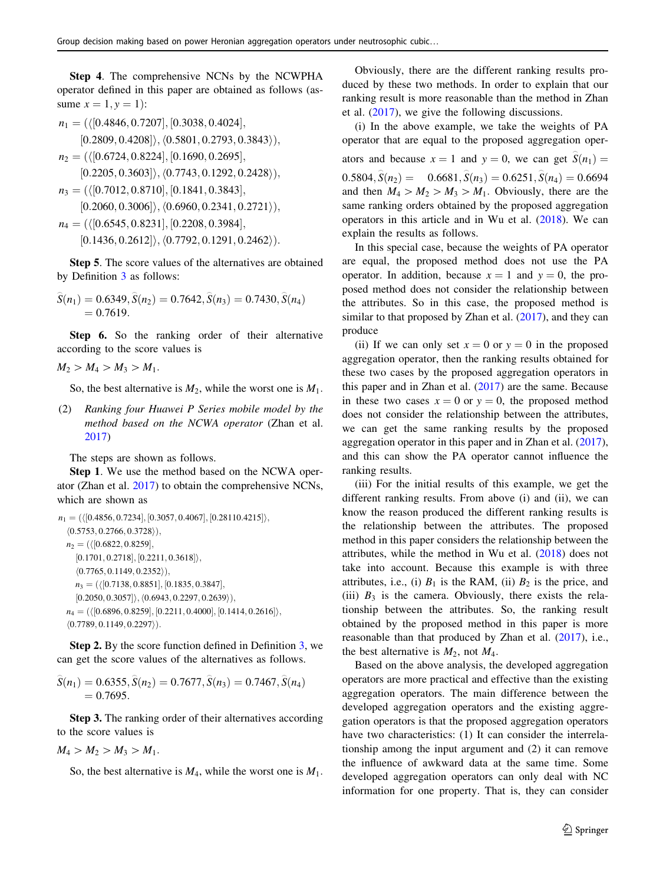**Step 4**. The comprehensive NCNs by the NCWPHA operator defined in this paper are obtained as follows (assume $x = 1, y = 1$):

$$n_1 = (\langle[0.4846, 0.7207], [0.3038, 0.4024], [0.2809, 0.4208]\rangle, \langle 0.5801, 0.2793, 0.3843\rangle),$$

$$n_2 = (\langle[0.6724, 0.8224], [0.1690, 0.2695], [0.2205, 0.3603]\rangle, \langle 0.7743, 0.1292, 0.2428\rangle),$$

$$n_3 = (\langle[0.7012, 0.8710], [0.1841, 0.3843], [0.2060, 0.3006]\rangle, \langle 0.6960, 0.2341, 0.2721\rangle),$$

$$n_4 = (\langle[0.6545, 0.8231], [0.2208, 0.3984], [0.1436, 0.2612]\rangle, \langle 0.7792, 0.1291, 0.2462\rangle).$$

**Step 5**. The score values of the alternatives are obtained by Definition 3 as follows:

$$\widehat{S}(n_1) = 0.6349, \widehat{S}(n_2) = 0.7642, \widehat{S}(n_3) = 0.7430, \widehat{S}(n_4) = 0.7619.$$

**Step 6.** So the ranking order of their alternative according to the score values is

$$M_2 > M_4 > M_3 > M_1.$$

So, the best alternative is $M_2$, while the worst one is $M_1$.

(2) *Ranking four Huawei P Series mobile model by the method based on the NCWA operator* (Zhan et al. 2017)

The steps are shown as follows.

**Step 1**. We use the method based on the NCWA operator (Zhan et al. 2017) to obtain the comprehensive NCNs, which are shown as

$$n_1 = (\langle[0.4856, 0.7234], [0.3057, 0.4067], [0.28110.4215]\rangle, \langle 0.5753, 0.2766, 0.3728\rangle),$$

$$n_2 = (\langle[0.6822, 0.8259], [0.1701, 0.2718], [0.2211, 0.3618]\rangle, \langle 0.7765, 0.1149, 0.2352\rangle),$$

$$n_3 = (\langle[0.7138, 0.8851], [0.1835, 0.3847], [0.2050, 0.3057]\rangle, \langle 0.6943, 0.2297, 0.2639\rangle),$$

$$n_4 = (\langle[0.6896, 0.8259], [0.2211, 0.4000], [0.1414, 0.2616]\rangle, \langle 0.7789, 0.1149, 0.2297\rangle).$$

**Step 2.** By the score function defined in Definition 3, we can get the score values of the alternatives as follows.

$$\widehat{S}(n_1) = 0.6355, \widehat{S}(n_2) = 0.7677, \widehat{S}(n_3) = 0.7467, \widehat{S}(n_4) = 0.7695.$$

**Step 3.** The ranking order of their alternatives according to the score values is

$$M_4 > M_2 > M_3 > M_1.$$

So, the best alternative is $M_4$, while the worst one is $M_1$.

Obviously, there are the different ranking results produced by these two methods. In order to explain that our ranking result is more reasonable than the method in Zhan et al. (2017), we give the following discussions.

(i) In the above example, we take the weights of PA operator that are equal to the proposed aggregation operators and because $x = 1$ and $y = 0$, we can get $\widehat{S}(n_1) = 0.5804, \widehat{S}(n_2) = 0.6681, \widehat{S}(n_3) = 0.6251, \widehat{S}(n_4) = 0.6694$ and then $M_4 > M_2 > M_3 > M_1$. Obviously, there are the same ranking orders obtained by the proposed aggregation operators in this article and in Wu et al. (2018). We can explain the results as follows.

In this special case, because the weights of PA operator are equal, the proposed method does not use the PA operator. In addition, because $x = 1$ and $y = 0$, the proposed method does not consider the relationship between the attributes. So in this case, the proposed method is similar to that proposed by Zhan et al. (2017), and they can produce

(ii) If we can only set $x = 0$ or $y = 0$ in the proposed aggregation operator, then the ranking results obtained for these two cases by the proposed aggregation operators in this paper and in Zhan et al. (2017) are the same. Because in these two cases $x = 0$ or $y = 0$, the proposed method does not consider the relationship between the attributes, we can get the same ranking results by the proposed aggregation operator in this paper and in Zhan et al. (2017), and this can show the PA operator cannot influence the ranking results.

(iii) For the initial results of this example, we get the different ranking results. From above (i) and (ii), we can know the reason produced the different ranking results is the relationship between the attributes. The proposed method in this paper considers the relationship between the attributes, while the method in Wu et al. (2018) does not take into account. Because this example is with three attributes, i.e., (i) $B_1$ is the RAM, (ii) $B_2$ is the price, and (iii) $B_3$ is the camera. Obviously, there exists the relationship between the attributes. So, the ranking result obtained by the proposed method in this paper is more reasonable than that produced by Zhan et al. (2017), i.e., the best alternative is $M_2$, not $M_4$.

Based on the above analysis, the developed aggregation operators are more practical and effective than the existing aggregation operators. The main difference between the developed aggregation operators and the existing aggregation operators is that the proposed aggregation operators have two characteristics: (1) It can consider the interrelationship among the input argument and (2) it can remove the influence of awkward data at the same time. Some developed aggregation operators can only deal with NC information for one property. That is, they can consider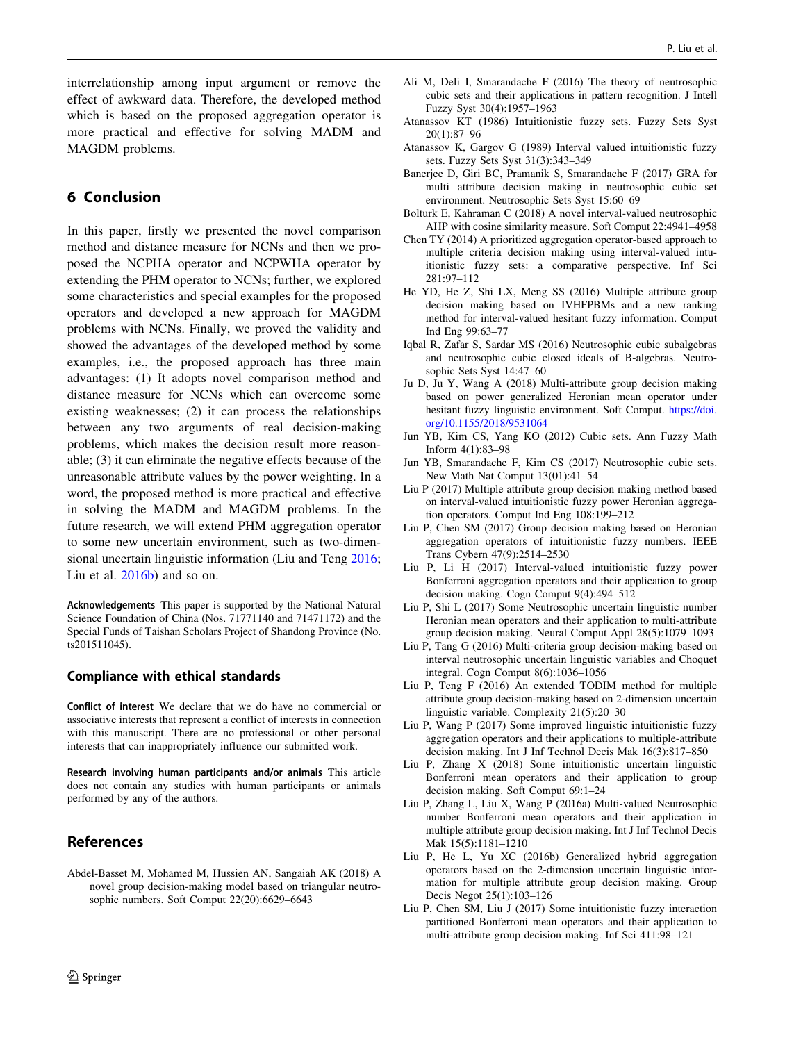interrelationship among input argument or remove the effect of awkward data. Therefore, the developed method which is based on the proposed aggregation operator is more practical and effective for solving MADM and MAGDM problems.

## 6 Conclusion

In this paper, firstly we presented the novel comparison method and distance measure for NCNs and then we proposed the NCPHA operator and NCPWHA operator by extending the PHM operator to NCNs; further, we explored some characteristics and special examples for the proposed operators and developed a new approach for MAGDM problems with NCNs. Finally, we proved the validity and showed the advantages of the developed method by some examples, i.e., the proposed approach has three main advantages: (1) It adopts novel comparison method and distance measure for NCNs which can overcome some existing weaknesses; (2) it can process the relationships between any two arguments of real decision-making problems, which makes the decision result more reasonable; (3) it can eliminate the negative effects because of the unreasonable attribute values by the power weighting. In a word, the proposed method is more practical and effective in solving the MADM and MAGDM problems. In the future research, we will extend PHM aggregation operator to some new uncertain environment, such as two-dimensional uncertain linguistic information (Liu and Teng 2016; Liu et al. 2016b) and so on.

**Acknowledgements** This paper is supported by the National Natural Science Foundation of China (Nos. 71771140 and 71471172) and the Special Funds of Taishan Scholars Project of Shandong Province (No. ts201511045).

### Compliance with ethical standards

**Conflict of interest** We declare that we do have no commercial or associative interests that represent a conflict of interests in connection with this manuscript. There are no professional or other personal interests that can inappropriately influence our submitted work.

**Research involving human participants and/or animals** This article does not contain any studies with human participants or animals performed by any of the authors.

## References

Abdel-Basset M, Mohamed M, Hussien AN, Sangaiah AK (2018) A novel group decision-making model based on triangular neutrosophic numbers. Soft Comput 22(20):6629–6643

Ali M, Deli I, Smarandache F (2016) The theory of neutrosophic cubic sets and their applications in pattern recognition. J Intell Fuzzy Syst 30(4):1957–1963

Atanassov KT (1986) Intuitionistic fuzzy sets. Fuzzy Sets Syst 20(1):87–96

Atanassov K, Gargov G (1989) Interval valued intuitionistic fuzzy sets. Fuzzy Sets Syst 31(3):343–349

Banerjee D, Giri BC, Pramanik S, Smarandache F (2017) GRA for multi attribute decision making in neutrosophic cubic set environment. Neutrosophic Sets Syst 15:60–69

Bolturk E, Kahraman C (2018) A novel interval-valued neutrosophic AHP with cosine similarity measure. Soft Comput 22:4941–4958

Chen TY (2014) A prioritized aggregation operator-based approach to multiple criteria decision making using interval-valued intuitionistic fuzzy sets: a comparative perspective. Inf Sci 281:97–112

He YD, He Z, Shi LX, Meng SS (2016) Multiple attribute group decision making based on IVHFPBMs and a new ranking method for interval-valued hesitant fuzzy information. Comput Ind Eng 99:63–77

Iqbal R, Zafar S, Sardar MS (2016) Neutrosophic cubic subalgebras and neutrosophic cubic closed ideals of B-algebras. Neutrosophic Sets Syst 14:47–60

Ju D, Ju Y, Wang A (2018) Multi-attribute group decision making based on power generalized Heronian mean operator under hesitant fuzzy linguistic environment. Soft Comput. https://doi.org/10.1155/2018/9531064

Jun YB, Kim CS, Yang KO (2012) Cubic sets. Ann Fuzzy Math Inform 4(1):83–98

Jun YB, Smarandache F, Kim CS (2017) Neutrosophic cubic sets. New Math Nat Comput 13(01):41–54

Liu P (2017) Multiple attribute group decision making method based on interval-valued intuitionistic fuzzy power Heronian aggregation operators. Comput Ind Eng 108:199–212

Liu P, Chen SM (2017) Group decision making based on Heronian aggregation operators of intuitionistic fuzzy numbers. IEEE Trans Cybern 47(9):2514–2530

Liu P, Li H (2017) Interval-valued intuitionistic fuzzy power Bonferroni aggregation operators and their application to group decision making. Cogn Comput 9(4):494–512

Liu P, Shi L (2017) Some Neutrosophic uncertain linguistic number Heronian mean operators and their application to multi-attribute group decision making. Neural Comput Appl 28(5):1079–1093

Liu P, Tang G (2016) Multi-criteria group decision-making based on interval neutrosophic uncertain linguistic variables and Choquet integral. Cogn Comput 8(6):1036–1056

Liu P, Teng F (2016) An extended TODIM method for multiple attribute group decision-making based on 2-dimension uncertain linguistic variable. Complexity 21(5):20–30

Liu P, Wang P (2017) Some improved linguistic intuitionistic fuzzy aggregation operators and their applications to multiple-attribute decision making. Int J Inf Technol Decis Mak 16(3):817–850

Liu P, Zhang X (2018) Some intuitionistic uncertain linguistic Bonferroni mean operators and their application to group decision making. Soft Comput 69:1–24

Liu P, Zhang L, Liu X, Wang P (2016a) Multi-valued Neutrosophic number Bonferroni mean operators and their application in multiple attribute group decision making. Int J Inf Technol Decis Mak 15(5):1181–1210

Liu P, He L, Yu XC (2016b) Generalized hybrid aggregation operators based on the 2-dimension uncertain linguistic information for multiple attribute group decision making. Group Decis Negot 25(1):103–126

Liu P, Chen SM, Liu J (2017) Some intuitionistic fuzzy interaction partitioned Bonferroni mean operators and their application to multi-attribute group decision making. Inf Sci 411:98–121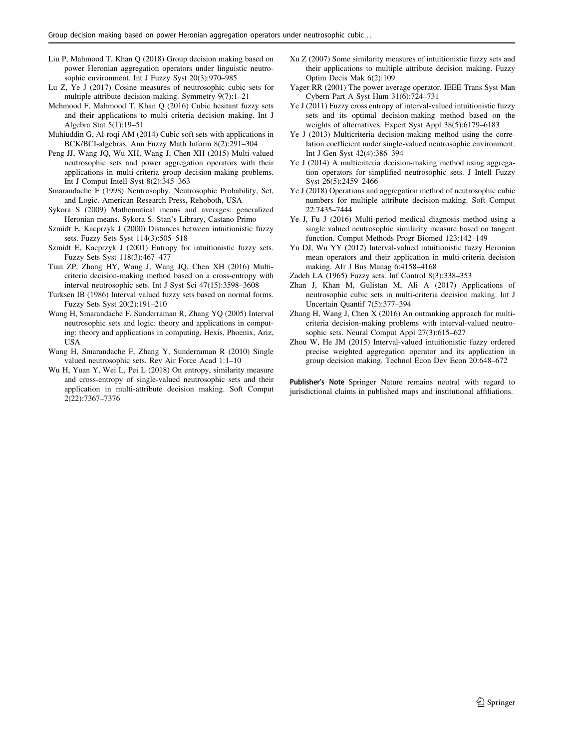Liu P, Mahmood T, Khan Q (2018) Group decision making based on power Heronian aggregation operators under linguistic neutrosophic environment. Int J Fuzzy Syst 20(3):970–985

Lu Z, Ye J (2017) Cosine measures of neutrosophic cubic sets for multiple attribute decision-making. Symmetry 9(7):1–21

Mehmood F, Mahmood T, Khan Q (2016) Cubic hesitant fuzzy sets and their applications to multi criteria decision making. Int J Algebra Stat 5(1):19–51

Muhiuddin G, Al-roqi AM (2014) Cubic soft sets with applications in BCK/BCI-algebras. Ann Fuzzy Math Inform 8(2):291–304

Peng JJ, Wang JQ, Wu XH, Wang J, Chen XH (2015) Multi-valued neutrosophic sets and power aggregation operators with their applications in multi-criteria group decision-making problems. Int J Comput Intell Syst 8(2):345–363

Smarandache F (1998) Neutrosophy. Neutrosophic Probability, Set, and Logic. American Research Press, Rehoboth, USA

Sykora S (2009) Mathematical means and averages: generalized Heronian means. Sykora S. Stan's Library, Castano Primo

Szmidt E, Kacprzyk J (2000) Distances between intuitionistic fuzzy sets. Fuzzy Sets Syst 114(3):505–518

Szmidt E, Kacprzyk J (2001) Entropy for intuitionistic fuzzy sets. Fuzzy Sets Syst 118(3):467–477

Tian ZP, Zhang HY, Wang J, Wang JQ, Chen XH (2016) Multi-criteria decision-making method based on a cross-entropy with interval neutrosophic sets. Int J Syst Sci 47(15):3598–3608

Turksen IB (1986) Interval valued fuzzy sets based on normal forms. Fuzzy Sets Syst 20(2):191–210

Wang H, Smarandache F, Sunderraman R, Zhang YQ (2005) Interval neutrosophic sets and logic: theory and applications in computing: theory and applications in computing, Hexis, Phoenix, Ariz, USA

Wang H, Smarandache F, Zhang Y, Sunderraman R (2010) Single valued neutrosophic sets. Rev Air Force Acad 1:1–10

Wu H, Yuan Y, Wei L, Pei L (2018) On entropy, similarity measure and cross-entropy of single-valued neutrosophic sets and their application in multi-attribute decision making. Soft Comput 2(22):7367–7376

Xu Z (2007) Some similarity measures of intuitionistic fuzzy sets and their applications to multiple attribute decision making. Fuzzy Optim Decis Mak 6(2):109

Yager RR (2001) The power average operator. IEEE Trans Syst Man Cybern Part A Syst Hum 31(6):724–731

Ye J (2011) Fuzzy cross entropy of interval-valued intuitionistic fuzzy sets and its optimal decision-making method based on the weights of alternatives. Expert Syst Appl 38(5):6179–6183

Ye J (2013) Multicriteria decision-making method using the correlation coefficient under single-valued neutrosophic environment. Int J Gen Syst 42(4):386–394

Ye J (2014) A multicriteria decision-making method using aggregation operators for simplified neutrosophic sets. J Intell Fuzzy Syst 26(5):2459–2466

Ye J (2018) Operations and aggregation method of neutrosophic cubic numbers for multiple attribute decision-making. Soft Comput 22:7435–7444

Ye J, Fu J (2016) Multi-period medical diagnosis method using a single valued neutrosophic similarity measure based on tangent function. Comput Methods Progr Biomed 123:142–149

Yu DJ, Wu YY (2012) Interval-valued intuitionistic fuzzy Heronian mean operators and their application in multi-criteria decision making. Afr J Bus Manag 6:4158–4168

Zadeh LA (1965) Fuzzy sets. Inf Control 8(3):338–353

Zhan J, Khan M, Gulistan M, Ali A (2017) Applications of neutrosophic cubic sets in multi-criteria decision making. Int J Uncertain Quantif 7(5):377–394

Zhang H, Wang J, Chen X (2016) An outranking approach for multi-criteria decision-making problems with interval-valued neutrosophic sets. Neural Comput Appl 27(3):615–627

Zhou W, He JM (2015) Interval-valued intuitionistic fuzzy ordered precise weighted aggregation operator and its application in group decision making. Technol Econ Dev Econ 20:648–672

**Publisher's Note** Springer Nature remains neutral with regard to jurisdictional claims in published maps and institutional affiliations.